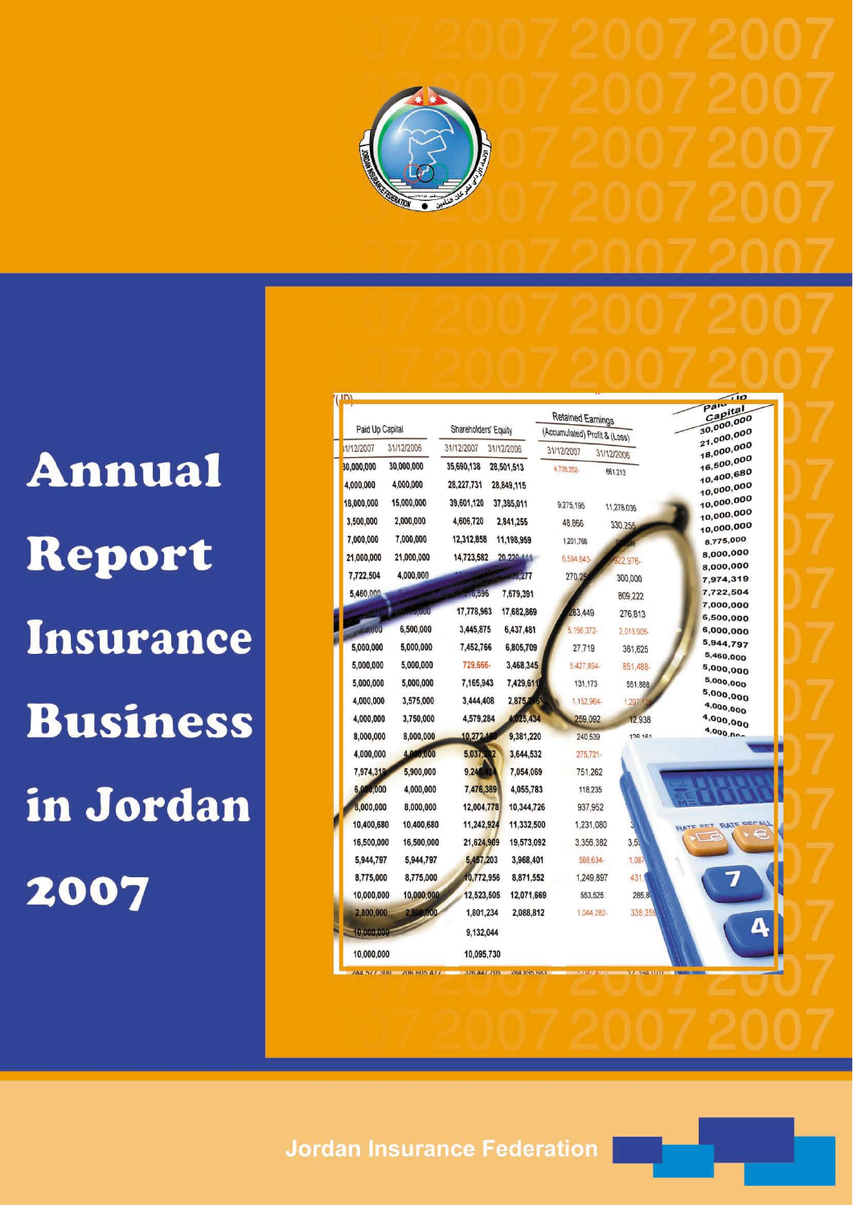# Annual Report Insurance Business in Jordan 2007

Jordan Insurance Federation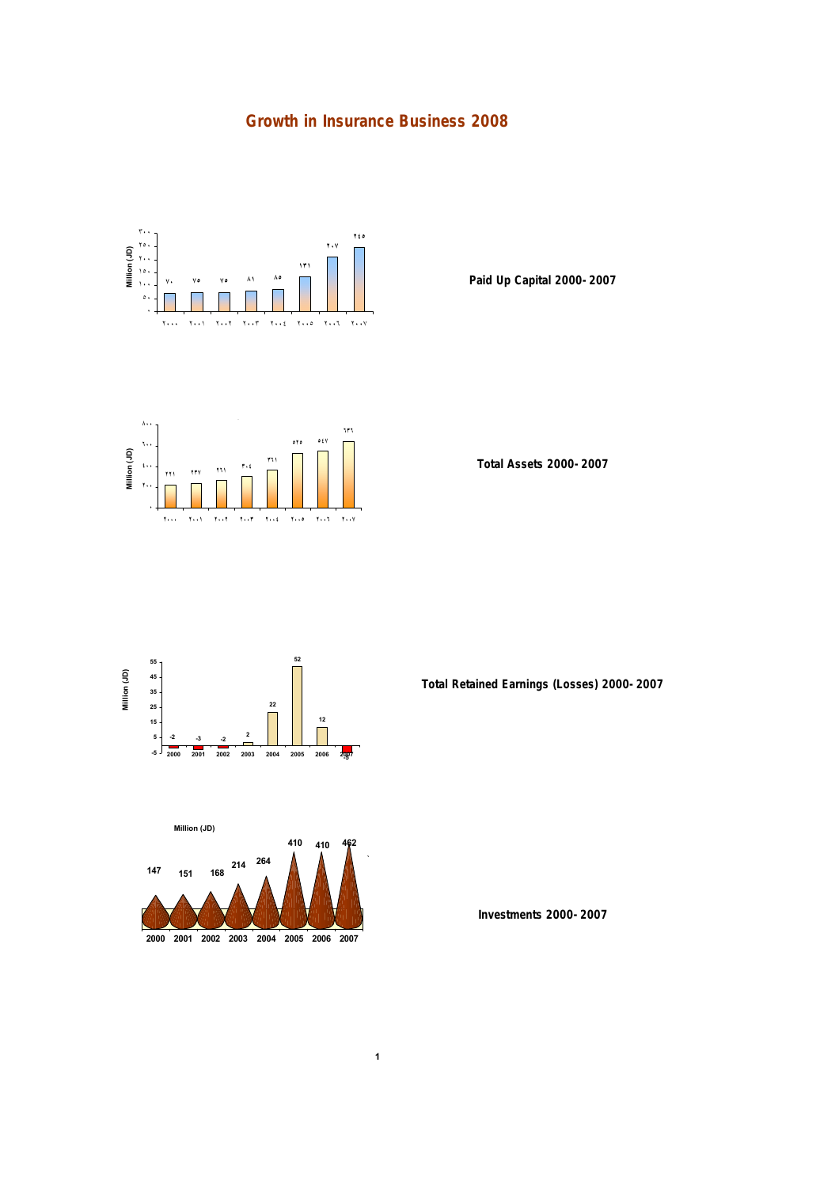# Growth in Insurance Business 2008

Million (JD)

| ٢٠٠٠ | ٢٠٠١ | ٢٠٠٢ | ٢٠٠٣ | ٢٠٠٤ | ٢٠٠٥ | ٢٠٠٦ | ٢٠٠٧ |
|---|---|---|---|---|---|---|---|
| ٧٠ | ٧٥ | ٧٥ | ٨١ | ٨٥ | ١٣١ | ٢٠٧ | ٢٤٥ |

**Paid Up Capital 2000- 2007**

Million (JD)

| ٢٠٠٠ | ٢٠٠١ | ٢٠٠٢ | ٢٠٠٣ | ٢٠٠٤ | ٢٠٠٥ | ٢٠٠٦ | ٢٠٠٧ |
|---|---|---|---|---|---|---|---|
| ٢٢١ | ٢٣٧ | ٢٦١ | ٣٠٤ | ٣٦١ | ٥٢٥ | ٥٤٧ | ٦٣٦ |

**Total Assets 2000- 2007**

Million (JD)

| 2000 | 2001 | 2002 | 2003 | 2004 | 2005 | 2006 | 2007 |
|---|---|---|---|---|---|---|---|
| -2 | -3 | -2 | 2 | 22 | 52 | 12 | -5 |

**Total Retained Earnings (Losses) 2000- 2007**

Million (JD)

| 2000 | 2001 | 2002 | 2003 | 2004 | 2005 | 2006 | 2007 |
|---|---|---|---|---|---|---|---|
| 147 | 151 | 168 | 214 | 264 | 410 | 410 | 462 |

**Investments 2000- 2007**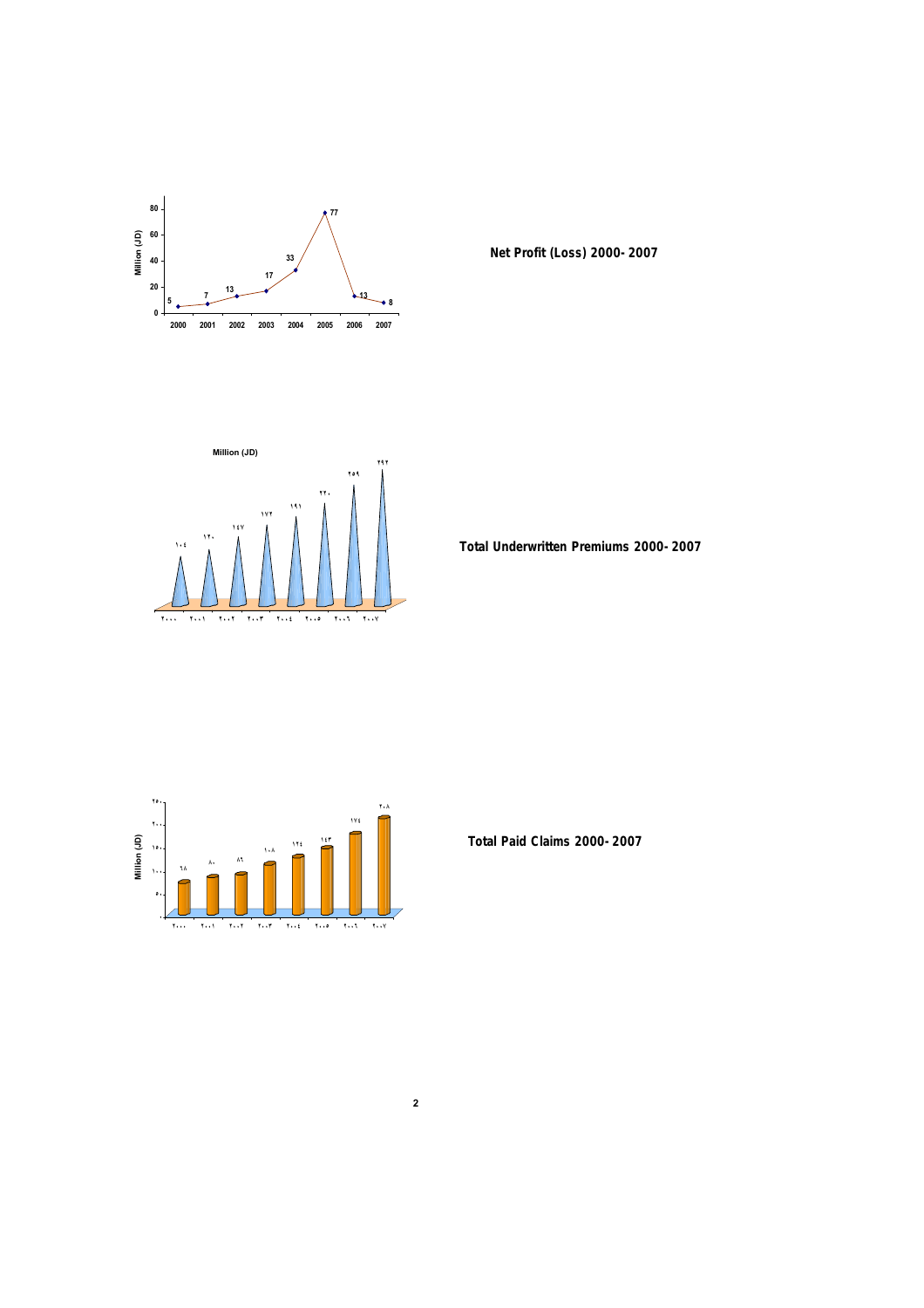**Net Profit (Loss) 2000- 2007**

| Year | 2000 | 2001 | 2002 | 2003 | 2004 | 2005 | 2006 | 2007 |
|---|---|---|---|---|---|---|---|---|
| Million (JD) | 5 | 7 | 13 | 17 | 33 | 77 | 13 | 8 |

**Total Underwritten Premiums 2000- 2007**

| Year | ٢٠٠٠ | ٢٠٠١ | ٢٠٠٢ | ٢٠٠٣ | ٢٠٠٤ | ٢٠٠٥ | ٢٠٠٦ | ٢٠٠٧ |
|---|---|---|---|---|---|---|---|---|
| Million (JD) | ١٠٤ | ١٢٠ | ١٤٧ | ١٧٢ | ١٩١ | ٢٢٠ | ٢٥٩ | ٢٩٢ |

**Total Paid Claims 2000- 2007**

| Year | ٢٠٠٠ | ٢٠٠١ | ٢٠٠٢ | ٢٠٠٣ | ٢٠٠٤ | ٢٠٠٥ | ٢٠٠٦ | ٢٠٠٧ |
|---|---|---|---|---|---|---|---|---|
| Million (JD) | ٦٨ | ٨٠ | ٨٦ | ١٠٨ | ١٢٤ | ١٤٣ | ١٧٤ | ٢٠٨ |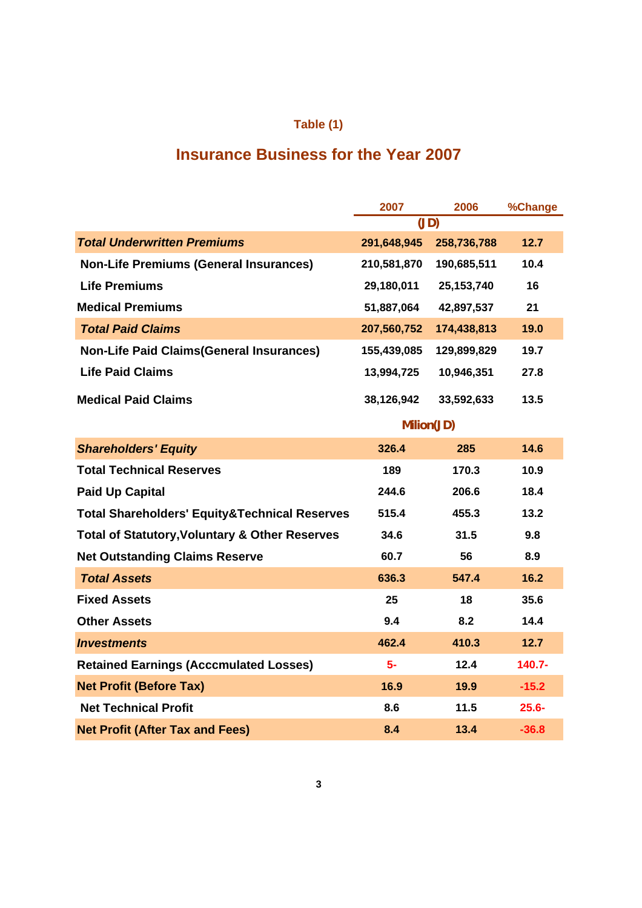Table (1)

## Insurance Business for the Year 2007

| | 2007 | 2006 | %Change |
|---|---|---|---|
| | (JD) | | |
| ***Total Underwritten Premiums*** | **291,648,945** | **258,736,788** | **12.7** |
| **Non-Life Premiums (General Insurances)** | **210,581,870** | **190,685,511** | **10.4** |
| **Life Premiums** | **29,180,011** | **25,153,740** | **16** |
| **Medical Premiums** | **51,887,064** | **42,897,537** | **21** |
| ***Total Paid Claims*** | **207,560,752** | **174,438,813** | **19.0** |
| **Non-Life Paid Claims(General Insurances)** | **155,439,085** | **129,899,829** | **19.7** |
| **Life Paid Claims** | **13,994,725** | **10,946,351** | **27.8** |
| **Medical Paid Claims** | **38,126,942** | **33,592,633** | **13.5** |
| | Milion(JD) | | |
| ***Shareholders' Equity*** | **326.4** | **285** | **14.6** |
| **Total Technical Reserves** | **189** | **170.3** | **10.9** |
| **Paid Up Capital** | **244.6** | **206.6** | **18.4** |
| **Total Shareholders' Equity&Technical Reserves** | **515.4** | **455.3** | **13.2** |
| **Total of Statutory,Voluntary & Other Reserves** | **34.6** | **31.5** | **9.8** |
| **Net Outstanding Claims Reserve** | **60.7** | **56** | **8.9** |
| ***Total Assets*** | **636.3** | **547.4** | **16.2** |
| **Fixed Assets** | **25** | **18** | **35.6** |
| **Other Assets** | **9.4** | **8.2** | **14.4** |
| ***Investments*** | **462.4** | **410.3** | **12.7** |
| **Retained Earnings (Acccmulated Losses)** | **5-** | **12.4** | **140.7-** |
| **Net Profit (Before Tax)** | **16.9** | **19.9** | **-15.2** |
| **Net Technical Profit** | **8.6** | **11.5** | **25.6-** |
| **Net Profit (After Tax and Fees)** | **8.4** | **13.4** | **-36.8** |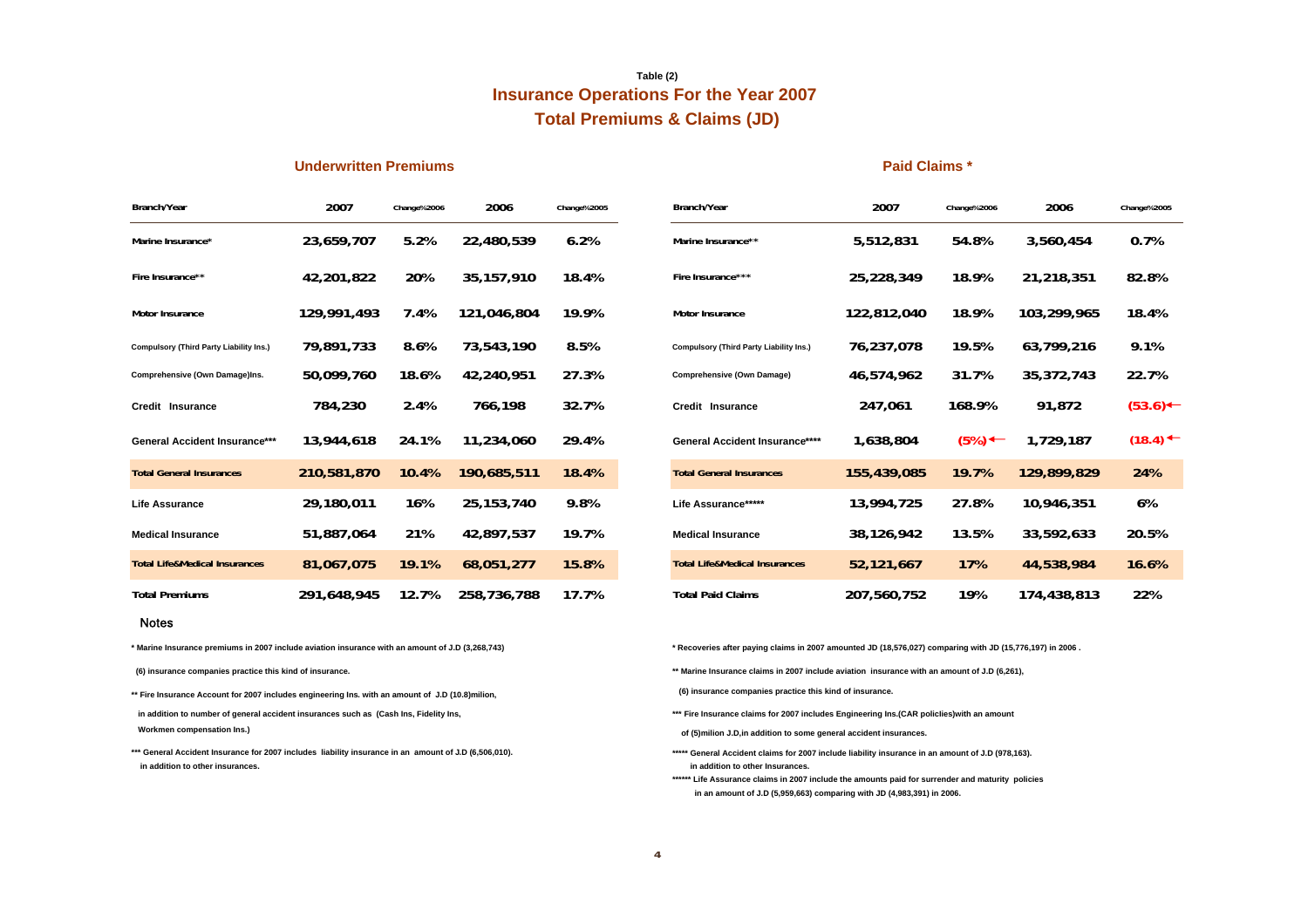Table (2)

## Insurance Operations For the Year 2007

## Total Premiums & Claims (JD)

### Underwritten Premiums

| Branch/Year | 2007 | Change%2006 | 2006 | Change%2005 |
|---|---|---|---|---|
| Marine Insurance* | 23,659,707 | 5.2% | 22,480,539 | 6.2% |
| Fire Insurance** | 42,201,822 | 20% | 35,157,910 | 18.4% |
| Motor Insurance | 129,991,493 | 7.4% | 121,046,804 | 19.9% |
| Compulsory (Third Party Liability Ins.) | 79,891,733 | 8.6% | 73,543,190 | 8.5% |
| Comprehensive (Own Damage)Ins. | 50,099,760 | 18.6% | 42,240,951 | 27.3% |
| Credit Insurance | 784,230 | 2.4% | 766,198 | 32.7% |
| General Accident Insurance*** | 13,944,618 | 24.1% | 11,234,060 | 29.4% |
| Total General Insurances | 210,581,870 | 10.4% | 190,685,511 | 18.4% |
| Life Assurance | 29,180,011 | 16% | 25,153,740 | 9.8% |
| Medical Insurance | 51,887,064 | 21% | 42,897,537 | 19.7% |
| Total Life&Medical Insurances | 81,067,075 | 19.1% | 68,051,277 | 15.8% |
| Total Premiums | 291,648,945 | 12.7% | 258,736,788 | 17.7% |

Notes

* Marine Insurance premiums in 2007 include aviation insurance with an amount of J.D (3,268,743)

(6) insurance companies practice this kind of insurance.

** Fire Insurance Account for 2007 includes engineering Ins. with an amount of J.D (10.8)milion,

in addition to number of general accident insurances such as (Cash Ins, Fidelity Ins, Workmen compensation Ins.)

*** General Accident Insurance for 2007 includes liability insurance in an amount of J.D (6,506,010). in addition to other insurances.

### Paid Claims *

| Branch/Year | 2007 | Change%2006 | 2006 | Change%2005 |
|---|---|---|---|---|
| Marine Insurance** | 5,512,831 | 54.8% | 3,560,454 | 0.7% |
| Fire Insurance*** | 25,228,349 | 18.9% | 21,218,351 | 82.8% |
| Motor Insurance | 122,812,040 | 18.9% | 103,299,965 | 18.4% |
| Compulsory (Third Party Liability Ins.) | 76,237,078 | 19.5% | 63,799,216 | 9.1% |
| Comprehensive (Own Damage) | 46,574,962 | 31.7% | 35,372,743 | 22.7% |
| Credit Insurance | 247,061 | 168.9% | 91,872 | (53.6)← |
| General Accident Insurance**** | 1,638,804 | (5%)← | 1,729,187 | (18.4)← |
| Total General Insurances | 155,439,085 | 19.7% | 129,899,829 | 24% |
| Life Assurance***** | 13,994,725 | 27.8% | 10,946,351 | 6% |
| Medical Insurance | 38,126,942 | 13.5% | 33,592,633 | 20.5% |
| Total Life&Medical Insurances | 52,121,667 | 17% | 44,538,984 | 16.6% |
| Total Paid Claims | 207,560,752 | 19% | 174,438,813 | 22% |

* Recoveries after paying claims in 2007 amounted JD (18,576,027) comparing with JD (15,776,197) in 2006 .

** Marine Insurance claims in 2007 include aviation insurance with an amount of J.D (6,261),

(6) insurance companies practice this kind of insurance.

*** Fire Insurance claims for 2007 includes Engineering Ins.(CAR policlies)with an amount

of (5)milion J.D,in addition to some general accident insurances.

***** General Accident claims for 2007 include liability insurance in an amount of J.D (978,163). in addition to other Insurances.

****** Life Assurance claims in 2007 include the amounts paid for surrender and maturity policies in an amount of J.D (5,959,663) comparing with JD (4,983,391) in 2006.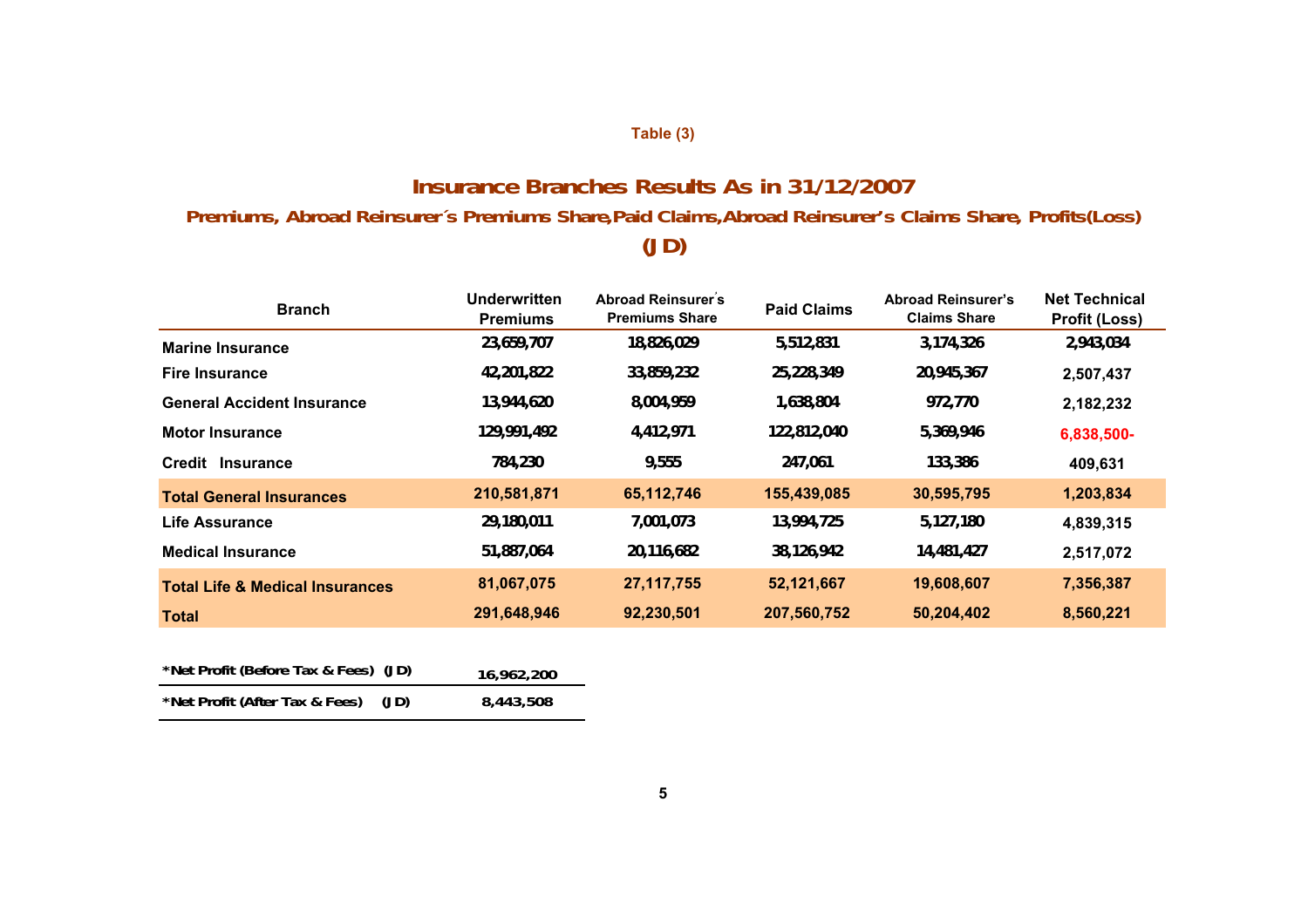Table (3)

## Insurance Branches Results As in 31/12/2007

### Premiums, Abroad Reinsurer´s Premiums Share,Paid Claims,Abroad Reinsurer's Claims Share, Profits(Loss)

### (JD)

| Branch | Underwritten Premiums | Abroad Reinsurer´s Premiums Share | Paid Claims | Abroad Reinsurer's Claims Share | Net Technical Profit (Loss) |
|---|---|---|---|---|---|
| Marine Insurance | 23,659,707 | 18,826,029 | 5,512,831 | 3,174,326 | 2,943,034 |
| Fire Insurance | 42,201,822 | 33,859,232 | 25,228,349 | 20,945,367 | 2,507,437 |
| General Accident Insurance | 13,944,620 | 8,004,959 | 1,638,804 | 972,770 | 2,182,232 |
| Motor Insurance | 129,991,492 | 4,412,971 | 122,812,040 | 5,369,946 | 6,838,500- |
| Credit Insurance | 784,230 | 9,555 | 247,061 | 133,386 | 409,631 |
| **Total General Insurances** | **210,581,871** | **65,112,746** | **155,439,085** | **30,595,795** | **1,203,834** |
| Life Assurance | 29,180,011 | 7,001,073 | 13,994,725 | 5,127,180 | 4,839,315 |
| Medical Insurance | 51,887,064 | 20,116,682 | 38,126,942 | 14,481,427 | 2,517,072 |
| **Total Life & Medical Insurances** | **81,067,075** | **27,117,755** | **52,121,667** | **19,608,607** | **7,356,387** |
| **Total** | **291,648,946** | **92,230,501** | **207,560,752** | **50,204,402** | **8,560,221** |

| | |
|---|---|
| *Net Profit (Before Tax & Fees) (JD) | 16,962,200 |
| *Net Profit (After Tax & Fees) (JD) | 8,443,508 |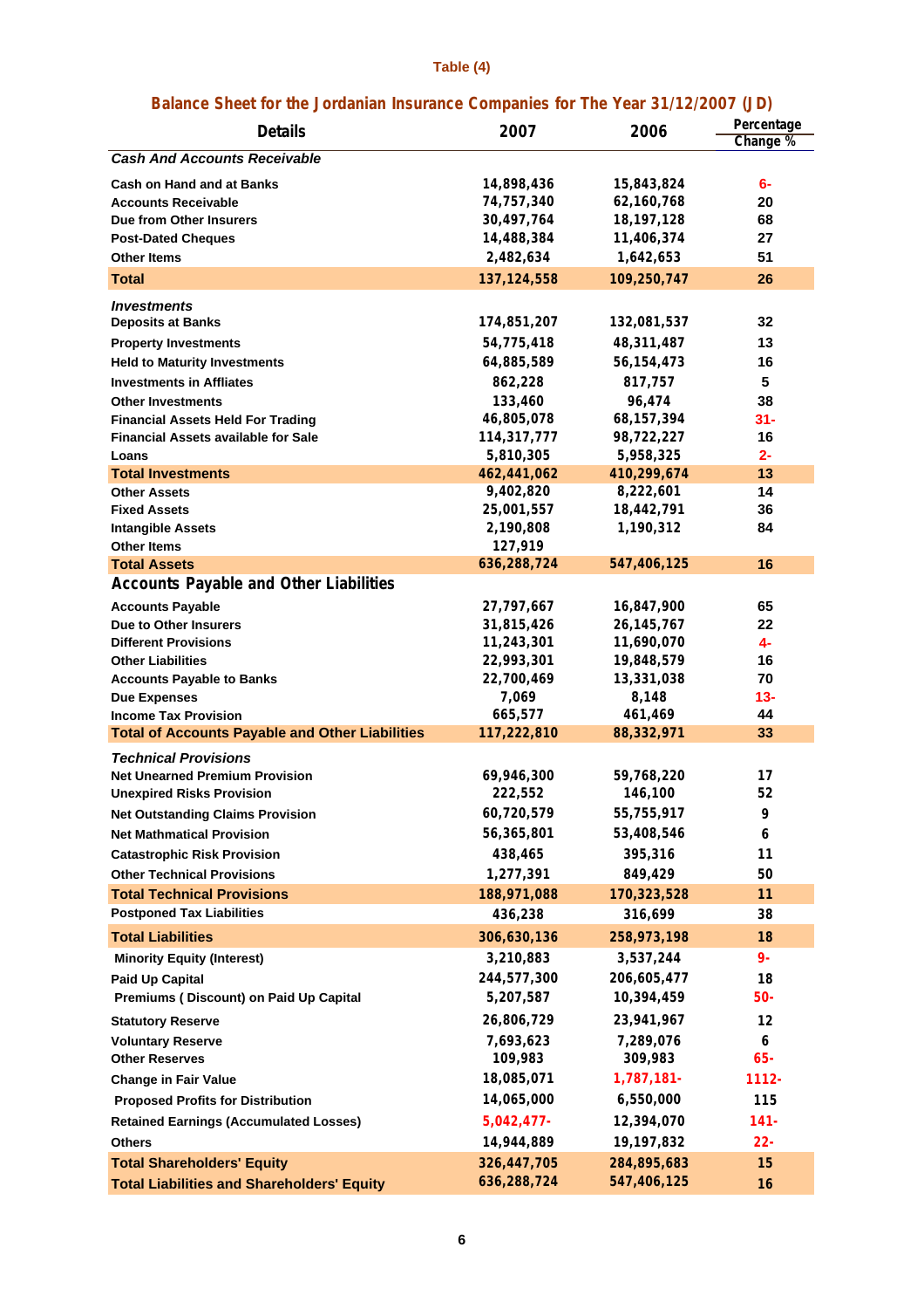**Table (4)**

## Balance Sheet for the Jordanian Insurance Companies for The Year 31/12/2007 (JD)

| Details | 2007 | 2006 | Percentage Change % |
|---|---|---|---|
| ***Cash And Accounts Receivable*** | | | |
| Cash on Hand and at Banks | 14,898,436 | 15,843,824 | 6- |
| Accounts Receivable | 74,757,340 | 62,160,768 | 20 |
| Due from Other Insurers | 30,497,764 | 18,197,128 | 68 |
| Post-Dated Cheques | 14,488,384 | 11,406,374 | 27 |
| Other Items | 2,482,634 | 1,642,653 | 51 |
| **Total** | **137,124,558** | **109,250,747** | **26** |
| ***Investments*** | | | |
| Deposits at Banks | 174,851,207 | 132,081,537 | 32 |
| Property Investments | 54,775,418 | 48,311,487 | 13 |
| Held to Maturity Investments | 64,885,589 | 56,154,473 | 16 |
| Investments in Affliates | 862,228 | 817,757 | 5 |
| Other Investments | 133,460 | 96,474 | 38 |
| Financial Assets Held For Trading | 46,805,078 | 68,157,394 | 31- |
| Financial Assets available for Sale | 114,317,777 | 98,722,227 | 16 |
| Loans | 5,810,305 | 5,958,325 | 2- |
| **Total Investments** | **462,441,062** | **410,299,674** | **13** |
| Other Assets | 9,402,820 | 8,222,601 | 14 |
| Fixed Assets | 25,001,557 | 18,442,791 | 36 |
| Intangible Assets | 2,190,808 | 1,190,312 | 84 |
| Other Items | 127,919 | | |
| **Total Assets** | **636,288,724** | **547,406,125** | **16** |
| **Accounts Payable and Other Liabilities** | | | |
| Accounts Payable | 27,797,667 | 16,847,900 | 65 |
| Due to Other Insurers | 31,815,426 | 26,145,767 | 22 |
| Different Provisions | 11,243,301 | 11,690,070 | 4- |
| Other Liabilities | 22,993,301 | 19,848,579 | 16 |
| Accounts Payable to Banks | 22,700,469 | 13,331,038 | 70 |
| Due Expenses | 7,069 | 8,148 | 13- |
| Income Tax Provision | 665,577 | 461,469 | 44 |
| **Total of Accounts Payable and Other Liabilities** | **117,222,810** | **88,332,971** | **33** |
| ***Technical Provisions*** | | | |
| Net Unearned Premium Provision | 69,946,300 | 59,768,220 | 17 |
| Unexpired Risks Provision | 222,552 | 146,100 | 52 |
| Net Outstanding Claims Provision | 60,720,579 | 55,755,917 | 9 |
| Net Mathmatical Provision | 56,365,801 | 53,408,546 | 6 |
| Catastrophic Risk Provision | 438,465 | 395,316 | 11 |
| Other Technical Provisions | 1,277,391 | 849,429 | 50 |
| **Total Technical Provisions** | **188,971,088** | **170,323,528** | **11** |
| Postponed Tax Liabilities | 436,238 | 316,699 | 38 |
| **Total Liabilities** | **306,630,136** | **258,973,198** | **18** |
| Minority Equity (Interest) | 3,210,883 | 3,537,244 | 9- |
| Paid Up Capital | 244,577,300 | 206,605,477 | 18 |
| Premiums ( Discount) on Paid Up Capital | 5,207,587 | 10,394,459 | 50- |
| Statutory Reserve | 26,806,729 | 23,941,967 | 12 |
| Voluntary Reserve | 7,693,623 | 7,289,076 | 6 |
| Other Reserves | 109,983 | 309,983 | 65- |
| Change in Fair Value | 18,085,071 | 1,787,181- | 1112- |
| Proposed Profits for Distribution | 14,065,000 | 6,550,000 | 115 |
| Retained Earnings (Accumulated Losses) | 5,042,477- | 12,394,070 | 141- |
| Others | 14,944,889 | 19,197,832 | 22- |
| **Total Shareholders' Equity** | **326,447,705** | **284,895,683** | **15** |
| **Total Liabilities and Shareholders' Equity** | **636,288,724** | **547,406,125** | **16** |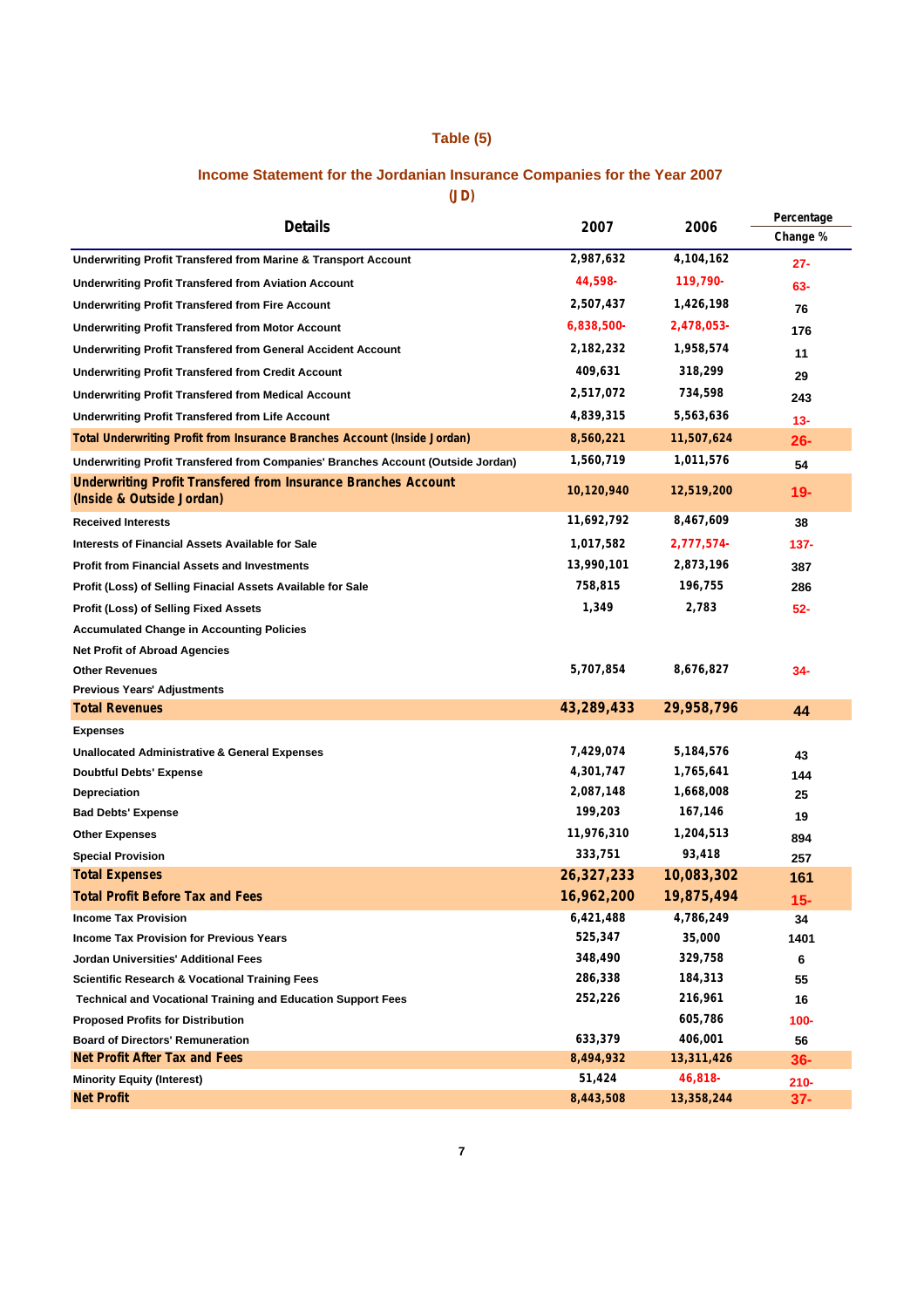# Table (5)

## Income Statement for the Jordanian Insurance Companies for the Year 2007

**(JD)**

| Details | 2007 | 2006 | Percentage Change % |
|---|---|---|---|
| Underwriting Profit Transfered from Marine & Transport Account | 2,987,632 | 4,104,162 | 27- |
| Underwriting Profit Transfered from Aviation Account | 44,598- | 119,790- | 63- |
| Underwriting Profit Transfered from Fire Account | 2,507,437 | 1,426,198 | 76 |
| Underwriting Profit Transfered from Motor Account | 6,838,500- | 2,478,053- | 176 |
| Underwriting Profit Transfered from General Accident Account | 2,182,232 | 1,958,574 | 11 |
| Underwriting Profit Transfered from Credit Account | 409,631 | 318,299 | 29 |
| Underwriting Profit Transfered from Medical Account | 2,517,072 | 734,598 | 243 |
| Underwriting Profit Transfered from Life Account | 4,839,315 | 5,563,636 | 13- |
| **Total Underwriting Profit from Insurance Branches Account (Inside Jordan)** | **8,560,221** | **11,507,624** | **26-** |
| Underwriting Profit Transfered from Companies' Branches Account (Outside Jordan) | 1,560,719 | 1,011,576 | 54 |
| **Underwriting Profit Transfered from Insurance Branches Account (Inside & Outside Jordan)** | **10,120,940** | **12,519,200** | **19-** |
| Received Interests | 11,692,792 | 8,467,609 | 38 |
| Interests of Financial Assets Available for Sale | 1,017,582 | 2,777,574- | 137- |
| Profit from Financial Assets and Investments | 13,990,101 | 2,873,196 | 387 |
| Profit (Loss) of Selling Finacial Assets Available for Sale | 758,815 | 196,755 | 286 |
| Profit (Loss) of Selling Fixed Assets | 1,349 | 2,783 | 52- |
| Accumulated Change in Accounting Policies | | | |
| Net Profit of Abroad Agencies | | | |
| Other Revenues | 5,707,854 | 8,676,827 | 34- |
| Previous Years' Adjustments | | | |
| **Total Revenues** | **43,289,433** | **29,958,796** | **44** |
| Expenses | | | |
| Unallocated Administrative & General Expenses | 7,429,074 | 5,184,576 | 43 |
| Doubtful Debts' Expense | 4,301,747 | 1,765,641 | 144 |
| Depreciation | 2,087,148 | 1,668,008 | 25 |
| Bad Debts' Expense | 199,203 | 167,146 | 19 |
| Other Expenses | 11,976,310 | 1,204,513 | 894 |
| Special Provision | 333,751 | 93,418 | 257 |
| **Total Expenses** | **26,327,233** | **10,083,302** | **161** |
| **Total Profit Before Tax and Fees** | **16,962,200** | **19,875,494** | **15-** |
| Income Tax Provision | 6,421,488 | 4,786,249 | 34 |
| Income Tax Provision for Previous Years | 525,347 | 35,000 | 1401 |
| Jordan Universities' Additional Fees | 348,490 | 329,758 | 6 |
| Scientific Research & Vocational Training Fees | 286,338 | 184,313 | 55 |
| Technical and Vocational Training and Education Support Fees | 252,226 | 216,961 | 16 |
| Proposed Profits for Distribution | | 605,786 | 100- |
| Board of Directors' Remuneration | 633,379 | 406,001 | 56 |
| **Net Profit After Tax and Fees** | **8,494,932** | **13,311,426** | **36-** |
| Minority Equity (Interest) | 51,424 | 46,818- | 210- |
| **Net Profit** | **8,443,508** | **13,358,244** | **37-** |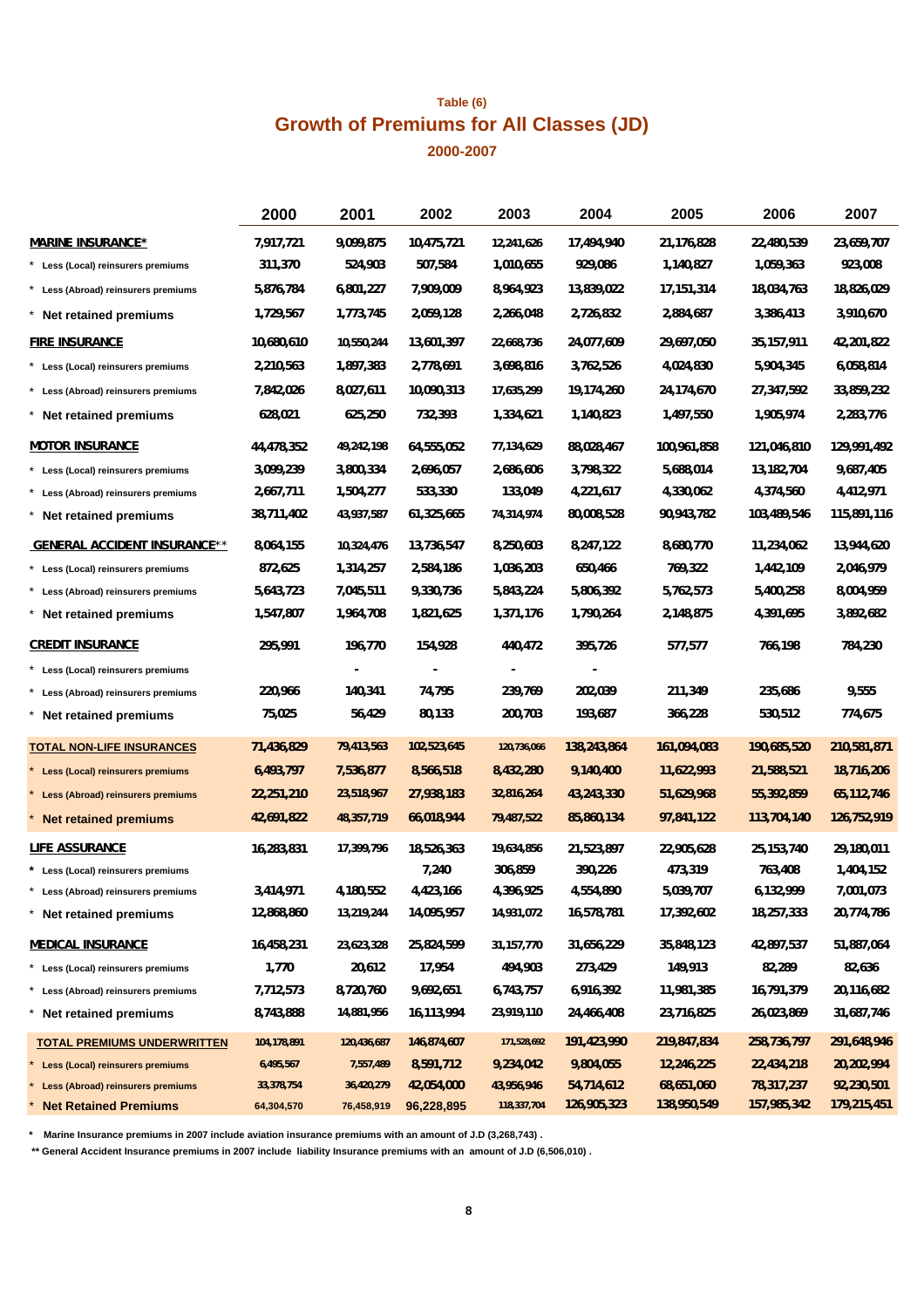### Table (6)

## Growth of Premiums for All Classes (JD)

### 2000-2007

| | 2000 | 2001 | 2002 | 2003 | 2004 | 2005 | 2006 | 2007 |
|---|---|---|---|---|---|---|---|---|
| **MARINE INSURANCE*** | 7,917,721 | 9,099,875 | 10,475,721 | 12,241,626 | 17,494,940 | 21,176,828 | 22,480,539 | 23,659,707 |
| * Less (Local) reinsurers premiums | 311,370 | 524,903 | 507,584 | 1,010,655 | 929,086 | 1,140,827 | 1,059,363 | 923,008 |
| * Less (Abroad) reinsurers premiums | 5,876,784 | 6,801,227 | 7,909,009 | 8,964,923 | 13,839,022 | 17,151,314 | 18,034,763 | 18,826,029 |
| * Net retained premiums | 1,729,567 | 1,773,745 | 2,059,128 | 2,266,048 | 2,726,832 | 2,884,687 | 3,386,413 | 3,910,670 |
| **FIRE INSURANCE** | 10,680,610 | 10,550,244 | 13,601,397 | 22,668,736 | 24,077,609 | 29,697,050 | 35,157,911 | 42,201,822 |
| * Less (Local) reinsurers premiums | 2,210,563 | 1,897,383 | 2,778,691 | 3,698,816 | 3,762,526 | 4,024,830 | 5,904,345 | 6,058,814 |
| * Less (Abroad) reinsurers premiums | 7,842,026 | 8,027,611 | 10,090,313 | 17,635,299 | 19,174,260 | 24,174,670 | 27,347,592 | 33,859,232 |
| * Net retained premiums | 628,021 | 625,250 | 732,393 | 1,334,621 | 1,140,823 | 1,497,550 | 1,905,974 | 2,283,776 |
| **MOTOR INSURANCE** | 44,478,352 | 49,242,198 | 64,555,052 | 77,134,629 | 88,028,467 | 100,961,858 | 121,046,810 | 129,991,492 |
| * Less (Local) reinsurers premiums | 3,099,239 | 3,800,334 | 2,696,057 | 2,686,606 | 3,798,322 | 5,688,014 | 13,182,704 | 9,687,405 |
| * Less (Abroad) reinsurers premiums | 2,667,711 | 1,504,277 | 533,330 | 133,049 | 4,221,617 | 4,330,062 | 4,374,560 | 4,412,971 |
| * Net retained premiums | 38,711,402 | 43,937,587 | 61,325,665 | 74,314,974 | 80,008,528 | 90,943,782 | 103,489,546 | 115,891,116 |
| **GENERAL ACCIDENT INSURANCE**** | 8,064,155 | 10,324,476 | 13,736,547 | 8,250,603 | 8,247,122 | 8,680,770 | 11,234,062 | 13,944,620 |
| * Less (Local) reinsurers premiums | 872,625 | 1,314,257 | 2,584,186 | 1,036,203 | 650,466 | 769,322 | 1,442,109 | 2,046,979 |
| * Less (Abroad) reinsurers premiums | 5,643,723 | 7,045,511 | 9,330,736 | 5,843,224 | 5,806,392 | 5,762,573 | 5,400,258 | 8,004,959 |
| * Net retained premiums | 1,547,807 | 1,964,708 | 1,821,625 | 1,371,176 | 1,790,264 | 2,148,875 | 4,391,695 | 3,892,682 |
| **CREDIT INSURANCE** | 295,991 | 196,770 | 154,928 | 440,472 | 395,726 | 577,577 | 766,198 | 784,230 |
| * Less (Local) reinsurers premiums | | - | - | - | - | | | |
| * Less (Abroad) reinsurers premiums | 220,966 | 140,341 | 74,795 | 239,769 | 202,039 | 211,349 | 235,686 | 9,555 |
| * Net retained premiums | 75,025 | 56,429 | 80,133 | 200,703 | 193,687 | 366,228 | 530,512 | 774,675 |
| **TOTAL NON-LIFE INSURANCES** | 71,436,829 | 79,413,563 | 102,523,645 | 120,736,066 | 138,243,864 | 161,094,083 | 190,685,520 | 210,581,871 |
| * Less (Local) reinsurers premiums | 6,493,797 | 7,536,877 | 8,566,518 | 8,432,280 | 9,140,400 | 11,622,993 | 21,588,521 | 18,716,206 |
| * Less (Abroad) reinsurers premiums | 22,251,210 | 23,518,967 | 27,938,183 | 32,816,264 | 43,243,330 | 51,629,968 | 55,392,859 | 65,112,746 |
| * Net retained premiums | 42,691,822 | 48,357,719 | 66,018,944 | 79,487,522 | 85,860,134 | 97,841,122 | 113,704,140 | 126,752,919 |
| **LIFE ASSURANCE** | 16,283,831 | 17,399,796 | 18,526,363 | 19,634,856 | 21,523,897 | 22,905,628 | 25,153,740 | 29,180,011 |
| * Less (Local) reinsurers premiums | | | 7,240 | 306,859 | 390,226 | 473,319 | 763,408 | 1,404,152 |
| * Less (Abroad) reinsurers premiums | 3,414,971 | 4,180,552 | 4,423,166 | 4,396,925 | 4,554,890 | 5,039,707 | 6,132,999 | 7,001,073 |
| * Net retained premiums | 12,868,860 | 13,219,244 | 14,095,957 | 14,931,072 | 16,578,781 | 17,392,602 | 18,257,333 | 20,774,786 |
| **MEDICAL INSURANCE** | 16,458,231 | 23,623,328 | 25,824,599 | 31,157,770 | 31,656,229 | 35,848,123 | 42,897,537 | 51,887,064 |
| * Less (Local) reinsurers premiums | 1,770 | 20,612 | 17,954 | 494,903 | 273,429 | 149,913 | 82,289 | 82,636 |
| * Less (Abroad) reinsurers premiums | 7,712,573 | 8,720,760 | 9,692,651 | 6,743,757 | 6,916,392 | 11,981,385 | 16,791,379 | 20,116,682 |
| * Net retained premiums | 8,743,888 | 14,881,956 | 16,113,994 | 23,919,110 | 24,466,408 | 23,716,825 | 26,023,869 | 31,687,746 |
| **TOTAL PREMIUMS UNDERWRITTEN** | 104,178,891 | 120,436,687 | 146,874,607 | 171,528,692 | 191,423,990 | 219,847,834 | 258,736,797 | 291,648,946 |
| * Less (Local) reinsurers premiums | 6,495,567 | 7,557,489 | 8,591,712 | 9,234,042 | 9,804,055 | 12,246,225 | 22,434,218 | 20,202,994 |
| * Less (Abroad) reinsurers premiums | 33,378,754 | 36,420,279 | 42,054,000 | 43,956,946 | 54,714,612 | 68,651,060 | 78,317,237 | 92,230,501 |
| * Net Retained Premiums | 64,304,570 | 76,458,919 | 96,228,895 | 118,337,704 | 126,905,323 | 138,950,549 | 157,985,342 | 179,215,451 |

\* Marine Insurance premiums in 2007 include aviation insurance premiums with an amount of J.D (3,268,743) .

\*\* General Accident Insurance premiums in 2007 include liability Insurance premiums with an amount of J.D (6,506,010) .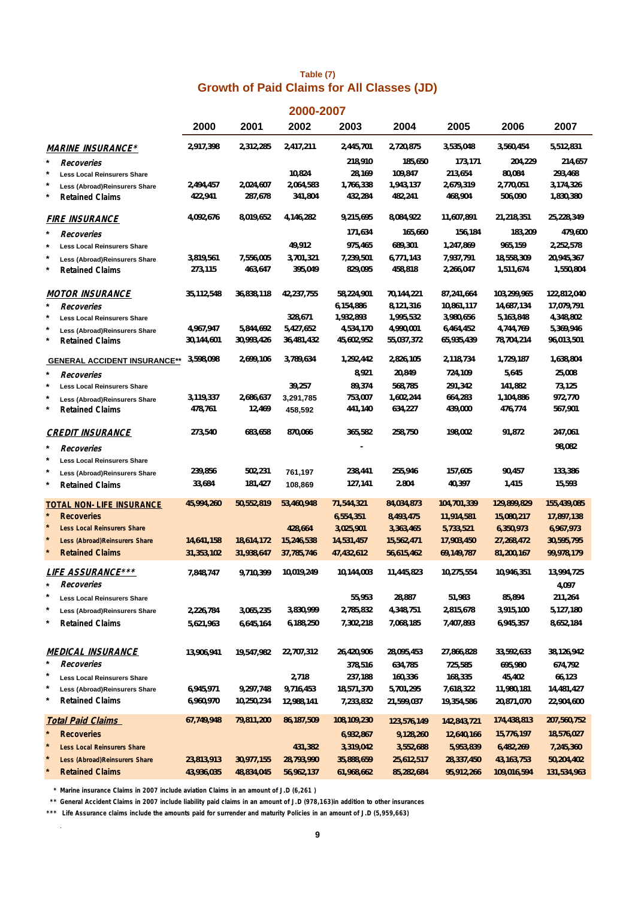Table (7)

## Growth of Paid Claims for All Classes (JD)

### 2000-2007

| | 2000 | 2001 | 2002 | 2003 | 2004 | 2005 | 2006 | 2007 |
|---|---|---|---|---|---|---|---|---|
| ***MARINE INSURANCE**** | 2,917,398 | 2,312,285 | 2,417,211 | 2,445,701 | 2,720,875 | 3,535,048 | 3,560,454 | 5,512,831 |
| * *Recoveries* | | | | 218,910 | 185,650 | 173,171 | 204,229 | 214,657 |
| * Less Local Reinsurers Share | | | 10,824 | 28,169 | 109,847 | 213,654 | 80,084 | 293,468 |
| * Less (Abroad)Reinsurers Share | 2,494,457 | 2,024,607 | 2,064,583 | 1,766,338 | 1,943,137 | 2,679,319 | 2,770,051 | 3,174,326 |
| * Retained Claims | 422,941 | 287,678 | 341,804 | 432,284 | 482,241 | 468,904 | 506,090 | 1,830,380 |
| ***FIRE INSURANCE*** | 4,092,676 | 8,019,652 | 4,146,282 | 9,215,695 | 8,084,922 | 11,607,891 | 21,218,351 | 25,228,349 |
| * *Recoveries* | | | | 171,634 | 165,660 | 156,184 | 183,209 | 479,600 |
| * Less Local Reinsurers Share | | | 49,912 | 975,465 | 689,301 | 1,247,869 | 965,159 | 2,252,578 |
| * Less (Abroad)Reinsurers Share | 3,819,561 | 7,556,005 | 3,701,321 | 7,239,501 | 6,771,143 | 7,937,791 | 18,558,309 | 20,945,367 |
| * Retained Claims | 273,115 | 463,647 | 395,049 | 829,095 | 458,818 | 2,266,047 | 1,511,674 | 1,550,804 |
| ***MOTOR INSURANCE*** | 35,112,548 | 36,838,118 | 42,237,755 | 58,224,901 | 70,144,221 | 87,241,664 | 103,299,965 | 122,812,040 |
| * *Recoveries* | | | | 6,154,886 | 8,121,316 | 10,861,117 | 14,687,134 | 17,079,791 |
| * Less Local Reinsurers Share | | | 328,671 | 1,932,893 | 1,995,532 | 3,980,656 | 5,163,848 | 4,348,802 |
| * Less (Abroad)Reinsurers Share | 4,967,947 | 5,844,692 | 5,427,652 | 4,534,170 | 4,990,001 | 6,464,452 | 4,744,769 | 5,369,946 |
| * Retained Claims | 30,144,601 | 30,993,426 | 36,481,432 | 45,602,952 | 55,037,372 | 65,935,439 | 78,704,214 | 96,013,501 |
| **GENERAL ACCIDENT INSURANCE**** | 3,598,098 | 2,699,106 | 3,789,634 | 1,292,442 | 2,826,105 | 2,118,734 | 1,729,187 | 1,638,804 |
| * *Recoveries* | | | | 8,921 | 20,849 | 724,109 | 5,645 | 25,008 |
| * Less Local Reinsurers Share | | | 39,257 | 89,374 | 568,785 | 291,342 | 141,882 | 73,125 |
| * Less (Abroad)Reinsurers Share | 3,119,337 | 2,686,637 | 3,291,785 | 753,007 | 1,602,244 | 664,283 | 1,104,886 | 972,770 |
| * Retained Claims | 478,761 | 12,469 | 458,592 | 441,140 | 634,227 | 439,000 | 476,774 | 567,901 |
| ***CREDIT INSURANCE*** | 273,540 | 683,658 | 870,066 | 365,582 | 258,750 | 198,002 | 91,872 | 247,061 |
| * *Recoveries* | | | | - | | | | 98,082 |
| * Less Local Reinsurers Share | | | | | | | | |
| * Less (Abroad)Reinsurers Share | 239,856 | 502,231 | 761,197 | 238,441 | 255,946 | 157,605 | 90,457 | 133,386 |
| * Retained Claims | 33,684 | 181,427 | 108,869 | 127,141 | 2,804 | 40,397 | 1,415 | 15,593 |
| **TOTAL NON- LIFE INSURANCE** | 45,994,260 | 50,552,819 | 53,460,948 | 71,544,321 | 84,034,873 | 104,701,339 | 129,899,829 | 155,439,085 |
| * Recoveries | | | | 6,554,351 | 8,493,475 | 11,914,581 | 15,080,217 | 17,897,138 |
| * Less Local Reinsurers Share | | | 428,664 | 3,025,901 | 3,363,465 | 5,733,521 | 6,350,973 | 6,967,973 |
| * Less (Abroad)Reinsurers Share | 14,641,158 | 18,614,172 | 15,246,538 | 14,531,457 | 15,562,471 | 17,903,450 | 27,268,472 | 30,595,795 |
| * Retained Claims | 31,353,102 | 31,938,647 | 37,785,746 | 47,432,612 | 56,615,462 | 69,149,787 | 81,200,167 | 99,978,179 |
| ***LIFE ASSURANCE***** | 7,848,747 | 9,710,399 | 10,019,249 | 10,144,003 | 11,445,823 | 10,275,554 | 10,946,351 | 13,994,725 |
| * *Recoveries* | | | | | | | | 4,097 |
| * Less Local Reinsurers Share | | | | 55,953 | 28,887 | 51,983 | 85,894 | 211,264 |
| * Less (Abroad)Reinsurers Share | 2,226,784 | 3,065,235 | 3,830,999 | 2,785,832 | 4,348,751 | 2,815,678 | 3,915,100 | 5,127,180 |
| * Retained Claims | 5,621,963 | 6,645,164 | 6,188,250 | 7,302,218 | 7,068,185 | 7,407,893 | 6,945,357 | 8,652,184 |
| ***MEDICAL INSURANCE*** | 13,906,941 | 19,547,982 | 22,707,312 | 26,420,906 | 28,095,453 | 27,866,828 | 33,592,633 | 38,126,942 |
| * *Recoveries* | | | | 378,516 | 634,785 | 725,585 | 695,980 | 674,792 |
| * Less Local Reinsurers Share | | | 2,718 | 237,188 | 160,336 | 168,335 | 45,402 | 66,123 |
| * Less (Abroad)Reinsurers Share | 6,945,971 | 9,297,748 | 9,716,453 | 18,571,370 | 5,701,295 | 7,618,322 | 11,980,181 | 14,481,427 |
| * Retained Claims | 6,960,970 | 10,250,234 | 12,988,141 | 7,233,832 | 21,599,037 | 19,354,586 | 20,871,070 | 22,904,600 |
| ***Total Paid Claims*** | 67,749,948 | 79,811,200 | 86,187,509 | 108,109,230 | 123,576,149 | 142,843,721 | 174,438,813 | 207,560,752 |
| * Recoveries | | | | 6,932,867 | 9,128,260 | 12,640,166 | 15,776,197 | 18,576,027 |
| * Less Local Reinsurers Share | | | 431,382 | 3,319,042 | 3,552,688 | 5,953,839 | 6,482,269 | 7,245,360 |
| * Less (Abroad)Reinsurers Share | 23,813,913 | 30,977,155 | 28,793,990 | 35,888,659 | 25,612,517 | 28,337,450 | 43,163,753 | 50,204,402 |
| * Retained Claims | 43,936,035 | 48,834,045 | 56,962,137 | 61,968,662 | 85,282,684 | 95,912,266 | 109,016,594 | 131,534,963 |

\* Marine insurance Claims in 2007 include aviation Claims in an amount of J.D (6,261 )

\*\* General Accident Claims in 2007 include liability paid claims in an amount of J.D (978,163)in addition to other insurances

\*\*\* Life Assurance claims include the amounts paid for surrender and maturity Policies in an amount of J.D (5,959,663)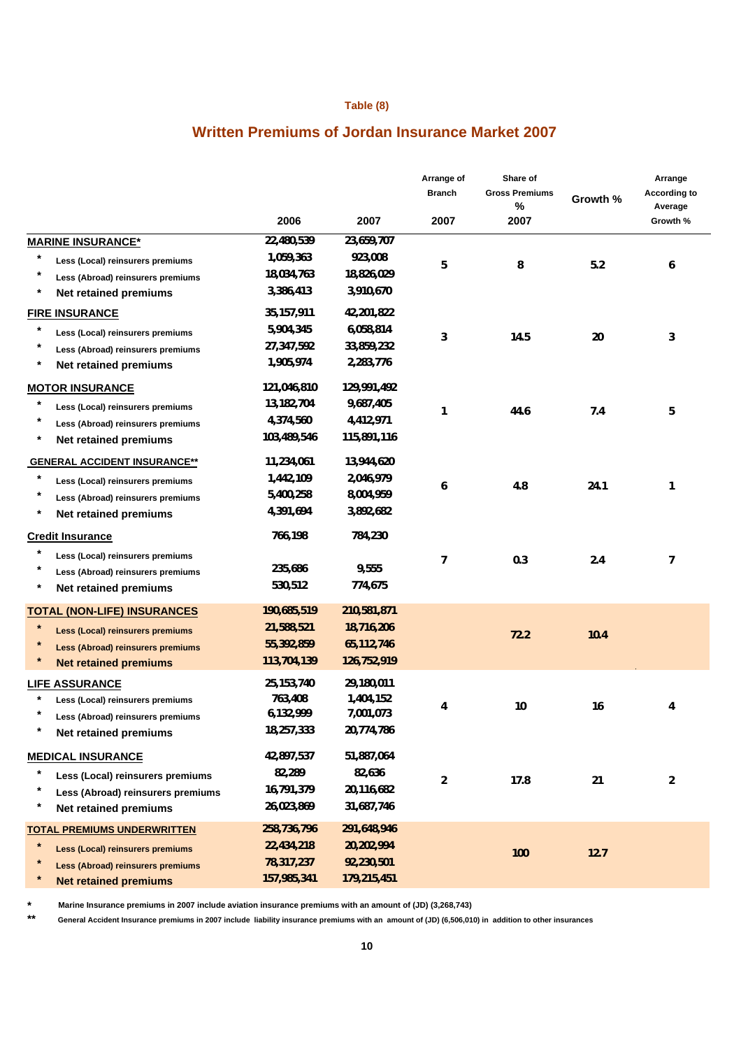### Table (8)

## Written Premiums of Jordan Insurance Market 2007

| | 2006 | 2007 | Arrange of Branch 2007 | Share of Gross Premiums % 2007 | Growth % | Arrange According to Average Growth % |
|---|---|---|---|---|---|---|
| **MARINE INSURANCE*** | 22,480,539 | 23,659,707 | | | | |
| * Less (Local) reinsurers premiums | 1,059,363 | 923,008 | 5 | 8 | 5.2 | 6 |
| * Less (Abroad) reinsurers premiums | 18,034,763 | 18,826,029 | | | | |
| * Net retained premiums | 3,386,413 | 3,910,670 | | | | |
| **FIRE INSURANCE** | 35,157,911 | 42,201,822 | | | | |
| * Less (Local) reinsurers premiums | 5,904,345 | 6,058,814 | 3 | 14.5 | 20 | 3 |
| * Less (Abroad) reinsurers premiums | 27,347,592 | 33,859,232 | | | | |
| * Net retained premiums | 1,905,974 | 2,283,776 | | | | |
| **MOTOR INSURANCE** | 121,046,810 | 129,991,492 | | | | |
| * Less (Local) reinsurers premiums | 13,182,704 | 9,687,405 | 1 | 44.6 | 7.4 | 5 |
| * Less (Abroad) reinsurers premiums | 4,374,560 | 4,412,971 | | | | |
| * Net retained premiums | 103,489,546 | 115,891,116 | | | | |
| **GENERAL ACCIDENT INSURANCE**** | 11,234,061 | 13,944,620 | | | | |
| * Less (Local) reinsurers premiums | 1,442,109 | 2,046,979 | 6 | 4.8 | 24.1 | 1 |
| * Less (Abroad) reinsurers premiums | 5,400,258 | 8,004,959 | | | | |
| * Net retained premiums | 4,391,694 | 3,892,682 | | | | |
| **Credit Insurance** | 766,198 | 784,230 | | | | |
| * Less (Local) reinsurers premiums | | | 7 | 0.3 | 2.4 | 7 |
| * Less (Abroad) reinsurers premiums | 235,686 | 9,555 | | | | |
| * Net retained premiums | 530,512 | 774,675 | | | | |
| **TOTAL (NON-LIFE) INSURANCES** | 190,685,519 | 210,581,871 | | | | |
| * Less (Local) reinsurers premiums | 21,588,521 | 18,716,206 | | 72.2 | 10.4 | |
| * Less (Abroad) reinsurers premiums | 55,392,859 | 65,112,746 | | | | |
| * Net retained premiums | 113,704,139 | 126,752,919 | | | | |
| **LIFE ASSURANCE** | 25,153,740 | 29,180,011 | | | | |
| * Less (Local) reinsurers premiums | 763,408 | 1,404,152 | 4 | 10 | 16 | 4 |
| * Less (Abroad) reinsurers premiums | 6,132,999 | 7,001,073 | | | | |
| * Net retained premiums | 18,257,333 | 20,774,786 | | | | |
| **MEDICAL INSURANCE** | 42,897,537 | 51,887,064 | | | | |
| * Less (Local) reinsurers premiums | 82,289 | 82,636 | 2 | 17.8 | 21 | 2 |
| * Less (Abroad) reinsurers premiums | 16,791,379 | 20,116,682 | | | | |
| * Net retained premiums | 26,023,869 | 31,687,746 | | | | |
| **TOTAL PREMIUMS UNDERWRITTEN** | 258,736,796 | 291,648,946 | | | | |
| * Less (Local) reinsurers premiums | 22,434,218 | 20,202,994 | | 100 | 12.7 | |
| * Less (Abroad) reinsurers premiums | 78,317,237 | 92,230,501 | | | | |
| * Net retained premiums | 157,985,341 | 179,215,451 | | | | |

\* Marine Insurance premiums in 2007 include aviation insurance premiums with an amount of (JD) (3,268,743)

\** General Accident Insurance premiums in 2007 include liability insurance premiums with an amount of (JD) (6,506,010) in addition to other insurances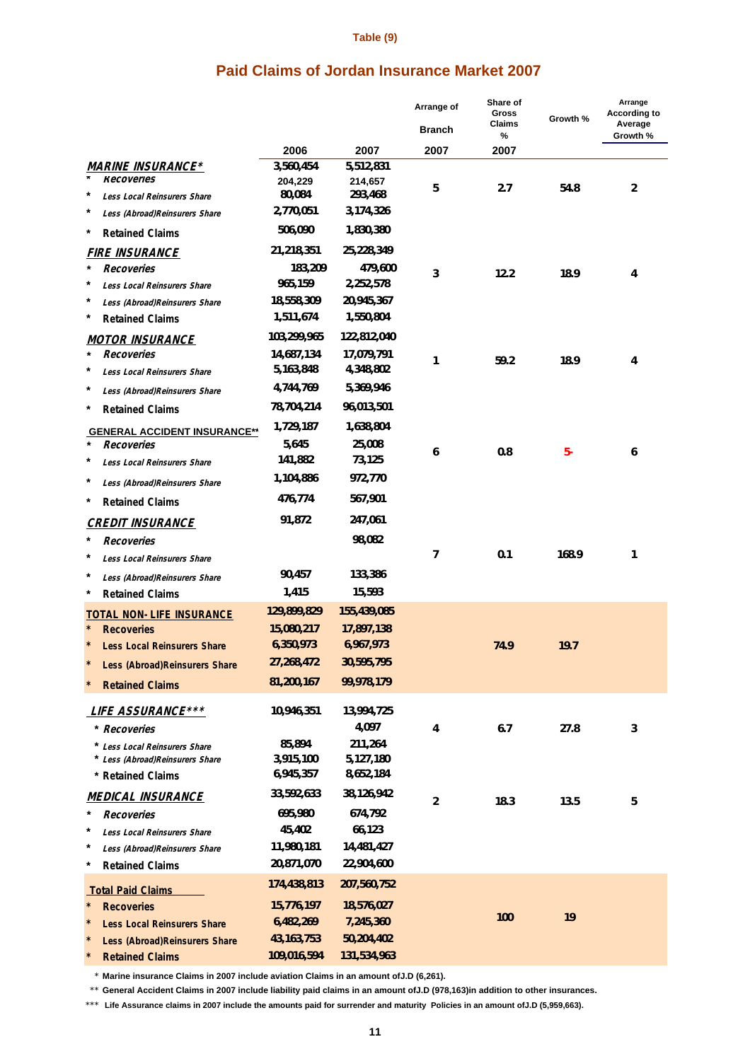Table (9)

## Paid Claims of Jordan Insurance Market 2007

| | 2006 | 2007 | Arrange of Branch 2007 | Share of Gross Claims % 2007 | Growth % | Arrange According to Average Growth % |
|---|---|---|---|---|---|---|
| ***MARINE INSURANCE**** | 3,560,454 | 5,512,831 | 5 | 2.7 | 54.8 | 2 |
| * *Recoveries* | 204,229 | 214,657 | | | | |
| * *Less Local Reinsurers Share* | 80,084 | 293,468 | | | | |
| * *Less (Abroad)Reinsurers Share* | 2,770,051 | 3,174,326 | | | | |
| * Retained Claims | 506,090 | 1,830,380 | | | | |
| ***FIRE INSURANCE*** | 21,218,351 | 25,228,349 | 3 | 12.2 | 18.9 | 4 |
| * *Recoveries* | 183,209 | 479,600 | | | | |
| * *Less Local Reinsurers Share* | 965,159 | 2,252,578 | | | | |
| * *Less (Abroad)Reinsurers Share* | 18,558,309 | 20,945,367 | | | | |
| * Retained Claims | 1,511,674 | 1,550,804 | | | | |
| ***MOTOR INSURANCE*** | 103,299,965 | 122,812,040 | 1 | 59.2 | 18.9 | 4 |
| * *Recoveries* | 14,687,134 | 17,079,791 | | | | |
| * *Less Local Reinsurers Share* | 5,163,848 | 4,348,802 | | | | |
| * *Less (Abroad)Reinsurers Share* | 4,744,769 | 5,369,946 | | | | |
| * Retained Claims | 78,704,214 | 96,013,501 | | | | |
| **GENERAL ACCIDENT INSURANCE**** | 1,729,187 | 1,638,804 | 6 | 0.8 | 5- | 6 |
| * *Recoveries* | 5,645 | 25,008 | | | | |
| * *Less Local Reinsurers Share* | 141,882 | 73,125 | | | | |
| * *Less (Abroad)Reinsurers Share* | 1,104,886 | 972,770 | | | | |
| * Retained Claims | 476,774 | 567,901 | | | | |
| ***CREDIT INSURANCE*** | 91,872 | 247,061 | 7 | 0.1 | 168.9 | 1 |
| * *Recoveries* | | 98,082 | | | | |
| * *Less Local Reinsurers Share* | | | | | | |
| * *Less (Abroad)Reinsurers Share* | 90,457 | 133,386 | | | | |
| * Retained Claims | 1,415 | 15,593 | | | | |
| **TOTAL NON-LIFE INSURANCE** | 129,899,829 | 155,439,085 | | 74.9 | 19.7 | |
| * Recoveries | 15,080,217 | 17,897,138 | | | | |
| * Less Local Reinsurers Share | 6,350,973 | 6,967,973 | | | | |
| * Less (Abroad)Reinsurers Share | 27,268,472 | 30,595,795 | | | | |
| * Retained Claims | 81,200,167 | 99,978,179 | | | | |
| ***LIFE ASSURANCE***** | 10,946,351 | 13,994,725 | 4 | 6.7 | 27.8 | 3 |
| * *Recoveries* | | 4,097 | | | | |
| * *Less Local Reinsurers Share* | 85,894 | 211,264 | | | | |
| * *Less (Abroad)Reinsurers Share* | 3,915,100 | 5,127,180 | | | | |
| * Retained Claims | 6,945,357 | 8,652,184 | | | | |
| ***MEDICAL INSURANCE*** | 33,592,633 | 38,126,942 | 2 | 18.3 | 13.5 | 5 |
| * *Recoveries* | 695,980 | 674,792 | | | | |
| * *Less Local Reinsurers Share* | 45,402 | 66,123 | | | | |
| * *Less (Abroad)Reinsurers Share* | 11,980,181 | 14,481,427 | | | | |
| * Retained Claims | 20,871,070 | 22,904,600 | | | | |
| **Total Paid Claims** | 174,438,813 | 207,560,752 | | 100 | 19 | |
| * Recoveries | 15,776,197 | 18,576,027 | | | | |
| * Less Local Reinsurers Share | 6,482,269 | 7,245,360 | | | | |
| * Less (Abroad)Reinsurers Share | 43,163,753 | 50,204,402 | | | | |
| * Retained Claims | 109,016,594 | 131,534,963 | | | | |

\* **Marine insurance Claims in 2007 include aviation Claims in an amount ofJ.D (6,261).**

\*\* **General Accident Claims in 2007 include liability paid claims in an amount ofJ.D (978,163)in addition to other insurances.**

\*\*\* **Life Assurance claims in 2007 include the amounts paid for surrender and maturity Policies in an amount ofJ.D (5,959,663).**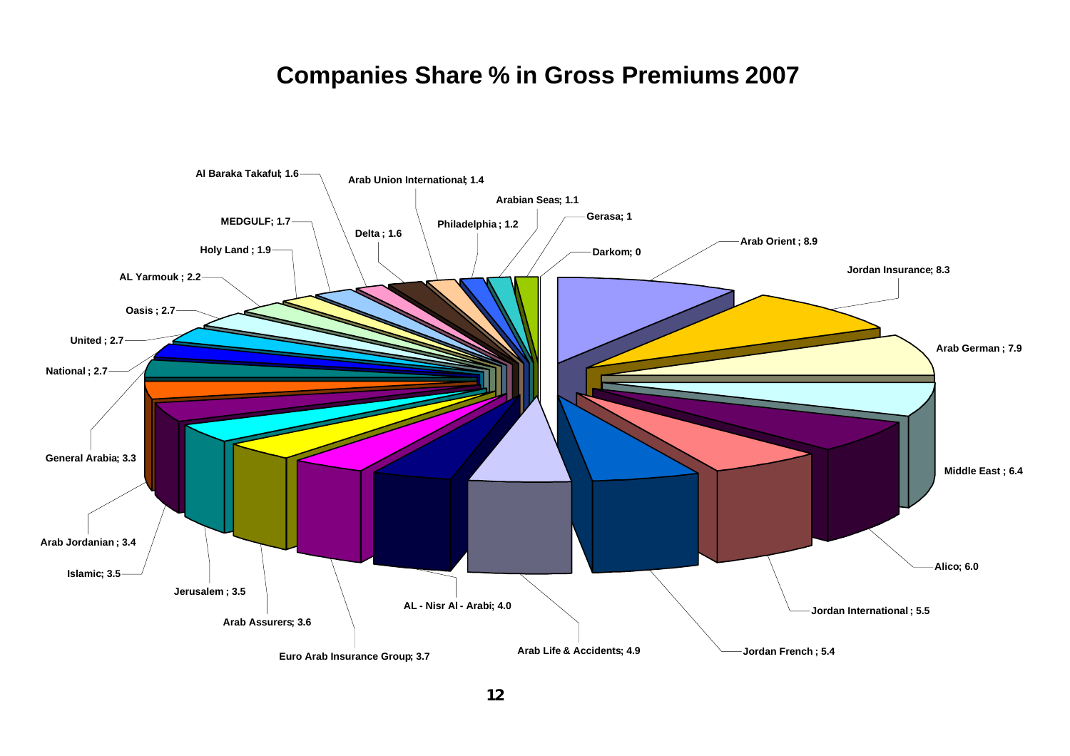# Companies Share % in Gross Premiums 2007

| Company | Share % |
|---|---|
| Arab Orient | 8.9 |
| Jordan Insurance | 8.3 |
| Arab German | 7.9 |
| Middle East | 6.4 |
| Alico | 6.0 |
| Jordan International | 5.5 |
| Jordan French | 5.4 |
| Arab Life & Accidents | 4.9 |
| AL - Nisr Al - Arabi | 4.0 |
| Euro Arab Insurance Group | 3.7 |
| Arab Assurers | 3.6 |
| Jerusalem | 3.5 |
| Islamic | 3.5 |
| Arab Jordanian | 3.4 |
| General Arabia | 3.3 |
| National | 2.7 |
| United | 2.7 |
| Oasis | 2.7 |
| AL Yarmouk | 2.2 |
| Holy Land | 1.9 |
| MEDGULF | 1.7 |
| Al Baraka Takaful | 1.6 |
| Delta | 1.6 |
| Arab Union International | 1.4 |
| Philadelphia | 1.2 |
| Arabian Seas | 1.1 |
| Gerasa | 1 |
| Darkom | 0 |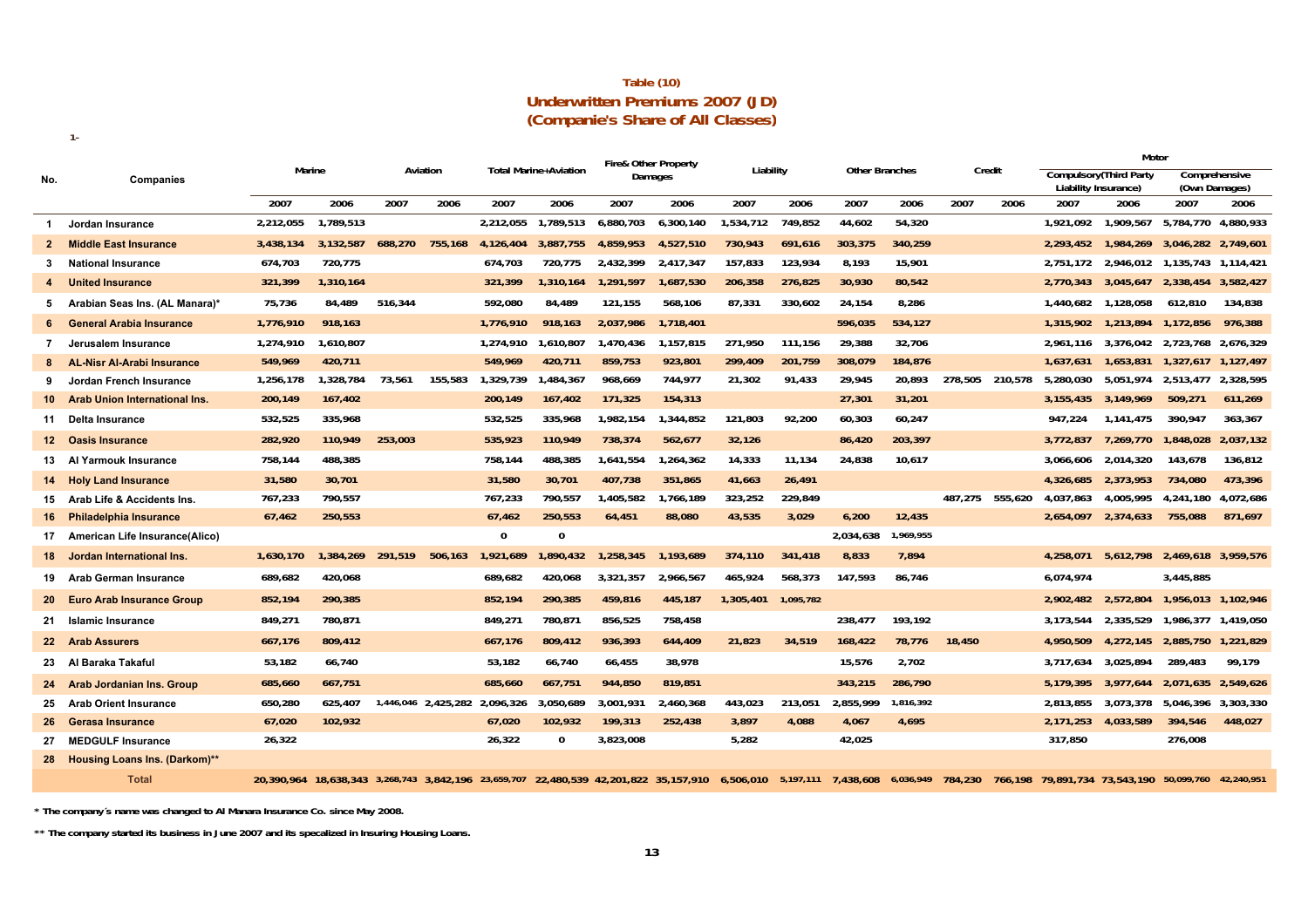**Table (10)**

**Underwritten Premiums 2007 (JD)**

**(Companie's Share of All Classes)**

1-

| No. | Companies | Marine | | Aviation | | Total Marine+Aviation | | Fire& Other Property Damages | | Liability | | Other Branches | | Credit | | Motor | | | |
|---|---|---|---|---|---|---|---|---|---|---|---|---|---|---|---|---|---|---|---|
| | | | | | | | | | | | | | | | | Compulsory(Third Party Liability Insurance) | | Comprehensive (Own Damages) | |
| | | 2007 | 2006 | 2007 | 2006 | 2007 | 2006 | 2007 | 2006 | 2007 | 2006 | 2007 | 2006 | 2007 | 2006 | 2007 | 2006 | 2007 | 2006 |
| 1 | Jordan Insurance | 2,212,055 | 1,789,513 | | | 2,212,055 | 1,789,513 | 6,880,703 | 6,300,140 | 1,534,712 | 749,852 | 44,602 | 54,320 | | | 1,921,092 | 1,909,567 | 5,784,770 | 4,880,933 |
| 2 | Middle East Insurance | 3,438,134 | 3,132,587 | 688,270 | 755,168 | 4,126,404 | 3,887,755 | 4,859,953 | 4,527,510 | 730,943 | 691,616 | 303,375 | 340,259 | | | 2,293,452 | 1,984,269 | 3,046,282 | 2,749,601 |
| 3 | National Insurance | 674,703 | 720,775 | | | 674,703 | 720,775 | 2,432,399 | 2,417,347 | 157,833 | 123,934 | 8,193 | 15,901 | | | 2,751,172 | 2,946,012 | 1,135,743 | 1,114,421 |
| 4 | United Insurance | 321,399 | 1,310,164 | | | 321,399 | 1,310,164 | 1,291,597 | 1,687,530 | 206,358 | 276,825 | 30,930 | 80,542 | | | 2,770,343 | 3,045,647 | 2,338,454 | 3,582,427 |
| 5 | Arabian Seas Ins. (AL Manara)* | 75,736 | 84,489 | 516,344 | | 592,080 | 84,489 | 121,155 | 568,106 | 87,331 | 330,602 | 24,154 | 8,286 | | | 1,440,682 | 1,128,058 | 612,810 | 134,838 |
| 6 | General Arabia Insurance | 1,776,910 | 918,163 | | | 1,776,910 | 918,163 | 2,037,986 | 1,718,401 | | | 596,035 | 534,127 | | | 1,315,902 | 1,213,894 | 1,172,856 | 976,388 |
| 7 | Jerusalem Insurance | 1,274,910 | 1,610,807 | | | 1,274,910 | 1,610,807 | 1,470,436 | 1,157,815 | 271,950 | 111,156 | 29,388 | 32,706 | | | 2,961,116 | 3,376,042 | 2,723,768 | 2,676,329 |
| 8 | AL-Nisr Al-Arabi Insurance | 549,969 | 420,711 | | | 549,969 | 420,711 | 859,753 | 923,801 | 299,409 | 201,759 | 308,079 | 184,876 | | | 1,637,631 | 1,653,831 | 1,327,617 | 1,127,497 |
| 9 | Jordan French Insurance | 1,256,178 | 1,328,784 | 73,561 | 155,583 | 1,329,739 | 1,484,367 | 968,669 | 744,977 | 21,302 | 91,433 | 29,945 | 20,893 | 278,505 | 210,578 | 5,280,030 | 5,051,974 | 2,513,477 | 2,328,595 |
| 10 | Arab Union International Ins. | 200,149 | 167,402 | | | 200,149 | 167,402 | 171,325 | 154,313 | | | 27,301 | 31,201 | | | 3,155,435 | 3,149,969 | 509,271 | 611,269 |
| 11 | Delta Insurance | 532,525 | 335,968 | | | 532,525 | 335,968 | 1,982,154 | 1,344,852 | 121,803 | 92,200 | 60,303 | 60,247 | | | 947,224 | 1,141,475 | 390,947 | 363,367 |
| 12 | Oasis Insurance | 282,920 | 110,949 | 253,003 | | 535,923 | 110,949 | 738,374 | 562,677 | 32,126 | | 86,420 | 203,397 | | | 3,772,837 | 7,269,770 | 1,848,028 | 2,037,132 |
| 13 | Al Yarmouk Insurance | 758,144 | 488,385 | | | 758,144 | 488,385 | 1,641,554 | 1,264,362 | 14,333 | 11,134 | 24,838 | 10,617 | | | 3,066,606 | 2,014,320 | 143,678 | 136,812 |
| 14 | Holy Land Insurance | 31,580 | 30,701 | | | 31,580 | 30,701 | 407,738 | 351,865 | 41,663 | 26,491 | | | | | 4,326,685 | 2,373,953 | 734,080 | 473,396 |
| 15 | Arab Life & Accidents Ins. | 767,233 | 790,557 | | | 767,233 | 790,557 | 1,405,582 | 1,766,189 | 323,252 | 229,849 | | | 487,275 | 555,620 | 4,037,863 | 4,005,995 | 4,241,180 | 4,072,686 |
| 16 | Philadelphia Insurance | 67,462 | 250,553 | | | 67,462 | 250,553 | 64,451 | 88,080 | 43,535 | 3,029 | 6,200 | 12,435 | | | 2,654,097 | 2,374,633 | 755,088 | 871,697 |
| 17 | American Life Insurance(Alico) | | | | | 0 | 0 | | | | | 2,034,638 | 1,969,955 | | | | | | |
| 18 | Jordan International Ins. | 1,630,170 | 1,384,269 | 291,519 | 506,163 | 1,921,689 | 1,890,432 | 1,258,345 | 1,193,689 | 374,110 | 341,418 | 8,833 | 7,894 | | | 4,258,071 | 5,612,798 | 2,469,618 | 3,959,576 |
| 19 | Arab German Insurance | 689,682 | 420,068 | | | 689,682 | 420,068 | 3,321,357 | 2,966,567 | 465,924 | 568,373 | 147,593 | 86,746 | | | 6,074,974 | | 3,445,885 | |
| 20 | Euro Arab Insurance Group | 852,194 | 290,385 | | | 852,194 | 290,385 | 459,816 | 445,187 | 1,305,401 | 1,095,782 | | | | | 2,902,482 | 2,572,804 | 1,956,013 | 1,102,946 |
| 21 | Islamic Insurance | 849,271 | 780,871 | | | 849,271 | 780,871 | 856,525 | 758,458 | | | 238,477 | 193,192 | | | 3,173,544 | 2,335,529 | 1,986,377 | 1,419,050 |
| 22 | Arab Assurers | 667,176 | 809,412 | | | 667,176 | 809,412 | 936,393 | 644,409 | 21,823 | 34,519 | 168,422 | 78,776 | 18,450 | | 4,950,509 | 4,272,145 | 2,885,750 | 1,221,829 |
| 23 | Al Baraka Takaful | 53,182 | 66,740 | | | 53,182 | 66,740 | 66,455 | 38,978 | | | 15,576 | 2,702 | | | 3,717,634 | 3,025,894 | 289,483 | 99,179 |
| 24 | Arab Jordanian Ins. Group | 685,660 | 667,751 | | | 685,660 | 667,751 | 944,850 | 819,851 | | | 343,215 | 286,790 | | | 5,179,395 | 3,977,644 | 2,071,635 | 2,549,626 |
| 25 | Arab Orient Insurance | 650,280 | 625,407 | 1,446,046 | 2,425,282 | 2,096,326 | 3,050,689 | 3,001,931 | 2,460,368 | 443,023 | 213,051 | 2,855,999 | 1,816,392 | | | 2,813,855 | 3,073,378 | 5,046,396 | 3,303,330 |
| 26 | Gerasa Insurance | 67,020 | 102,932 | | | 67,020 | 102,932 | 199,313 | 252,438 | 3,897 | 4,088 | 4,067 | 4,695 | | | 2,171,253 | 4,033,589 | 394,546 | 448,027 |
| 27 | MEDGULF Insurance | 26,322 | | | | 26,322 | 0 | 3,823,008 | | 5,282 | | 42,025 | | | | 317,850 | | 276,008 | |
| 28 | Housing Loans Ins. (Darkom)** | | | | | | | | | | | | | | | | | | |
| | **Total** | 20,390,964 | 18,638,343 | 3,268,743 | 3,842,196 | 23,659,707 | 22,480,539 | 42,201,822 | 35,157,910 | 6,506,010 | 5,197,111 | 7,438,608 | 6,036,949 | 784,230 | 766,198 | 79,891,734 | 73,543,190 | 50,099,760 | 42,240,951 |

\* The company´s name was changed to Al Manara Insurance Co. since May 2008.

** The company started its business in June 2007 and its specalized in Insuring Housing Loans.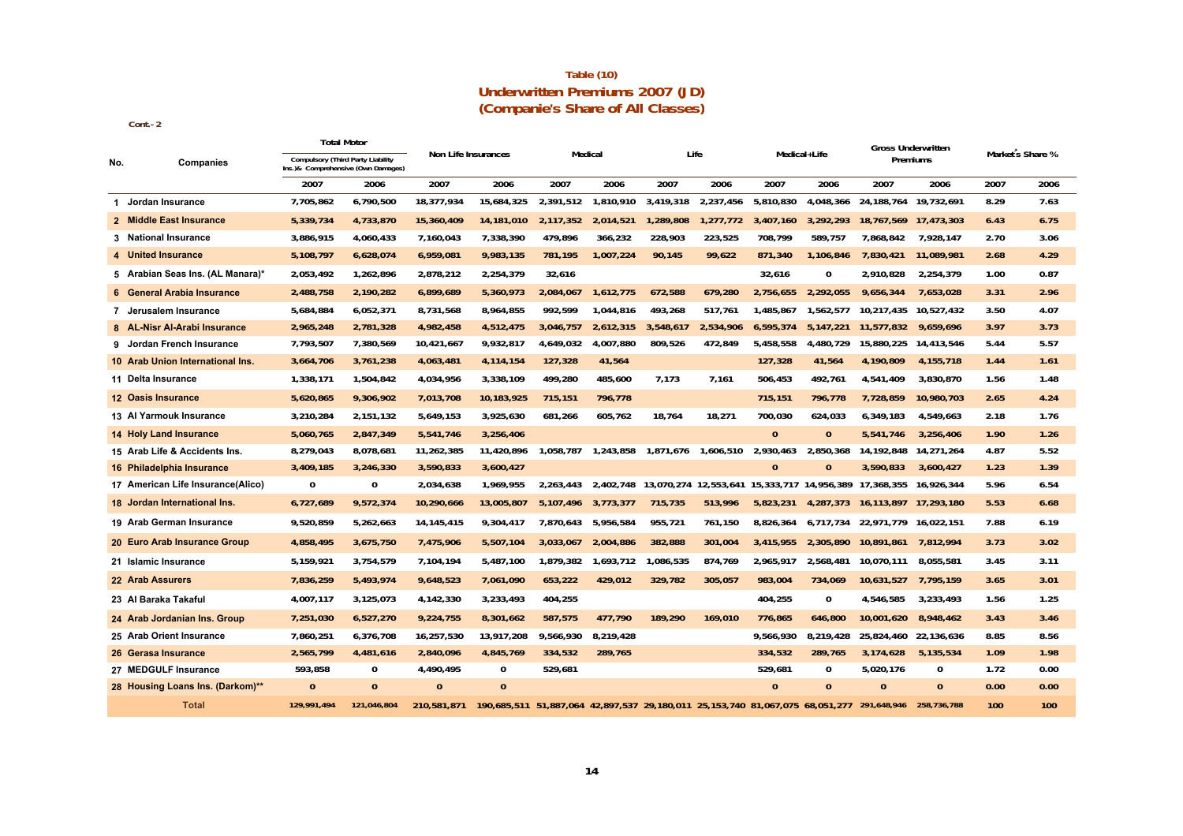**Table (10)**

**Underwritten Premiums 2007 (JD)**

**(Companie's Share of All Classes)**

Cont.- 2

| No. | Companies | Total Motor Compulsory (Third Party Liability Ins.)& Comprehensive (Own Damages) | | Non Life Insurances | | Medical | | Life | | Medical+Life | | Gross Underwritten Premiums | | Market's Share % | |
|---|---|---|---|---|---|---|---|---|---|---|---|---|---|---|---|
| | | 2007 | 2006 | 2007 | 2006 | 2007 | 2006 | 2007 | 2006 | 2007 | 2006 | 2007 | 2006 | 2007 | 2006 |
| 1 | Jordan Insurance | 7,705,862 | 6,790,500 | 18,377,934 | 15,684,325 | 2,391,512 | 1,810,910 | 3,419,318 | 2,237,456 | 5,810,830 | 4,048,366 | 24,188,764 | 19,732,691 | 8.29 | 7.63 |
| 2 | Middle East Insurance | 5,339,734 | 4,733,870 | 15,360,409 | 14,181,010 | 2,117,352 | 2,014,521 | 1,289,808 | 1,277,772 | 3,407,160 | 3,292,293 | 18,767,569 | 17,473,303 | 6.43 | 6.75 |
| 3 | National Insurance | 3,886,915 | 4,060,433 | 7,160,043 | 7,338,390 | 479,896 | 366,232 | 228,903 | 223,525 | 708,799 | 589,757 | 7,868,842 | 7,928,147 | 2.70 | 3.06 |
| 4 | United Insurance | 5,108,797 | 6,628,074 | 6,959,081 | 9,983,135 | 781,195 | 1,007,224 | 90,145 | 99,622 | 871,340 | 1,106,846 | 7,830,421 | 11,089,981 | 2.68 | 4.29 |
| 5 | Arabian Seas Ins. (AL Manara)* | 2,053,492 | 1,262,896 | 2,878,212 | 2,254,379 | 32,616 | | | | 32,616 | 0 | 2,910,828 | 2,254,379 | 1.00 | 0.87 |
| 6 | General Arabia Insurance | 2,488,758 | 2,190,282 | 6,899,689 | 5,360,973 | 2,084,067 | 1,612,775 | 672,588 | 679,280 | 2,756,655 | 2,292,055 | 9,656,344 | 7,653,028 | 3.31 | 2.96 |
| 7 | Jerusalem Insurance | 5,684,884 | 6,052,371 | 8,731,568 | 8,964,855 | 992,599 | 1,044,816 | 493,268 | 517,761 | 1,485,867 | 1,562,577 | 10,217,435 | 10,527,432 | 3.50 | 4.07 |
| 8 | AL-Nisr Al-Arabi Insurance | 2,965,248 | 2,781,328 | 4,982,458 | 4,512,475 | 3,046,757 | 2,612,315 | 3,548,617 | 2,534,906 | 6,595,374 | 5,147,221 | 11,577,832 | 9,659,696 | 3.97 | 3.73 |
| 9 | Jordan French Insurance | 7,793,507 | 7,380,569 | 10,421,667 | 9,932,817 | 4,649,032 | 4,007,880 | 809,526 | 472,849 | 5,458,558 | 4,480,729 | 15,880,225 | 14,413,546 | 5.44 | 5.57 |
| 10 | Arab Union International Ins. | 3,664,706 | 3,761,238 | 4,063,481 | 4,114,154 | 127,328 | 41,564 | | | 127,328 | 41,564 | 4,190,809 | 4,155,718 | 1.44 | 1.61 |
| 11 | Delta Insurance | 1,338,171 | 1,504,842 | 4,034,956 | 3,338,109 | 499,280 | 485,600 | 7,173 | 7,161 | 506,453 | 492,761 | 4,541,409 | 3,830,870 | 1.56 | 1.48 |
| 12 | Oasis Insurance | 5,620,865 | 9,306,902 | 7,013,708 | 10,183,925 | 715,151 | 796,778 | | | 715,151 | 796,778 | 7,728,859 | 10,980,703 | 2.65 | 4.24 |
| 13 | Al Yarmouk Insurance | 3,210,284 | 2,151,132 | 5,649,153 | 3,925,630 | 681,266 | 605,762 | 18,764 | 18,271 | 700,030 | 624,033 | 6,349,183 | 4,549,663 | 2.18 | 1.76 |
| 14 | Holy Land Insurance | 5,060,765 | 2,847,349 | 5,541,746 | 3,256,406 | | | | | 0 | 0 | 5,541,746 | 3,256,406 | 1.90 | 1.26 |
| 15 | Arab Life & Accidents Ins. | 8,279,043 | 8,078,681 | 11,262,385 | 11,420,896 | 1,058,787 | 1,243,858 | 1,871,676 | 1,606,510 | 2,930,463 | 2,850,368 | 14,192,848 | 14,271,264 | 4.87 | 5.52 |
| 16 | Philadelphia Insurance | 3,409,185 | 3,246,330 | 3,590,833 | 3,600,427 | | | | | 0 | 0 | 3,590,833 | 3,600,427 | 1.23 | 1.39 |
| 17 | American Life Insurance(Alico) | 0 | 0 | 2,034,638 | 1,969,955 | 2,263,443 | 2,402,748 | 13,070,274 | 12,553,641 | 15,333,717 | 14,956,389 | 17,368,355 | 16,926,344 | 5.96 | 6.54 |
| 18 | Jordan International Ins. | 6,727,689 | 9,572,374 | 10,290,666 | 13,005,807 | 5,107,496 | 3,773,377 | 715,735 | 513,996 | 5,823,231 | 4,287,373 | 16,113,897 | 17,293,180 | 5.53 | 6.68 |
| 19 | Arab German Insurance | 9,520,859 | 5,262,663 | 14,145,415 | 9,304,417 | 7,870,643 | 5,956,584 | 955,721 | 761,150 | 8,826,364 | 6,717,734 | 22,971,779 | 16,022,151 | 7.88 | 6.19 |
| 20 | Euro Arab Insurance Group | 4,858,495 | 3,675,750 | 7,475,906 | 5,507,104 | 3,033,067 | 2,004,886 | 382,888 | 301,004 | 3,415,955 | 2,305,890 | 10,891,861 | 7,812,994 | 3.73 | 3.02 |
| 21 | Islamic Insurance | 5,159,921 | 3,754,579 | 7,104,194 | 5,487,100 | 1,879,382 | 1,693,712 | 1,086,535 | 874,769 | 2,965,917 | 2,568,481 | 10,070,111 | 8,055,581 | 3.45 | 3.11 |
| 22 | Arab Assurers | 7,836,259 | 5,493,974 | 9,648,523 | 7,061,090 | 653,222 | 429,012 | 329,782 | 305,057 | 983,004 | 734,069 | 10,631,527 | 7,795,159 | 3.65 | 3.01 |
| 23 | Al Baraka Takaful | 4,007,117 | 3,125,073 | 4,142,330 | 3,233,493 | 404,255 | | | | 404,255 | 0 | 4,546,585 | 3,233,493 | 1.56 | 1.25 |
| 24 | Arab Jordanian Ins. Group | 7,251,030 | 6,527,270 | 9,224,755 | 8,301,662 | 587,575 | 477,790 | 189,290 | 169,010 | 776,865 | 646,800 | 10,001,620 | 8,948,462 | 3.43 | 3.46 |
| 25 | Arab Orient Insurance | 7,860,251 | 6,376,708 | 16,257,530 | 13,917,208 | 9,566,930 | 8,219,428 | | | 9,566,930 | 8,219,428 | 25,824,460 | 22,136,636 | 8.85 | 8.56 |
| 26 | Gerasa Insurance | 2,565,799 | 4,481,616 | 2,840,096 | 4,845,769 | 334,532 | 289,765 | | | 334,532 | 289,765 | 3,174,628 | 5,135,534 | 1.09 | 1.98 |
| 27 | MEDGULF Insurance | 593,858 | 0 | 4,490,495 | 0 | 529,681 | | | | 529,681 | 0 | 5,020,176 | 0 | 1.72 | 0.00 |
| 28 | Housing Loans Ins. (Darkom)** | 0 | 0 | 0 | 0 | | | | | 0 | 0 | 0 | 0 | 0.00 | 0.00 |
| | Total | 129,991,494 | 121,046,804 | 210,581,871 | 190,685,511 | 51,887,064 | 42,897,537 | 29,180,011 | 25,153,740 | 81,067,075 | 68,051,277 | 291,648,946 | 258,736,788 | 100 | 100 |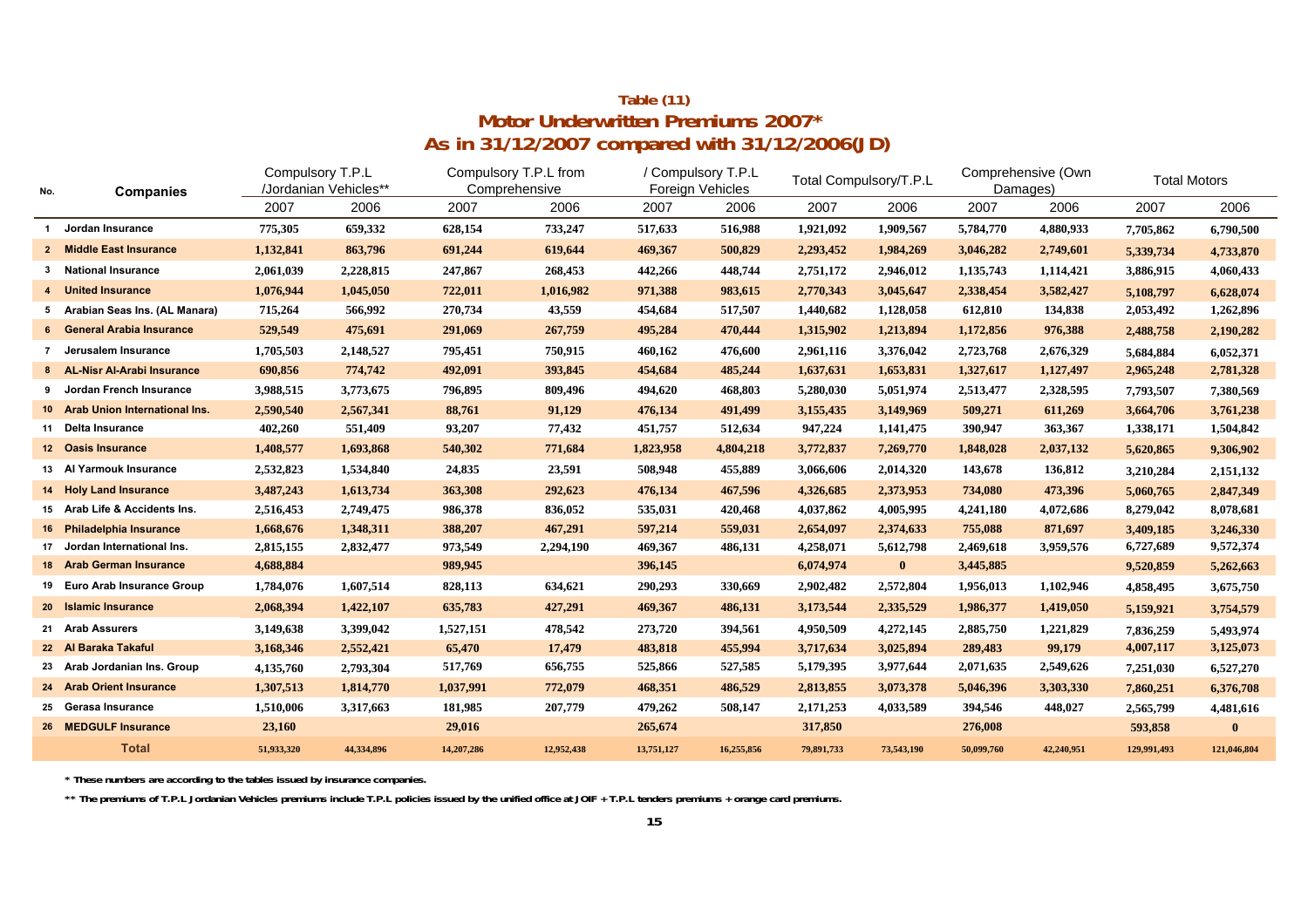**Table (11)**

**Motor Underwritten Premiums 2007***

**As in 31/12/2007 compared with 31/12/2006(JD)**

| No. | Companies | Compulsory T.P.L /Jordanian Vehicles** | | Compulsory T.P.L from Comprehensive | | / Compulsory T.P.L Foreign Vehicles | | Total Compulsory/T.P.L | | Comprehensive (Own Damages) | | Total Motors | |
|---|---|---|---|---|---|---|---|---|---|---|---|---|---|
| | | 2007 | 2006 | 2007 | 2006 | 2007 | 2006 | 2007 | 2006 | 2007 | 2006 | 2007 | 2006 |
| 1 | Jordan Insurance | 775,305 | 659,332 | 628,154 | 733,247 | 517,633 | 516,988 | 1,921,092 | 1,909,567 | 5,784,770 | 4,880,933 | 7,705,862 | 6,790,500 |
| 2 | Middle East Insurance | 1,132,841 | 863,796 | 691,244 | 619,644 | 469,367 | 500,829 | 2,293,452 | 1,984,269 | 3,046,282 | 2,749,601 | 5,339,734 | 4,733,870 |
| 3 | National Insurance | 2,061,039 | 2,228,815 | 247,867 | 268,453 | 442,266 | 448,744 | 2,751,172 | 2,946,012 | 1,135,743 | 1,114,421 | 3,886,915 | 4,060,433 |
| 4 | United Insurance | 1,076,944 | 1,045,050 | 722,011 | 1,016,982 | 971,388 | 983,615 | 2,770,343 | 3,045,647 | 2,338,454 | 3,582,427 | 5,108,797 | 6,628,074 |
| 5 | Arabian Seas Ins. (AL Manara) | 715,264 | 566,992 | 270,734 | 43,559 | 454,684 | 517,507 | 1,440,682 | 1,128,058 | 612,810 | 134,838 | 2,053,492 | 1,262,896 |
| 6 | General Arabia Insurance | 529,549 | 475,691 | 291,069 | 267,759 | 495,284 | 470,444 | 1,315,902 | 1,213,894 | 1,172,856 | 976,388 | 2,488,758 | 2,190,282 |
| 7 | Jerusalem Insurance | 1,705,503 | 2,148,527 | 795,451 | 750,915 | 460,162 | 476,600 | 2,961,116 | 3,376,042 | 2,723,768 | 2,676,329 | 5,684,884 | 6,052,371 |
| 8 | AL-Nisr Al-Arabi Insurance | 690,856 | 774,742 | 492,091 | 393,845 | 454,684 | 485,244 | 1,637,631 | 1,653,831 | 1,327,617 | 1,127,497 | 2,965,248 | 2,781,328 |
| 9 | Jordan French Insurance | 3,988,515 | 3,773,675 | 796,895 | 809,496 | 494,620 | 468,803 | 5,280,030 | 5,051,974 | 2,513,477 | 2,328,595 | 7,793,507 | 7,380,569 |
| 10 | Arab Union International Ins. | 2,590,540 | 2,567,341 | 88,761 | 91,129 | 476,134 | 491,499 | 3,155,435 | 3,149,969 | 509,271 | 611,269 | 3,664,706 | 3,761,238 |
| 11 | Delta Insurance | 402,260 | 551,409 | 93,207 | 77,432 | 451,757 | 512,634 | 947,224 | 1,141,475 | 390,947 | 363,367 | 1,338,171 | 1,504,842 |
| 12 | Oasis Insurance | 1,408,577 | 1,693,868 | 540,302 | 771,684 | 1,823,958 | 4,804,218 | 3,772,837 | 7,269,770 | 1,848,028 | 2,037,132 | 5,620,865 | 9,306,902 |
| 13 | Al Yarmouk Insurance | 2,532,823 | 1,534,840 | 24,835 | 23,591 | 508,948 | 455,889 | 3,066,606 | 2,014,320 | 143,678 | 136,812 | 3,210,284 | 2,151,132 |
| 14 | Holy Land Insurance | 3,487,243 | 1,613,734 | 363,308 | 292,623 | 476,134 | 467,596 | 4,326,685 | 2,373,953 | 734,080 | 473,396 | 5,060,765 | 2,847,349 |
| 15 | Arab Life & Accidents Ins. | 2,516,453 | 2,749,475 | 986,378 | 836,052 | 535,031 | 420,468 | 4,037,862 | 4,005,995 | 4,241,180 | 4,072,686 | 8,279,042 | 8,078,681 |
| 16 | Philadelphia Insurance | 1,668,676 | 1,348,311 | 388,207 | 467,291 | 597,214 | 559,031 | 2,654,097 | 2,374,633 | 755,088 | 871,697 | 3,409,185 | 3,246,330 |
| 17 | Jordan International Ins. | 2,815,155 | 2,832,477 | 973,549 | 2,294,190 | 469,367 | 486,131 | 4,258,071 | 5,612,798 | 2,469,618 | 3,959,576 | 6,727,689 | 9,572,374 |
| 18 | Arab German Insurance | 4,688,884 | | 989,945 | | 396,145 | | 6,074,974 | 0 | 3,445,885 | | 9,520,859 | 5,262,663 |
| 19 | Euro Arab Insurance Group | 1,784,076 | 1,607,514 | 828,113 | 634,621 | 290,293 | 330,669 | 2,902,482 | 2,572,804 | 1,956,013 | 1,102,946 | 4,858,495 | 3,675,750 |
| 20 | Islamic Insurance | 2,068,394 | 1,422,107 | 635,783 | 427,291 | 469,367 | 486,131 | 3,173,544 | 2,335,529 | 1,986,377 | 1,419,050 | 5,159,921 | 3,754,579 |
| 21 | Arab Assurers | 3,149,638 | 3,399,042 | 1,527,151 | 478,542 | 273,720 | 394,561 | 4,950,509 | 4,272,145 | 2,885,750 | 1,221,829 | 7,836,259 | 5,493,974 |
| 22 | Al Baraka Takaful | 3,168,346 | 2,552,421 | 65,470 | 17,479 | 483,818 | 455,994 | 3,717,634 | 3,025,894 | 289,483 | 99,179 | 4,007,117 | 3,125,073 |
| 23 | Arab Jordanian Ins. Group | 4,135,760 | 2,793,304 | 517,769 | 656,755 | 525,866 | 527,585 | 5,179,395 | 3,977,644 | 2,071,635 | 2,549,626 | 7,251,030 | 6,527,270 |
| 24 | Arab Orient Insurance | 1,307,513 | 1,814,770 | 1,037,991 | 772,079 | 468,351 | 486,529 | 2,813,855 | 3,073,378 | 5,046,396 | 3,303,330 | 7,860,251 | 6,376,708 |
| 25 | Gerasa Insurance | 1,510,006 | 3,317,663 | 181,985 | 207,779 | 479,262 | 508,147 | 2,171,253 | 4,033,589 | 394,546 | 448,027 | 2,565,799 | 4,481,616 |
| 26 | MEDGULF Insurance | 23,160 | | 29,016 | | 265,674 | | 317,850 | | 276,008 | | 593,858 | 0 |
| | **Total** | 51,933,320 | 44,334,896 | 14,207,286 | 12,952,438 | 13,751,127 | 16,255,856 | 79,891,733 | 73,543,190 | 50,099,760 | 42,240,951 | 129,991,493 | 121,046,804 |

* These numbers are according to the tables issued by insurance companies.

** The premiums of T.P.L Jordanian Vehicles premiums include T.P.L policies issued by the unified office at JOIF + T.P.L tenders premiums + orange card premiums.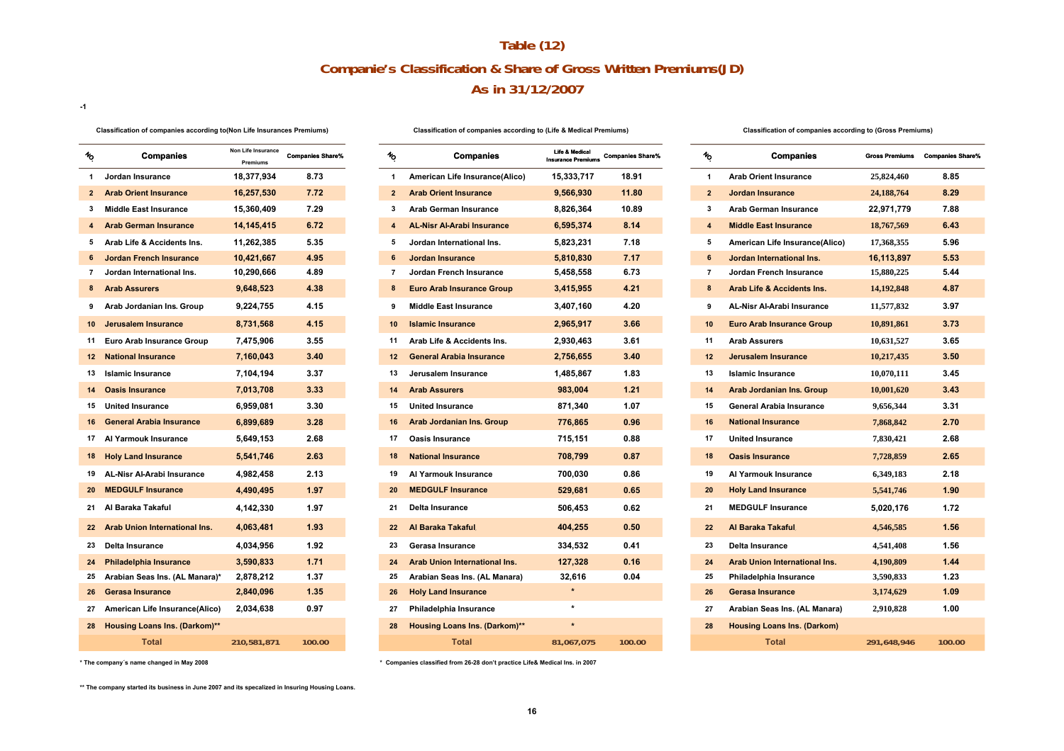# Table (12)

## Companie's Classification & Share of Gross Written Premiums(JD)

### As in 31/12/2007

-1

**Classification of companies according to(Non Life Insurances Premiums)**

| NO | Companies | Non Life Insurance Premiums | Companies Share% |
|---|---|---|---|
| 1 | Jordan Insurance | 18,377,934 | 8.73 |
| 2 | Arab Orient Insurance | 16,257,530 | 7.72 |
| 3 | Middle East Insurance | 15,360,409 | 7.29 |
| 4 | Arab German Insurance | 14,145,415 | 6.72 |
| 5 | Arab Life & Accidents Ins. | 11,262,385 | 5.35 |
| 6 | Jordan French Insurance | 10,421,667 | 4.95 |
| 7 | Jordan International Ins. | 10,290,666 | 4.89 |
| 8 | Arab Assurers | 9,648,523 | 4.38 |
| 9 | Arab Jordanian Ins. Group | 9,224,755 | 4.15 |
| 10 | Jerusalem Insurance | 8,731,568 | 4.15 |
| 11 | Euro Arab Insurance Group | 7,475,906 | 3.55 |
| 12 | National Insurance | 7,160,043 | 3.40 |
| 13 | Islamic Insurance | 7,104,194 | 3.37 |
| 14 | Oasis Insurance | 7,013,708 | 3.33 |
| 15 | United Insurance | 6,959,081 | 3.30 |
| 16 | General Arabia Insurance | 6,899,689 | 3.28 |
| 17 | Al Yarmouk Insurance | 5,649,153 | 2.68 |
| 18 | Holy Land Insurance | 5,541,746 | 2.63 |
| 19 | AL-Nisr Al-Arabi Insurance | 4,982,458 | 2.13 |
| 20 | MEDGULF Insurance | 4,490,495 | 1.97 |
| 21 | Al Baraka Takaful | 4,142,330 | 1.97 |
| 22 | Arab Union International Ins. | 4,063,481 | 1.93 |
| 23 | Delta Insurance | 4,034,956 | 1.92 |
| 24 | Philadelphia Insurance | 3,590,833 | 1.71 |
| 25 | Arabian Seas Ins. (AL Manara)* | 2,878,212 | 1.37 |
| 26 | Gerasa Insurance | 2,840,096 | 1.35 |
| 27 | American Life Insurance(Alico) | 2,034,638 | 0.97 |
| 28 | Housing Loans Ins. (Darkom)** | | |
| | Total | 210,581,871 | 100.00 |

\* The company´s name changed in May 2008

\*\* The company started its business in June 2007 and its specalized in Insuring Housing Loans.

**Classification of companies according to (Life & Medical Premiums)**

| NO | Companies | Life & Medical Insurance Premiums | Companies Share% |
|---|---|---|---|
| 1 | American Life Insurance(Alico) | 15,333,717 | 18.91 |
| 2 | Arab Orient Insurance | 9,566,930 | 11.80 |
| 3 | Arab German Insurance | 8,826,364 | 10.89 |
| 4 | AL-Nisr Al-Arabi Insurance | 6,595,374 | 8.14 |
| 5 | Jordan International Ins. | 5,823,231 | 7.18 |
| 6 | Jordan Insurance | 5,810,830 | 7.17 |
| 7 | Jordan French Insurance | 5,458,558 | 6.73 |
| 8 | Euro Arab Insurance Group | 3,415,955 | 4.21 |
| 9 | Middle East Insurance | 3,407,160 | 4.20 |
| 10 | Islamic Insurance | 2,965,917 | 3.66 |
| 11 | Arab Life & Accidents Ins. | 2,930,463 | 3.61 |
| 12 | General Arabia Insurance | 2,756,655 | 3.40 |
| 13 | Jerusalem Insurance | 1,485,867 | 1.83 |
| 14 | Arab Assurers | 983,004 | 1.21 |
| 15 | United Insurance | 871,340 | 1.07 |
| 16 | Arab Jordanian Ins. Group | 776,865 | 0.96 |
| 17 | Oasis Insurance | 715,151 | 0.88 |
| 18 | National Insurance | 708,799 | 0.87 |
| 19 | Al Yarmouk Insurance | 700,030 | 0.86 |
| 20 | MEDGULF Insurance | 529,681 | 0.65 |
| 21 | Delta Insurance | 506,453 | 0.62 |
| 22 | Al Baraka Takaful | 404,255 | 0.50 |
| 23 | Gerasa Insurance | 334,532 | 0.41 |
| 24 | Arab Union International Ins. | 127,328 | 0.16 |
| 25 | Arabian Seas Ins. (AL Manara) | 32,616 | 0.04 |
| 26 | Holy Land Insurance | * | |
| 27 | Philadelphia Insurance | * | |
| 28 | Housing Loans Ins. (Darkom)** | * | |
| | Total | 81,067,075 | 100.00 |

\* Companies classified from 26-28 don't practice Life& Medical Ins. in 2007

**Classification of companies according to (Gross Premiums)**

| NO | Companies | Gross Premiums | Companies Share% |
|---|---|---|---|
| 1 | Arab Orient Insurance | 25,824,460 | 8.85 |
| 2 | Jordan Insurance | 24,188,764 | 8.29 |
| 3 | Arab German Insurance | 22,971,779 | 7.88 |
| 4 | Middle East Insurance | 18,767,569 | 6.43 |
| 5 | American Life Insurance(Alico) | 17,368,355 | 5.96 |
| 6 | Jordan International Ins. | 16,113,897 | 5.53 |
| 7 | Jordan French Insurance | 15,880,225 | 5.44 |
| 8 | Arab Life & Accidents Ins. | 14,192,848 | 4.87 |
| 9 | AL-Nisr Al-Arabi Insurance | 11,577,832 | 3.97 |
| 10 | Euro Arab Insurance Group | 10,891,861 | 3.73 |
| 11 | Arab Assurers | 10,631,527 | 3.65 |
| 12 | Jerusalem Insurance | 10,217,435 | 3.50 |
| 13 | Islamic Insurance | 10,070,111 | 3.45 |
| 14 | Arab Jordanian Ins. Group | 10,001,620 | 3.43 |
| 15 | General Arabia Insurance | 9,656,344 | 3.31 |
| 16 | National Insurance | 7,868,842 | 2.70 |
| 17 | United Insurance | 7,830,421 | 2.68 |
| 18 | Oasis Insurance | 7,728,859 | 2.65 |
| 19 | Al Yarmouk Insurance | 6,349,183 | 2.18 |
| 20 | Holy Land Insurance | 5,541,746 | 1.90 |
| 21 | MEDGULF Insurance | 5,020,176 | 1.72 |
| 22 | Al Baraka Takaful | 4,546,585 | 1.56 |
| 23 | Delta Insurance | 4,541,408 | 1.56 |
| 24 | Arab Union International Ins. | 4,190,809 | 1.44 |
| 25 | Philadelphia Insurance | 3,590,833 | 1.23 |
| 26 | Gerasa Insurance | 3,174,629 | 1.09 |
| 27 | Arabian Seas Ins. (AL Manara) | 2,910,828 | 1.00 |
| 28 | Housing Loans Ins. (Darkom) | | |
| | Total | 291,648,946 | 100.00 |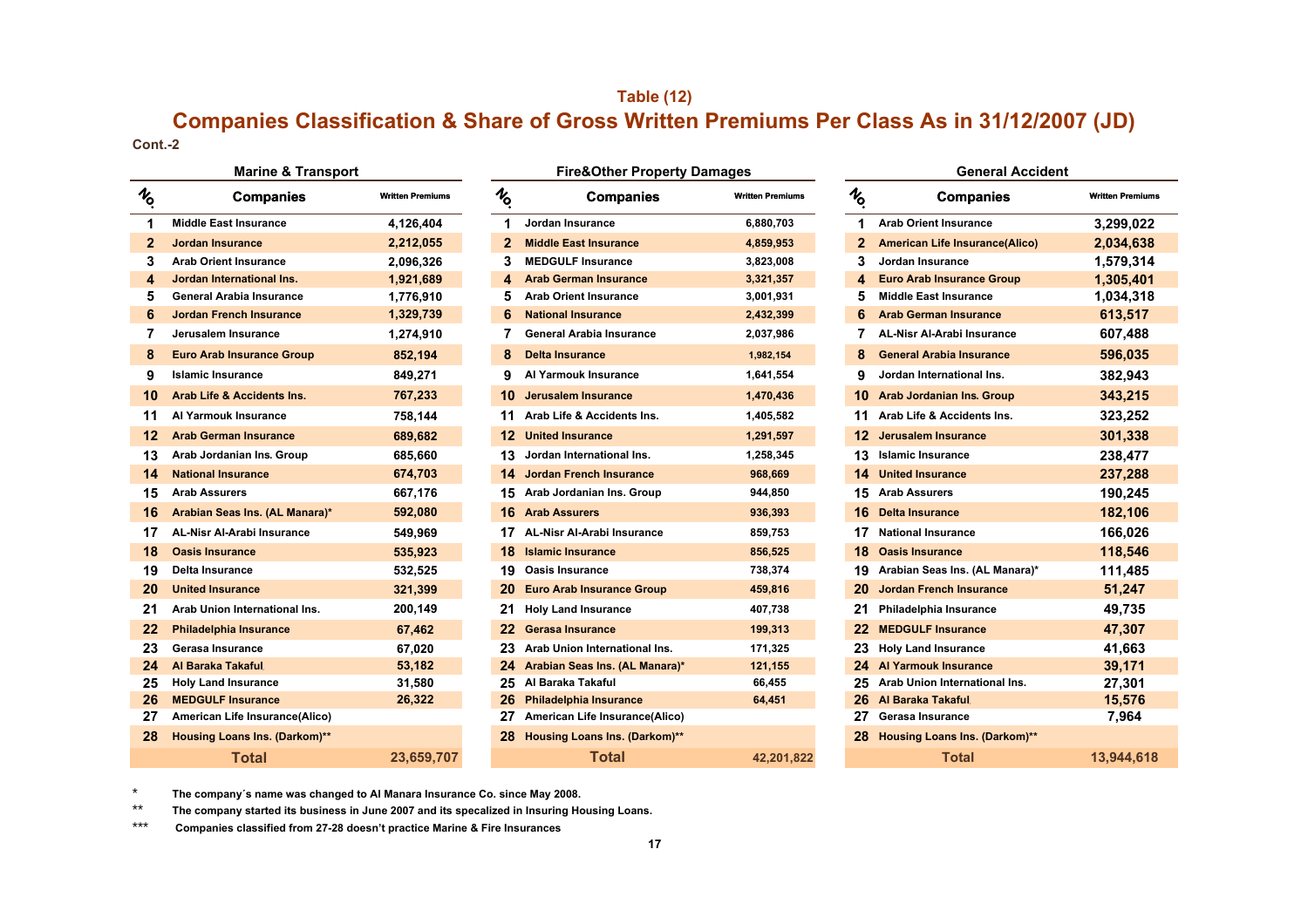## Table (12)

# Companies Classification & Share of Gross Written Premiums Per Class As in 31/12/2007 (JD)

**Cont.-2**

### Marine & Transport

| No | Companies | Written Premiums |
|---|---|---|
| 1 | Middle East Insurance | 4,126,404 |
| 2 | Jordan Insurance | 2,212,055 |
| 3 | Arab Orient Insurance | 2,096,326 |
| 4 | Jordan International Ins. | 1,921,689 |
| 5 | General Arabia Insurance | 1,776,910 |
| 6 | Jordan French Insurance | 1,329,739 |
| 7 | Jerusalem Insurance | 1,274,910 |
| 8 | Euro Arab Insurance Group | 852,194 |
| 9 | Islamic Insurance | 849,271 |
| 10 | Arab Life & Accidents Ins. | 767,233 |
| 11 | Al Yarmouk Insurance | 758,144 |
| 12 | Arab German Insurance | 689,682 |
| 13 | Arab Jordanian Ins. Group | 685,660 |
| 14 | National Insurance | 674,703 |
| 15 | Arab Assurers | 667,176 |
| 16 | Arabian Seas Ins. (AL Manara)* | 592,080 |
| 17 | AL-Nisr Al-Arabi Insurance | 549,969 |
| 18 | Oasis Insurance | 535,923 |
| 19 | Delta Insurance | 532,525 |
| 20 | United Insurance | 321,399 |
| 21 | Arab Union International Ins. | 200,149 |
| 22 | Philadelphia Insurance | 67,462 |
| 23 | Gerasa Insurance | 67,020 |
| 24 | Al Baraka Takaful | 53,182 |
| 25 | Holy Land Insurance | 31,580 |
| 26 | MEDGULF Insurance | 26,322 |
| 27 | American Life Insurance(Alico) | |
| 28 | Housing Loans Ins. (Darkom)** | |
| | **Total** | **23,659,707** |

### Fire&Other Property Damages

| No | Companies | Written Premiums |
|---|---|---|
| 1 | Jordan Insurance | 6,880,703 |
| 2 | Middle East Insurance | 4,859,953 |
| 3 | MEDGULF Insurance | 3,823,008 |
| 4 | Arab German Insurance | 3,321,357 |
| 5 | Arab Orient Insurance | 3,001,931 |
| 6 | National Insurance | 2,432,399 |
| 7 | General Arabia Insurance | 2,037,986 |
| 8 | Delta Insurance | 1,982,154 |
| 9 | Al Yarmouk Insurance | 1,641,554 |
| 10 | Jerusalem Insurance | 1,470,436 |
| 11 | Arab Life & Accidents Ins. | 1,405,582 |
| 12 | United Insurance | 1,291,597 |
| 13 | Jordan International Ins. | 1,258,345 |
| 14 | Jordan French Insurance | 968,669 |
| 15 | Arab Jordanian Ins. Group | 944,850 |
| 16 | Arab Assurers | 936,393 |
| 17 | AL-Nisr Al-Arabi Insurance | 859,753 |
| 18 | Islamic Insurance | 856,525 |
| 19 | Oasis Insurance | 738,374 |
| 20 | Euro Arab Insurance Group | 459,816 |
| 21 | Holy Land Insurance | 407,738 |
| 22 | Gerasa Insurance | 199,313 |
| 23 | Arab Union International Ins. | 171,325 |
| 24 | Arabian Seas Ins. (AL Manara)* | 121,155 |
| 25 | Al Baraka Takaful | 66,455 |
| 26 | Philadelphia Insurance | 64,451 |
| 27 | American Life Insurance(Alico) | |
| 28 | Housing Loans Ins. (Darkom)** | |
| | **Total** | **42,201,822** |

### General Accident

| No | Companies | Written Premiums |
|---|---|---|
| 1 | Arab Orient Insurance | 3,299,022 |
| 2 | American Life Insurance(Alico) | 2,034,638 |
| 3 | Jordan Insurance | 1,579,314 |
| 4 | Euro Arab Insurance Group | 1,305,401 |
| 5 | Middle East Insurance | 1,034,318 |
| 6 | Arab German Insurance | 613,517 |
| 7 | AL-Nisr Al-Arabi Insurance | 607,488 |
| 8 | General Arabia Insurance | 596,035 |
| 9 | Jordan International Ins. | 382,943 |
| 10 | Arab Jordanian Ins. Group | 343,215 |
| 11 | Arab Life & Accidents Ins. | 323,252 |
| 12 | Jerusalem Insurance | 301,338 |
| 13 | Islamic Insurance | 238,477 |
| 14 | United Insurance | 237,288 |
| 15 | Arab Assurers | 190,245 |
| 16 | Delta Insurance | 182,106 |
| 17 | National Insurance | 166,026 |
| 18 | Oasis Insurance | 118,546 |
| 19 | Arabian Seas Ins. (AL Manara)* | 111,485 |
| 20 | Jordan French Insurance | 51,247 |
| 21 | Philadelphia Insurance | 49,735 |
| 22 | MEDGULF Insurance | 47,307 |
| 23 | Holy Land Insurance | 41,663 |
| 24 | Al Yarmouk Insurance | 39,171 |
| 25 | Arab Union International Ins. | 27,301 |
| 26 | Al Baraka Takaful | 15,576 |
| 27 | Gerasa Insurance | 7,964 |
| 28 | Housing Loans Ins. (Darkom)** | |
| | **Total** | **13,944,618** |

\* The company´s name was changed to Al Manara Insurance Co. since May 2008.

** The company started its business in June 2007 and its specalized in Insuring Housing Loans.

*** Companies classified from 27-28 doesn't practice Marine & Fire Insurances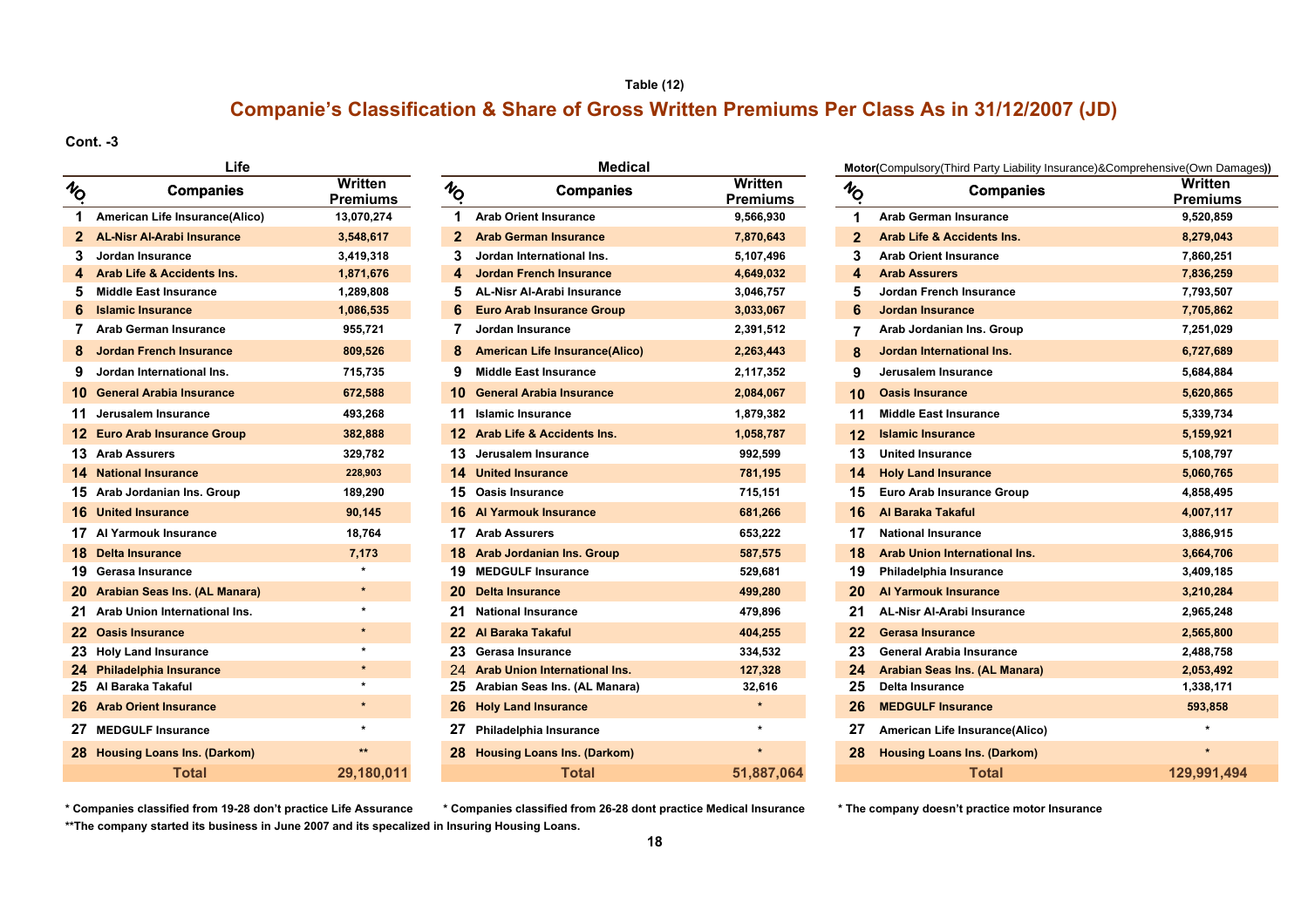Table (12)

## Companie's Classification & Share of Gross Written Premiums Per Class As in 31/12/2007 (JD)

**Cont. -3**

### Life

| NO. | Companies | Written Premiums |
|---|---|---|
| 1 | American Life Insurance(Alico) | 13,070,274 |
| 2 | AL-Nisr Al-Arabi Insurance | 3,548,617 |
| 3 | Jordan Insurance | 3,419,318 |
| 4 | Arab Life & Accidents Ins. | 1,871,676 |
| 5 | Middle East Insurance | 1,289,808 |
| 6 | Islamic Insurance | 1,086,535 |
| 7 | Arab German Insurance | 955,721 |
| 8 | Jordan French Insurance | 809,526 |
| 9 | Jordan International Ins. | 715,735 |
| 10 | General Arabia Insurance | 672,588 |
| 11 | Jerusalem Insurance | 493,268 |
| 12 | Euro Arab Insurance Group | 382,888 |
| 13 | Arab Assurers | 329,782 |
| 14 | National Insurance | 228,903 |
| 15 | Arab Jordanian Ins. Group | 189,290 |
| 16 | United Insurance | 90,145 |
| 17 | Al Yarmouk Insurance | 18,764 |
| 18 | Delta Insurance | 7,173 |
| 19 | Gerasa Insurance | * |
| 20 | Arabian Seas Ins. (AL Manara) | * |
| 21 | Arab Union International Ins. | * |
| 22 | Oasis Insurance | * |
| 23 | Holy Land Insurance | * |
| 24 | Philadelphia Insurance | * |
| 25 | Al Baraka Takaful | * |
| 26 | Arab Orient Insurance | * |
| 27 | MEDGULF Insurance | * |
| 28 | Housing Loans Ins. (Darkom) | ** |
| | **Total** | **29,180,011** |

* Companies classified from 19-28 don't practice Life Assurance

**The company started its business in June 2007 and its specalized in Insuring Housing Loans.

### Medical

| NO. | Companies | Written Premiums |
|---|---|---|
| 1 | Arab Orient Insurance | 9,566,930 |
| 2 | Arab German Insurance | 7,870,643 |
| 3 | Jordan International Ins. | 5,107,496 |
| 4 | Jordan French Insurance | 4,649,032 |
| 5 | AL-Nisr Al-Arabi Insurance | 3,046,757 |
| 6 | Euro Arab Insurance Group | 3,033,067 |
| 7 | Jordan Insurance | 2,391,512 |
| 8 | American Life Insurance(Alico) | 2,263,443 |
| 9 | Middle East Insurance | 2,117,352 |
| 10 | General Arabia Insurance | 2,084,067 |
| 11 | Islamic Insurance | 1,879,382 |
| 12 | Arab Life & Accidents Ins. | 1,058,787 |
| 13 | Jerusalem Insurance | 992,599 |
| 14 | United Insurance | 781,195 |
| 15 | Oasis Insurance | 715,151 |
| 16 | Al Yarmouk Insurance | 681,266 |
| 17 | Arab Assurers | 653,222 |
| 18 | Arab Jordanian Ins. Group | 587,575 |
| 19 | MEDGULF Insurance | 529,681 |
| 20 | Delta Insurance | 499,280 |
| 21 | National Insurance | 479,896 |
| 22 | Al Baraka Takaful | 404,255 |
| 23 | Gerasa Insurance | 334,532 |
| 24 | Arab Union International Ins. | 127,328 |
| 25 | Arabian Seas Ins. (AL Manara) | 32,616 |
| 26 | Holy Land Insurance | * |
| 27 | Philadelphia Insurance | * |
| 28 | Housing Loans Ins. (Darkom) | * |
| | **Total** | **51,887,064** |

* Companies classified from 26-28 dont practice Medical Insurance

### Motor(Compulsory(Third Party Liability Insurance)&Comprehensive(Own Damages))

| NO. | Companies | Written Premiums |
|---|---|---|
| 1 | Arab German Insurance | 9,520,859 |
| 2 | Arab Life & Accidents Ins. | 8,279,043 |
| 3 | Arab Orient Insurance | 7,860,251 |
| 4 | Arab Assurers | 7,836,259 |
| 5 | Jordan French Insurance | 7,793,507 |
| 6 | Jordan Insurance | 7,705,862 |
| 7 | Arab Jordanian Ins. Group | 7,251,029 |
| 8 | Jordan International Ins. | 6,727,689 |
| 9 | Jerusalem Insurance | 5,684,884 |
| 10 | Oasis Insurance | 5,620,865 |
| 11 | Middle East Insurance | 5,339,734 |
| 12 | Islamic Insurance | 5,159,921 |
| 13 | United Insurance | 5,108,797 |
| 14 | Holy Land Insurance | 5,060,765 |
| 15 | Euro Arab Insurance Group | 4,858,495 |
| 16 | Al Baraka Takaful | 4,007,117 |
| 17 | National Insurance | 3,886,915 |
| 18 | Arab Union International Ins. | 3,664,706 |
| 19 | Philadelphia Insurance | 3,409,185 |
| 20 | Al Yarmouk Insurance | 3,210,284 |
| 21 | AL-Nisr Al-Arabi Insurance | 2,965,248 |
| 22 | Gerasa Insurance | 2,565,800 |
| 23 | General Arabia Insurance | 2,488,758 |
| 24 | Arabian Seas Ins. (AL Manara) | 2,053,492 |
| 25 | Delta Insurance | 1,338,171 |
| 26 | MEDGULF Insurance | 593,858 |
| 27 | American Life Insurance(Alico) | * |
| 28 | Housing Loans Ins. (Darkom) | * |
| | **Total** | **129,991,494** |

* The company doesn't practice motor Insurance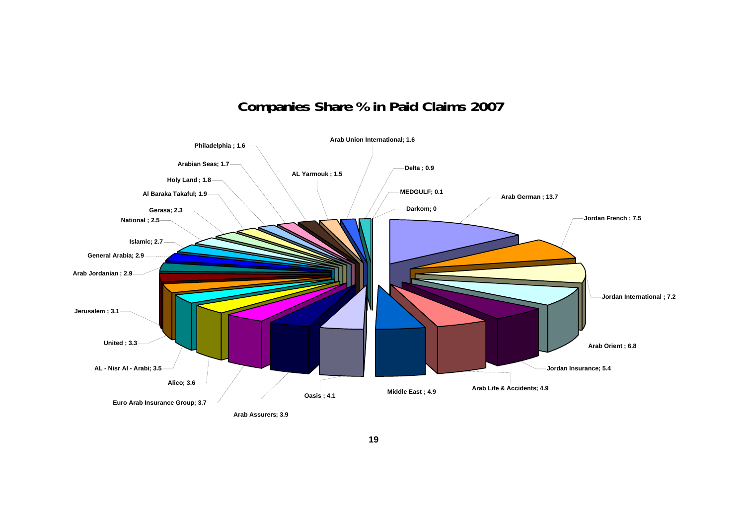## Companies Share % in Paid Claims 2007

| Company | Share % |
|---|---|
| Arab German | 13.7 |
| Jordan French | 7.5 |
| Jordan International | 7.2 |
| Arab Orient | 6.8 |
| Jordan Insurance | 5.4 |
| Arab Life & Accidents | 4.9 |
| Middle East | 4.9 |
| Oasis | 4.1 |
| Arab Assurers | 3.9 |
| Euro Arab Insurance Group | 3.7 |
| Alico | 3.6 |
| AL - Nisr Al - Arabi | 3.5 |
| United | 3.3 |
| Jerusalem | 3.1 |
| Arab Jordanian | 2.9 |
| General Arabia | 2.9 |
| Islamic | 2.7 |
| National | 2.5 |
| Gerasa | 2.3 |
| Al Baraka Takaful | 1.9 |
| Holy Land | 1.8 |
| Arabian Seas | 1.7 |
| Philadelphia | 1.6 |
| AL Yarmouk | 1.5 |
| Arab Union International | 1.6 |
| Delta | 0.9 |
| MEDGULF | 0.1 |
| Darkom | 0 |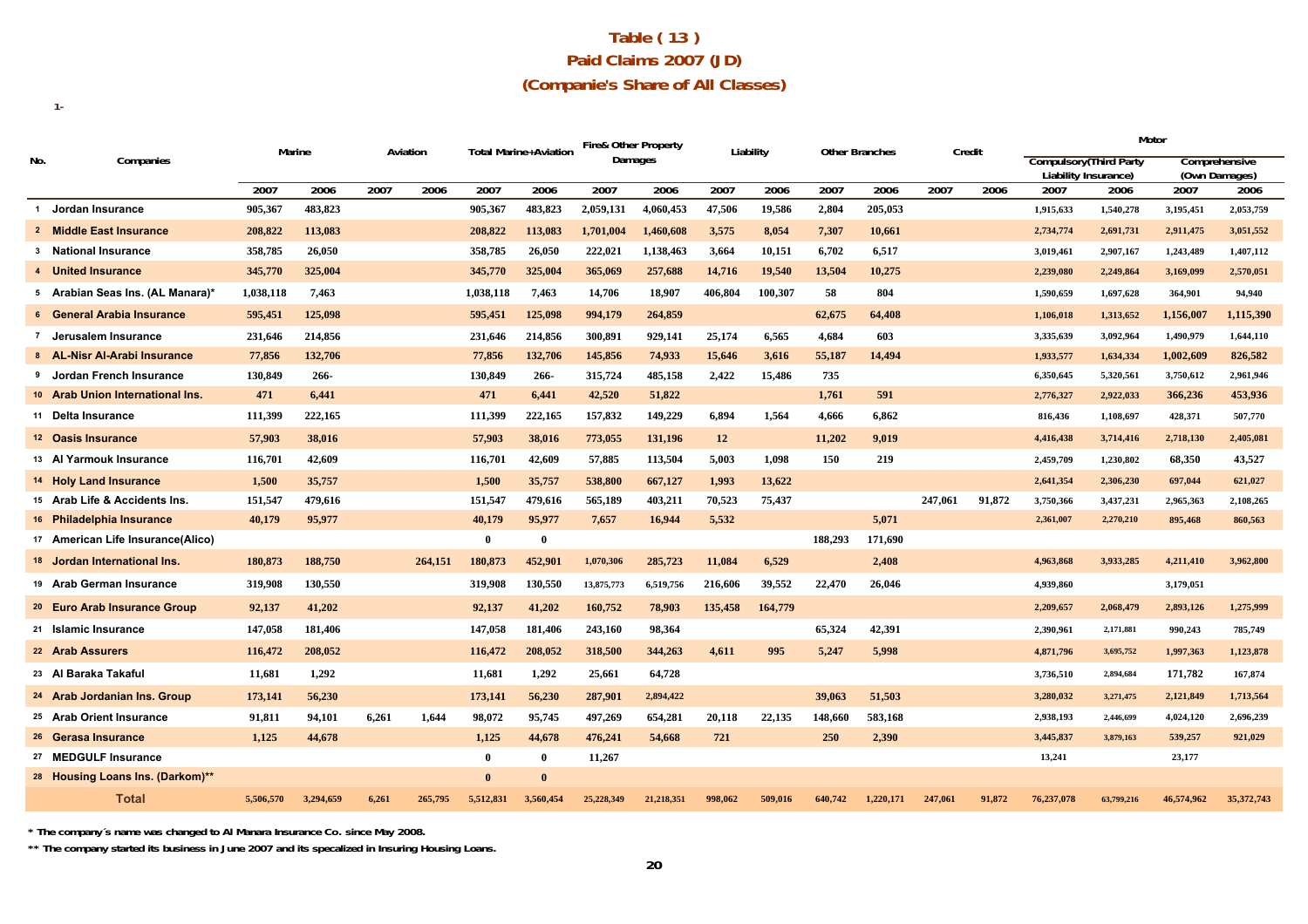# Table ( 13 )

## Paid Claims 2007 (JD)

## (Companie's Share of All Classes)

1-

| No. | Companies | Marine | | Aviation | | Total Marine+Aviation | | Fire& Other Property Damages | | Liability | | Other Branches | | Credit | | Motor | | | |
|---|---|---|---|---|---|---|---|---|---|---|---|---|---|---|---|---|---|---|---|
| | | | | | | | | | | | | | | | | Compulsory(Third Party Liability Insurance) | | Comprehensive (Own Damages) | |
| | | 2007 | 2006 | 2007 | 2006 | 2007 | 2006 | 2007 | 2006 | 2007 | 2006 | 2007 | 2006 | 2007 | 2006 | 2007 | 2006 | 2007 | 2006 |
| 1 | Jordan Insurance | 905,367 | 483,823 | | | 905,367 | 483,823 | 2,059,131 | 4,060,453 | 47,506 | 19,586 | 2,804 | 205,053 | | | 1,915,633 | 1,540,278 | 3,195,451 | 2,053,759 |
| 2 | Middle East Insurance | 208,822 | 113,083 | | | 208,822 | 113,083 | 1,701,004 | 1,460,608 | 3,575 | 8,054 | 7,307 | 10,661 | | | 2,734,774 | 2,691,731 | 2,911,475 | 3,051,552 |
| 3 | National Insurance | 358,785 | 26,050 | | | 358,785 | 26,050 | 222,021 | 1,138,463 | 3,664 | 10,151 | 6,702 | 6,517 | | | 3,019,461 | 2,907,167 | 1,243,489 | 1,407,112 |
| 4 | United Insurance | 345,770 | 325,004 | | | 345,770 | 325,004 | 365,069 | 257,688 | 14,716 | 19,540 | 13,504 | 10,275 | | | 2,239,080 | 2,249,864 | 3,169,099 | 2,570,051 |
| 5 | Arabian Seas Ins. (AL Manara)* | 1,038,118 | 7,463 | | | 1,038,118 | 7,463 | 14,706 | 18,907 | 406,804 | 100,307 | 58 | 804 | | | 1,590,659 | 1,697,628 | 364,901 | 94,940 |
| 6 | General Arabia Insurance | 595,451 | 125,098 | | | 595,451 | 125,098 | 994,179 | 264,859 | | | 62,675 | 64,408 | | | 1,106,018 | 1,313,652 | 1,156,007 | 1,115,390 |
| 7 | Jerusalem Insurance | 231,646 | 214,856 | | | 231,646 | 214,856 | 300,891 | 929,141 | 25,174 | 6,565 | 4,684 | 603 | | | 3,335,639 | 3,092,964 | 1,490,979 | 1,644,110 |
| 8 | AL-Nisr Al-Arabi Insurance | 77,856 | 132,706 | | | 77,856 | 132,706 | 145,856 | 74,933 | 15,646 | 3,616 | 55,187 | 14,494 | | | 1,933,577 | 1,634,334 | 1,002,609 | 826,582 |
| 9 | Jordan French Insurance | 130,849 | 266- | | | 130,849 | 266- | 315,724 | 485,158 | 2,422 | 15,486 | 735 | | | | 6,350,645 | 5,320,561 | 3,750,612 | 2,961,946 |
| 10 | Arab Union International Ins. | 471 | 6,441 | | | 471 | 6,441 | 42,520 | 51,822 | | | 1,761 | 591 | | | 2,776,327 | 2,922,033 | 366,236 | 453,936 |
| 11 | Delta Insurance | 111,399 | 222,165 | | | 111,399 | 222,165 | 157,832 | 149,229 | 6,894 | 1,564 | 4,666 | 6,862 | | | 816,436 | 1,108,697 | 428,371 | 507,770 |
| 12 | Oasis Insurance | 57,903 | 38,016 | | | 57,903 | 38,016 | 773,055 | 131,196 | 12 | | 11,202 | 9,019 | | | 4,416,438 | 3,714,416 | 2,718,130 | 2,405,081 |
| 13 | Al Yarmouk Insurance | 116,701 | 42,609 | | | 116,701 | 42,609 | 57,885 | 113,504 | 5,003 | 1,098 | 150 | 219 | | | 2,459,709 | 1,230,802 | 68,350 | 43,527 |
| 14 | Holy Land Insurance | 1,500 | 35,757 | | | 1,500 | 35,757 | 538,800 | 667,127 | 1,993 | 13,622 | | | | | 2,641,354 | 2,306,230 | 697,044 | 621,027 |
| 15 | Arab Life & Accidents Ins. | 151,547 | 479,616 | | | 151,547 | 479,616 | 565,189 | 403,211 | 70,523 | 75,437 | | | 247,061 | 91,872 | 3,750,366 | 3,437,231 | 2,965,363 | 2,108,265 |
| 16 | Philadelphia Insurance | 40,179 | 95,977 | | | 40,179 | 95,977 | 7,657 | 16,944 | 5,532 | | | 5,071 | | | 2,361,007 | 2,270,210 | 895,468 | 860,563 |
| 17 | American Life Insurance(Alico) | | | | | 0 | 0 | | | | | 188,293 | 171,690 | | | | | | |
| 18 | Jordan International Ins. | 180,873 | 188,750 | | 264,151 | 180,873 | 452,901 | 1,070,306 | 285,723 | 11,084 | 6,529 | | 2,408 | | | 4,963,868 | 3,933,285 | 4,211,410 | 3,962,800 |
| 19 | Arab German Insurance | 319,908 | 130,550 | | | 319,908 | 130,550 | 13,875,773 | 6,519,756 | 216,606 | 39,552 | 22,470 | 26,046 | | | 4,939,860 | | 3,179,051 | |
| 20 | Euro Arab Insurance Group | 92,137 | 41,202 | | | 92,137 | 41,202 | 160,752 | 78,903 | 135,458 | 164,779 | | | | | 2,209,657 | 2,068,479 | 2,893,126 | 1,275,999 |
| 21 | Islamic Insurance | 147,058 | 181,406 | | | 147,058 | 181,406 | 243,160 | 98,364 | | | 65,324 | 42,391 | | | 2,390,961 | 2,171,881 | 990,243 | 785,749 |
| 22 | Arab Assurers | 116,472 | 208,052 | | | 116,472 | 208,052 | 318,500 | 344,263 | 4,611 | 995 | 5,247 | 5,998 | | | 4,871,796 | 3,695,752 | 1,997,363 | 1,123,878 |
| 23 | Al Baraka Takaful | 11,681 | 1,292 | | | 11,681 | 1,292 | 25,661 | 64,728 | | | | | | | 3,736,510 | 2,894,684 | 171,782 | 167,874 |
| 24 | Arab Jordanian Ins. Group | 173,141 | 56,230 | | | 173,141 | 56,230 | 287,901 | 2,894,422 | | | 39,063 | 51,503 | | | 3,280,032 | 3,271,475 | 2,121,849 | 1,713,564 |
| 25 | Arab Orient Insurance | 91,811 | 94,101 | 6,261 | 1,644 | 98,072 | 95,745 | 497,269 | 654,281 | 20,118 | 22,135 | 148,660 | 583,168 | | | 2,938,193 | 2,446,699 | 4,024,120 | 2,696,239 |
| 26 | Gerasa Insurance | 1,125 | 44,678 | | | 1,125 | 44,678 | 476,241 | 54,668 | 721 | | 250 | 2,390 | | | 3,445,837 | 3,879,163 | 539,257 | 921,029 |
| 27 | MEDGULF Insurance | | | | | 0 | 0 | 11,267 | | | | | | | | 13,241 | | 23,177 | |
| 28 | Housing Loans Ins. (Darkom)** | | | | | 0 | 0 | | | | | | | | | | | | |
| | Total | 5,506,570 | 3,294,659 | 6,261 | 265,795 | 5,512,831 | 3,560,454 | 25,228,349 | 21,218,351 | 998,062 | 509,016 | 640,742 | 1,220,171 | 247,061 | 91,872 | 76,237,078 | 63,799,216 | 46,574,962 | 35,372,743 |

* The company´s name was changed to Al Manara Insurance Co. since May 2008.

** The company started its business in June 2007 and its specalized in Insuring Housing Loans.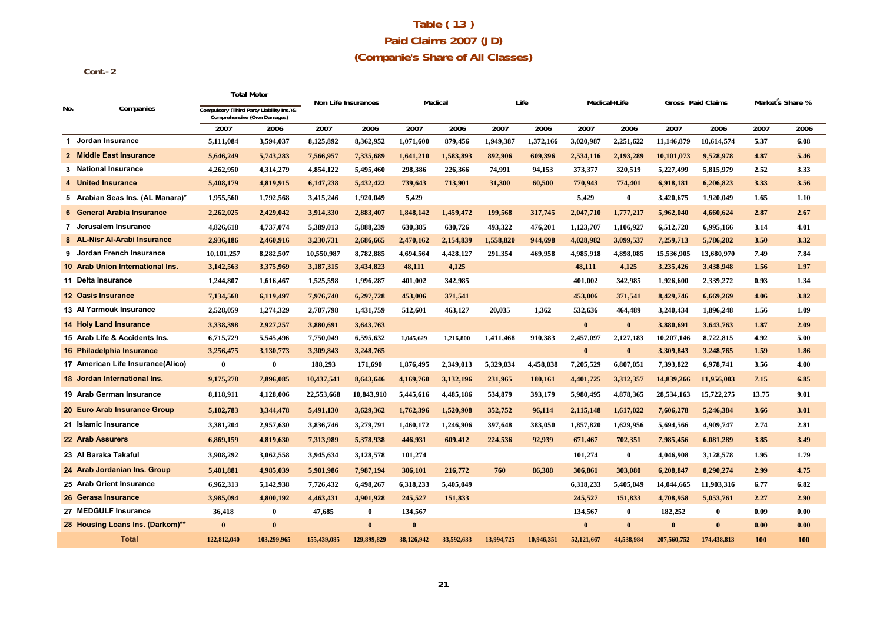# Table ( 13 )

## Paid Claims 2007 (JD)

## (Companie's Share of All Classes)

Cont.- 2

| No. | Companies | Total Motor Compulsory (Third Party Liability Ins.)& Comprehensive (Own Damages) | | Non Life Insurances | | Medical | | Life | | Medical+Life | | Gross Paid Claims | | Market's Share % | |
|---|---|---|---|---|---|---|---|---|---|---|---|---|---|---|---|
| | | 2007 | 2006 | 2007 | 2006 | 2007 | 2006 | 2007 | 2006 | 2007 | 2006 | 2007 | 2006 | 2007 | 2006 |
| 1 | Jordan Insurance | 5,111,084 | 3,594,037 | 8,125,892 | 8,362,952 | 1,071,600 | 879,456 | 1,949,387 | 1,372,166 | 3,020,987 | 2,251,622 | 11,146,879 | 10,614,574 | 5.37 | 6.08 |
| 2 | Middle East Insurance | 5,646,249 | 5,743,283 | 7,566,957 | 7,335,689 | 1,641,210 | 1,583,893 | 892,906 | 609,396 | 2,534,116 | 2,193,289 | 10,101,073 | 9,528,978 | 4.87 | 5.46 |
| 3 | National Insurance | 4,262,950 | 4,314,279 | 4,854,122 | 5,495,460 | 298,386 | 226,366 | 74,991 | 94,153 | 373,377 | 320,519 | 5,227,499 | 5,815,979 | 2.52 | 3.33 |
| 4 | United Insurance | 5,408,179 | 4,819,915 | 6,147,238 | 5,432,422 | 739,643 | 713,901 | 31,300 | 60,500 | 770,943 | 774,401 | 6,918,181 | 6,206,823 | 3.33 | 3.56 |
| 5 | Arabian Seas Ins. (AL Manara)* | 1,955,560 | 1,792,568 | 3,415,246 | 1,920,049 | 5,429 | | | | 5,429 | 0 | 3,420,675 | 1,920,049 | 1.65 | 1.10 |
| 6 | General Arabia Insurance | 2,262,025 | 2,429,042 | 3,914,330 | 2,883,407 | 1,848,142 | 1,459,472 | 199,568 | 317,745 | 2,047,710 | 1,777,217 | 5,962,040 | 4,660,624 | 2.87 | 2.67 |
| 7 | Jerusalem Insurance | 4,826,618 | 4,737,074 | 5,389,013 | 5,888,239 | 630,385 | 630,726 | 493,322 | 476,201 | 1,123,707 | 1,106,927 | 6,512,720 | 6,995,166 | 3.14 | 4.01 |
| 8 | AL-Nisr Al-Arabi Insurance | 2,936,186 | 2,460,916 | 3,230,731 | 2,686,665 | 2,470,162 | 2,154,839 | 1,558,820 | 944,698 | 4,028,982 | 3,099,537 | 7,259,713 | 5,786,202 | 3.50 | 3.32 |
| 9 | Jordan French Insurance | 10,101,257 | 8,282,507 | 10,550,987 | 8,782,885 | 4,694,564 | 4,428,127 | 291,354 | 469,958 | 4,985,918 | 4,898,085 | 15,536,905 | 13,680,970 | 7.49 | 7.84 |
| 10 | Arab Union International Ins. | 3,142,563 | 3,375,969 | 3,187,315 | 3,434,823 | 48,111 | 4,125 | | | 48,111 | 4,125 | 3,235,426 | 3,438,948 | 1.56 | 1.97 |
| 11 | Delta Insurance | 1,244,807 | 1,616,467 | 1,525,598 | 1,996,287 | 401,002 | 342,985 | | | 401,002 | 342,985 | 1,926,600 | 2,339,272 | 0.93 | 1.34 |
| 12 | Oasis Insurance | 7,134,568 | 6,119,497 | 7,976,740 | 6,297,728 | 453,006 | 371,541 | | | 453,006 | 371,541 | 8,429,746 | 6,669,269 | 4.06 | 3.82 |
| 13 | Al Yarmouk Insurance | 2,528,059 | 1,274,329 | 2,707,798 | 1,431,759 | 512,601 | 463,127 | 20,035 | 1,362 | 532,636 | 464,489 | 3,240,434 | 1,896,248 | 1.56 | 1.09 |
| 14 | Holy Land Insurance | 3,338,398 | 2,927,257 | 3,880,691 | 3,643,763 | | | | | 0 | 0 | 3,880,691 | 3,643,763 | 1.87 | 2.09 |
| 15 | Arab Life & Accidents Ins. | 6,715,729 | 5,545,496 | 7,750,049 | 6,595,632 | 1,045,629 | 1,216,800 | 1,411,468 | 910,383 | 2,457,097 | 2,127,183 | 10,207,146 | 8,722,815 | 4.92 | 5.00 |
| 16 | Philadelphia Insurance | 3,256,475 | 3,130,773 | 3,309,843 | 3,248,765 | | | | | 0 | 0 | 3,309,843 | 3,248,765 | 1.59 | 1.86 |
| 17 | American Life Insurance(Alico) | 0 | 0 | 188,293 | 171,690 | 1,876,495 | 2,349,013 | 5,329,034 | 4,458,038 | 7,205,529 | 6,807,051 | 7,393,822 | 6,978,741 | 3.56 | 4.00 |
| 18 | Jordan International Ins. | 9,175,278 | 7,896,085 | 10,437,541 | 8,643,646 | 4,169,760 | 3,132,196 | 231,965 | 180,161 | 4,401,725 | 3,312,357 | 14,839,266 | 11,956,003 | 7.15 | 6.85 |
| 19 | Arab German Insurance | 8,118,911 | 4,128,006 | 22,553,668 | 10,843,910 | 5,445,616 | 4,485,186 | 534,879 | 393,179 | 5,980,495 | 4,878,365 | 28,534,163 | 15,722,275 | 13.75 | 9.01 |
| 20 | Euro Arab Insurance Group | 5,102,783 | 3,344,478 | 5,491,130 | 3,629,362 | 1,762,396 | 1,520,908 | 352,752 | 96,114 | 2,115,148 | 1,617,022 | 7,606,278 | 5,246,384 | 3.66 | 3.01 |
| 21 | Islamic Insurance | 3,381,204 | 2,957,630 | 3,836,746 | 3,279,791 | 1,460,172 | 1,246,906 | 397,648 | 383,050 | 1,857,820 | 1,629,956 | 5,694,566 | 4,909,747 | 2.74 | 2.81 |
| 22 | Arab Assurers | 6,869,159 | 4,819,630 | 7,313,989 | 5,378,938 | 446,931 | 609,412 | 224,536 | 92,939 | 671,467 | 702,351 | 7,985,456 | 6,081,289 | 3.85 | 3.49 |
| 23 | Al Baraka Takaful | 3,908,292 | 3,062,558 | 3,945,634 | 3,128,578 | 101,274 | | | | 101,274 | 0 | 4,046,908 | 3,128,578 | 1.95 | 1.79 |
| 24 | Arab Jordanian Ins. Group | 5,401,881 | 4,985,039 | 5,901,986 | 7,987,194 | 306,101 | 216,772 | 760 | 86,308 | 306,861 | 303,080 | 6,208,847 | 8,290,274 | 2.99 | 4.75 |
| 25 | Arab Orient Insurance | 6,962,313 | 5,142,938 | 7,726,432 | 6,498,267 | 6,318,233 | 5,405,049 | | | 6,318,233 | 5,405,049 | 14,044,665 | 11,903,316 | 6.77 | 6.82 |
| 26 | Gerasa Insurance | 3,985,094 | 4,800,192 | 4,463,431 | 4,901,928 | 245,527 | 151,833 | | | 245,527 | 151,833 | 4,708,958 | 5,053,761 | 2.27 | 2.90 |
| 27 | MEDGULF Insurance | 36,418 | 0 | 47,685 | 0 | 134,567 | | | | 134,567 | 0 | 182,252 | 0 | 0.09 | 0.00 |
| 28 | Housing Loans Ins. (Darkom)** | 0 | 0 | | 0 | 0 | | | | 0 | 0 | 0 | 0 | 0.00 | 0.00 |
| | Total | 122,812,040 | 103,299,965 | 155,439,085 | 129,899,829 | 38,126,942 | 33,592,633 | 13,994,725 | 10,946,351 | 52,121,667 | 44,538,984 | 207,560,752 | 174,438,813 | 100 | 100 |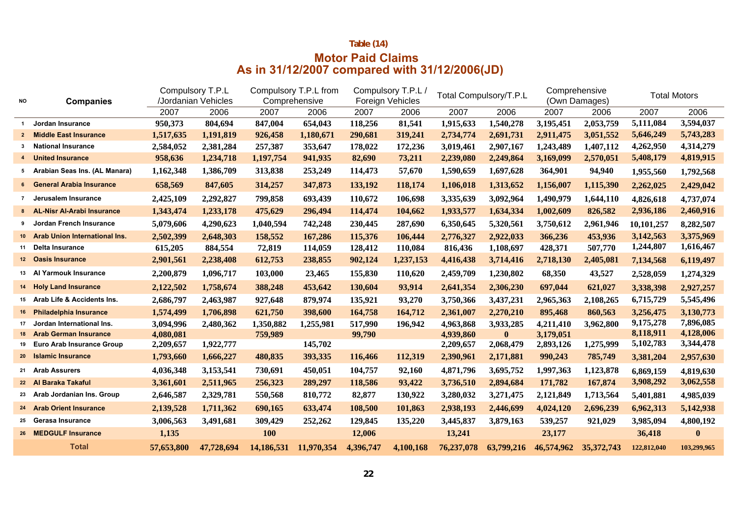**Table (14)**

## Motor Paid Claims
## As in 31/12/2007 compared with 31/12/2006(JD)

| NO | Companies | Compulsory T.P.L /Jordanian Vehicles | | Compulsory T.P.L from Comprehensive | | Compulsory T.P.L / Foreign Vehicles | | Total Compulsory/T.P.L | | Comprehensive (Own Damages) | | Total Motors | |
|---|---|---|---|---|---|---|---|---|---|---|---|---|---|
| | | 2007 | 2006 | 2007 | 2006 | 2007 | 2006 | 2007 | 2006 | 2007 | 2006 | 2007 | 2006 |
| 1 | Jordan Insurance | 950,373 | 804,694 | 847,004 | 654,043 | 118,256 | 81,541 | 1,915,633 | 1,540,278 | 3,195,451 | 2,053,759 | 5,111,084 | 3,594,037 |
| 2 | Middle East Insurance | 1,517,635 | 1,191,819 | 926,458 | 1,180,671 | 290,681 | 319,241 | 2,734,774 | 2,691,731 | 2,911,475 | 3,051,552 | 5,646,249 | 5,743,283 |
| 3 | National Insurance | 2,584,052 | 2,381,284 | 257,387 | 353,647 | 178,022 | 172,236 | 3,019,461 | 2,907,167 | 1,243,489 | 1,407,112 | 4,262,950 | 4,314,279 |
| 4 | United Insurance | 958,636 | 1,234,718 | 1,197,754 | 941,935 | 82,690 | 73,211 | 2,239,080 | 2,249,864 | 3,169,099 | 2,570,051 | 5,408,179 | 4,819,915 |
| 5 | Arabian Seas Ins. (AL Manara) | 1,162,348 | 1,386,709 | 313,838 | 253,249 | 114,473 | 57,670 | 1,590,659 | 1,697,628 | 364,901 | 94,940 | 1,955,560 | 1,792,568 |
| 6 | General Arabia Insurance | 658,569 | 847,605 | 314,257 | 347,873 | 133,192 | 118,174 | 1,106,018 | 1,313,652 | 1,156,007 | 1,115,390 | 2,262,025 | 2,429,042 |
| 7 | Jerusalem Insurance | 2,425,109 | 2,292,827 | 799,858 | 693,439 | 110,672 | 106,698 | 3,335,639 | 3,092,964 | 1,490,979 | 1,644,110 | 4,826,618 | 4,737,074 |
| 8 | AL-Nisr Al-Arabi Insurance | 1,343,474 | 1,233,178 | 475,629 | 296,494 | 114,474 | 104,662 | 1,933,577 | 1,634,334 | 1,002,609 | 826,582 | 2,936,186 | 2,460,916 |
| 9 | Jordan French Insurance | 5,079,606 | 4,290,623 | 1,040,594 | 742,248 | 230,445 | 287,690 | 6,350,645 | 5,320,561 | 3,750,612 | 2,961,946 | 10,101,257 | 8,282,507 |
| 10 | Arab Union International Ins. | 2,502,399 | 2,648,303 | 158,552 | 167,286 | 115,376 | 106,444 | 2,776,327 | 2,922,033 | 366,236 | 453,936 | 3,142,563 | 3,375,969 |
| 11 | Delta Insurance | 615,205 | 884,554 | 72,819 | 114,059 | 128,412 | 110,084 | 816,436 | 1,108,697 | 428,371 | 507,770 | 1,244,807 | 1,616,467 |
| 12 | Oasis Insurance | 2,901,561 | 2,238,408 | 612,753 | 238,855 | 902,124 | 1,237,153 | 4,416,438 | 3,714,416 | 2,718,130 | 2,405,081 | 7,134,568 | 6,119,497 |
| 13 | Al Yarmouk Insurance | 2,200,879 | 1,096,717 | 103,000 | 23,465 | 155,830 | 110,620 | 2,459,709 | 1,230,802 | 68,350 | 43,527 | 2,528,059 | 1,274,329 |
| 14 | Holy Land Insurance | 2,122,502 | 1,758,674 | 388,248 | 453,642 | 130,604 | 93,914 | 2,641,354 | 2,306,230 | 697,044 | 621,027 | 3,338,398 | 2,927,257 |
| 15 | Arab Life & Accidents Ins. | 2,686,797 | 2,463,987 | 927,648 | 879,974 | 135,921 | 93,270 | 3,750,366 | 3,437,231 | 2,965,363 | 2,108,265 | 6,715,729 | 5,545,496 |
| 16 | Philadelphia Insurance | 1,574,499 | 1,706,898 | 621,750 | 398,600 | 164,758 | 164,712 | 2,361,007 | 2,270,210 | 895,468 | 860,563 | 3,256,475 | 3,130,773 |
| 17 | Jordan International Ins. | 3,094,996 | 2,480,362 | 1,350,882 | 1,255,981 | 517,990 | 196,942 | 4,963,868 | 3,933,285 | 4,211,410 | 3,962,800 | 9,175,278 | 7,896,085 |
| 18 | Arab German Insurance | 4,080,081 | | 759,989 | | 99,790 | | 4,939,860 | 0 | 3,179,051 | | 8,118,911 | 4,128,006 |
| 19 | Euro Arab Insurance Group | 2,209,657 | 1,922,777 | | 145,702 | | | 2,209,657 | 2,068,479 | 2,893,126 | 1,275,999 | 5,102,783 | 3,344,478 |
| 20 | Islamic Insurance | 1,793,660 | 1,666,227 | 480,835 | 393,335 | 116,466 | 112,319 | 2,390,961 | 2,171,881 | 990,243 | 785,749 | 3,381,204 | 2,957,630 |
| 21 | Arab Assurers | 4,036,348 | 3,153,541 | 730,691 | 450,051 | 104,757 | 92,160 | 4,871,796 | 3,695,752 | 1,997,363 | 1,123,878 | 6,869,159 | 4,819,630 |
| 22 | Al Baraka Takaful | 3,361,601 | 2,511,965 | 256,323 | 289,297 | 118,586 | 93,422 | 3,736,510 | 2,894,684 | 171,782 | 167,874 | 3,908,292 | 3,062,558 |
| 23 | Arab Jordanian Ins. Group | 2,646,587 | 2,329,781 | 550,568 | 810,772 | 82,877 | 130,922 | 3,280,032 | 3,271,475 | 2,121,849 | 1,713,564 | 5,401,881 | 4,985,039 |
| 24 | Arab Orient Insurance | 2,139,528 | 1,711,362 | 690,165 | 633,474 | 108,500 | 101,863 | 2,938,193 | 2,446,699 | 4,024,120 | 2,696,239 | 6,962,313 | 5,142,938 |
| 25 | Gerasa Insurance | 3,006,563 | 3,491,681 | 309,429 | 252,262 | 129,845 | 135,220 | 3,445,837 | 3,879,163 | 539,257 | 921,029 | 3,985,094 | 4,800,192 |
| 26 | MEDGULF Insurance | 1,135 | | 100 | | 12,006 | | 13,241 | | 23,177 | | 36,418 | 0 |
| | **Total** | 57,653,800 | 47,728,694 | 14,186,531 | 11,970,354 | 4,396,747 | 4,100,168 | 76,237,078 | 63,799,216 | 46,574,962 | 35,372,743 | 122,812,040 | 103,299,965 |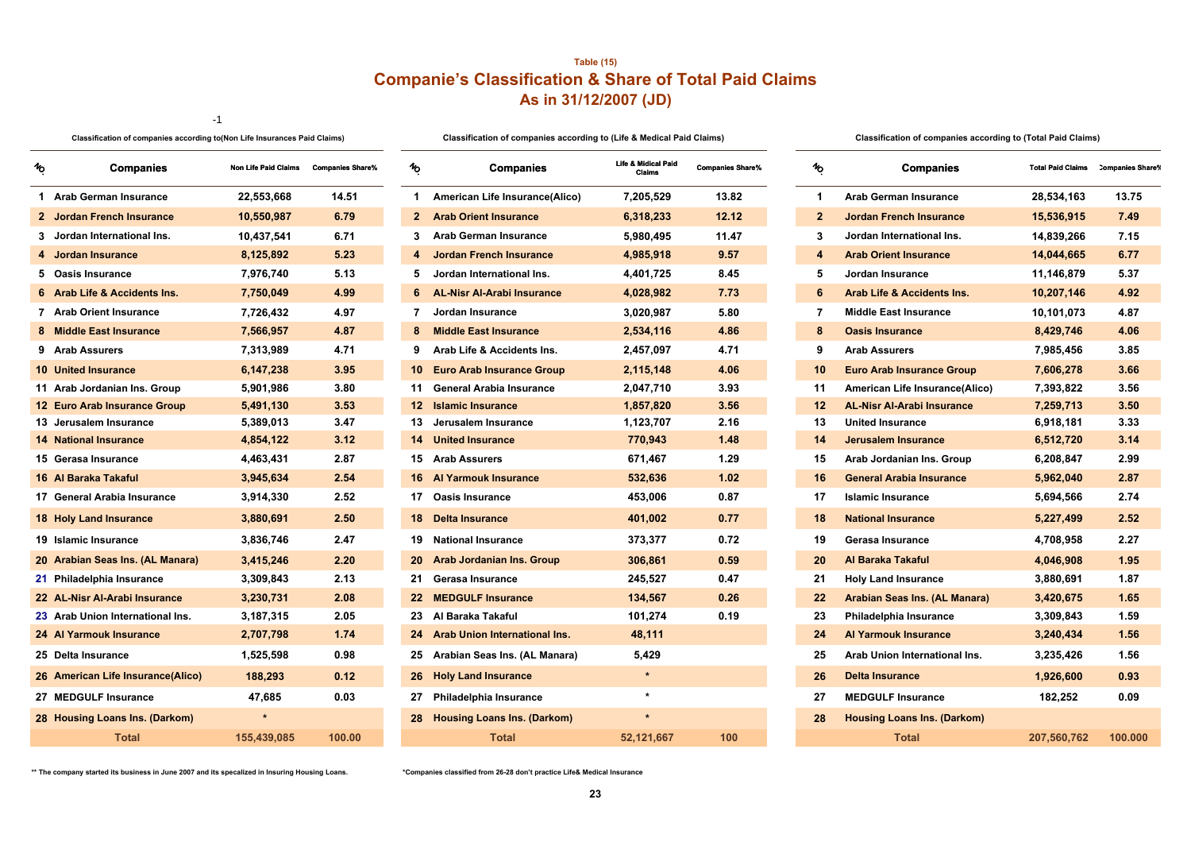Table (15)

## Companie's Classification & Share of Total Paid Claims

## As in 31/12/2007 (JD)

-1

### Classification of companies according to(Non Life Insurances Paid Claims)

| No | Companies | Non Life Paid Claims | Companies Share% |
|---|---|---|---|
| 1 | Arab German Insurance | 22,553,668 | 14.51 |
| 2 | Jordan French Insurance | 10,550,987 | 6.79 |
| 3 | Jordan International Ins. | 10,437,541 | 6.71 |
| 4 | Jordan Insurance | 8,125,892 | 5.23 |
| 5 | Oasis Insurance | 7,976,740 | 5.13 |
| 6 | Arab Life & Accidents Ins. | 7,750,049 | 4.99 |
| 7 | Arab Orient Insurance | 7,726,432 | 4.97 |
| 8 | Middle East Insurance | 7,566,957 | 4.87 |
| 9 | Arab Assurers | 7,313,989 | 4.71 |
| 10 | United Insurance | 6,147,238 | 3.95 |
| 11 | Arab Jordanian Ins. Group | 5,901,986 | 3.80 |
| 12 | Euro Arab Insurance Group | 5,491,130 | 3.53 |
| 13 | Jerusalem Insurance | 5,389,013 | 3.47 |
| 14 | National Insurance | 4,854,122 | 3.12 |
| 15 | Gerasa Insurance | 4,463,431 | 2.87 |
| 16 | Al Baraka Takaful | 3,945,634 | 2.54 |
| 17 | General Arabia Insurance | 3,914,330 | 2.52 |
| 18 | Holy Land Insurance | 3,880,691 | 2.50 |
| 19 | Islamic Insurance | 3,836,746 | 2.47 |
| 20 | Arabian Seas Ins. (AL Manara) | 3,415,246 | 2.20 |
| 21 | Philadelphia Insurance | 3,309,843 | 2.13 |
| 22 | AL-Nisr Al-Arabi Insurance | 3,230,731 | 2.08 |
| 23 | Arab Union International Ins. | 3,187,315 | 2.05 |
| 24 | Al Yarmouk Insurance | 2,707,798 | 1.74 |
| 25 | Delta Insurance | 1,525,598 | 0.98 |
| 26 | American Life Insurance(Alico) | 188,293 | 0.12 |
| 27 | MEDGULF Insurance | 47,685 | 0.03 |
| 28 | Housing Loans Ins. (Darkom) | * | |
| | Total | 155,439,085 | 100.00 |

### Classification of companies according to (Life & Medical Paid Claims)

| No | Companies | Life & Midical Paid Claims | Companies Share% |
|---|---|---|---|
| 1 | American Life Insurance(Alico) | 7,205,529 | 13.82 |
| 2 | Arab Orient Insurance | 6,318,233 | 12.12 |
| 3 | Arab German Insurance | 5,980,495 | 11.47 |
| 4 | Jordan French Insurance | 4,985,918 | 9.57 |
| 5 | Jordan International Ins. | 4,401,725 | 8.45 |
| 6 | AL-Nisr Al-Arabi Insurance | 4,028,982 | 7.73 |
| 7 | Jordan Insurance | 3,020,987 | 5.80 |
| 8 | Middle East Insurance | 2,534,116 | 4.86 |
| 9 | Arab Life & Accidents Ins. | 2,457,097 | 4.71 |
| 10 | Euro Arab Insurance Group | 2,115,148 | 4.06 |
| 11 | General Arabia Insurance | 2,047,710 | 3.93 |
| 12 | Islamic Insurance | 1,857,820 | 3.56 |
| 13 | Jerusalem Insurance | 1,123,707 | 2.16 |
| 14 | United Insurance | 770,943 | 1.48 |
| 15 | Arab Assurers | 671,467 | 1.29 |
| 16 | Al Yarmouk Insurance | 532,636 | 1.02 |
| 17 | Oasis Insurance | 453,006 | 0.87 |
| 18 | Delta Insurance | 401,002 | 0.77 |
| 19 | National Insurance | 373,377 | 0.72 |
| 20 | Arab Jordanian Ins. Group | 306,861 | 0.59 |
| 21 | Gerasa Insurance | 245,527 | 0.47 |
| 22 | MEDGULF Insurance | 134,567 | 0.26 |
| 23 | Al Baraka Takaful | 101,274 | 0.19 |
| 24 | Arab Union International Ins. | 48,111 | |
| 25 | Arabian Seas Ins. (AL Manara) | 5,429 | |
| 26 | Holy Land Insurance | * | |
| 27 | Philadelphia Insurance | * | |
| 28 | Housing Loans Ins. (Darkom) | * | |
| | Total | 52,121,667 | 100 |

### Classification of companies according to (Total Paid Claims)

| No | Companies | Total Paid Claims | Companies Share% |
|---|---|---|---|
| 1 | Arab German Insurance | 28,534,163 | 13.75 |
| 2 | Jordan French Insurance | 15,536,915 | 7.49 |
| 3 | Jordan International Ins. | 14,839,266 | 7.15 |
| 4 | Arab Orient Insurance | 14,044,665 | 6.77 |
| 5 | Jordan Insurance | 11,146,879 | 5.37 |
| 6 | Arab Life & Accidents Ins. | 10,207,146 | 4.92 |
| 7 | Middle East Insurance | 10,101,073 | 4.87 |
| 8 | Oasis Insurance | 8,429,746 | 4.06 |
| 9 | Arab Assurers | 7,985,456 | 3.85 |
| 10 | Euro Arab Insurance Group | 7,606,278 | 3.66 |
| 11 | American Life Insurance(Alico) | 7,393,822 | 3.56 |
| 12 | AL-Nisr Al-Arabi Insurance | 7,259,713 | 3.50 |
| 13 | United Insurance | 6,918,181 | 3.33 |
| 14 | Jerusalem Insurance | 6,512,720 | 3.14 |
| 15 | Arab Jordanian Ins. Group | 6,208,847 | 2.99 |
| 16 | General Arabia Insurance | 5,962,040 | 2.87 |
| 17 | Islamic Insurance | 5,694,566 | 2.74 |
| 18 | National Insurance | 5,227,499 | 2.52 |
| 19 | Gerasa Insurance | 4,708,958 | 2.27 |
| 20 | Al Baraka Takaful | 4,046,908 | 1.95 |
| 21 | Holy Land Insurance | 3,880,691 | 1.87 |
| 22 | Arabian Seas Ins. (AL Manara) | 3,420,675 | 1.65 |
| 23 | Philadelphia Insurance | 3,309,843 | 1.59 |
| 24 | Al Yarmouk Insurance | 3,240,434 | 1.56 |
| 25 | Arab Union International Ins. | 3,235,426 | 1.56 |
| 26 | Delta Insurance | 1,926,600 | 0.93 |
| 27 | MEDGULF Insurance | 182,252 | 0.09 |
| 28 | Housing Loans Ins. (Darkom) | | |
| | Total | 207,560,762 | 100.000 |

** The company started its business in June 2007 and its specalized in Insuring Housing Loans.

*Companies classified from 26-28 don't practice Life& Medical Insurance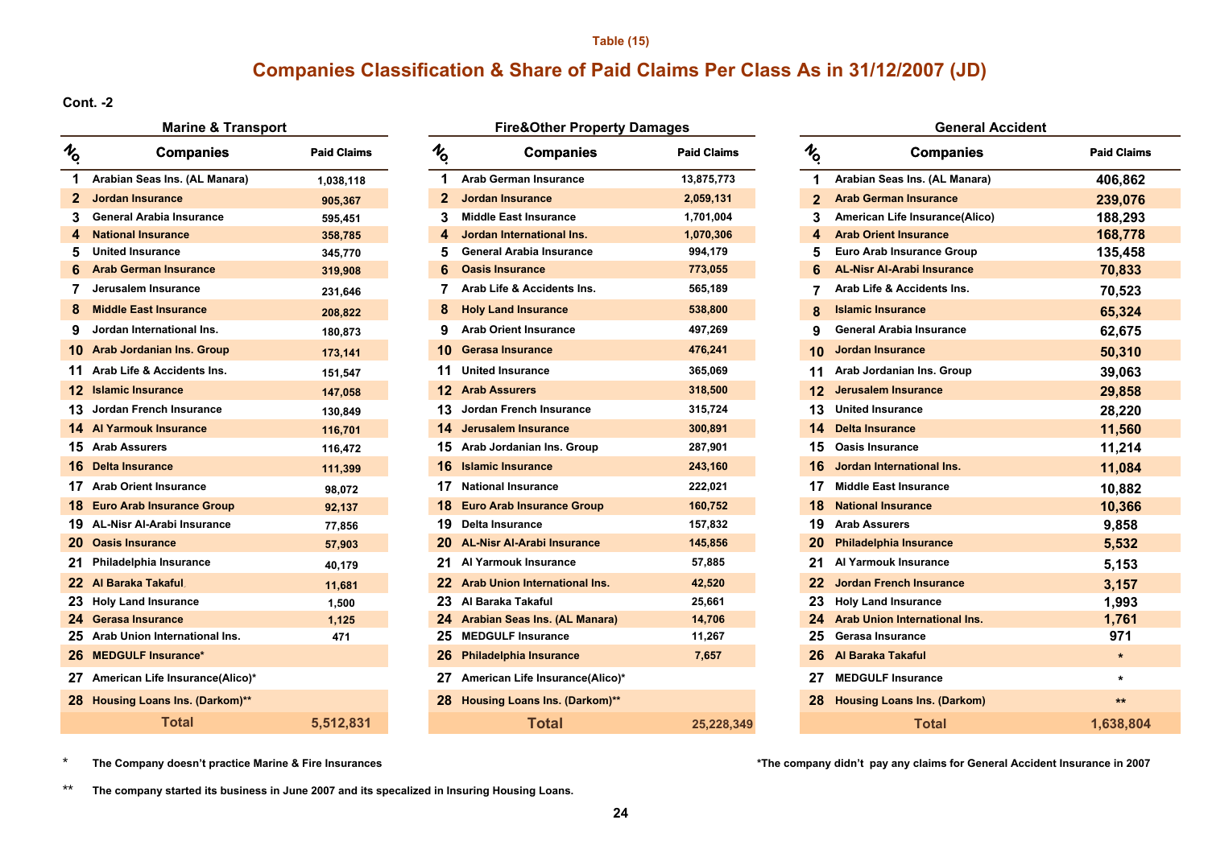Table (15)

# Companies Classification & Share of Paid Claims Per Class As in 31/12/2007 (JD)

Cont. -2

### Marine & Transport

| No. | Companies | Paid Claims |
|---|---|---|
| 1 | Arabian Seas Ins. (AL Manara) | 1,038,118 |
| 2 | Jordan Insurance | 905,367 |
| 3 | General Arabia Insurance | 595,451 |
| 4 | National Insurance | 358,785 |
| 5 | United Insurance | 345,770 |
| 6 | Arab German Insurance | 319,908 |
| 7 | Jerusalem Insurance | 231,646 |
| 8 | Middle East Insurance | 208,822 |
| 9 | Jordan International Ins. | 180,873 |
| 10 | Arab Jordanian Ins. Group | 173,141 |
| 11 | Arab Life & Accidents Ins. | 151,547 |
| 12 | Islamic Insurance | 147,058 |
| 13 | Jordan French Insurance | 130,849 |
| 14 | Al Yarmouk Insurance | 116,701 |
| 15 | Arab Assurers | 116,472 |
| 16 | Delta Insurance | 111,399 |
| 17 | Arab Orient Insurance | 98,072 |
| 18 | Euro Arab Insurance Group | 92,137 |
| 19 | AL-Nisr Al-Arabi Insurance | 77,856 |
| 20 | Oasis Insurance | 57,903 |
| 21 | Philadelphia Insurance | 40,179 |
| 22 | Al Baraka Takaful | 11,681 |
| 23 | Holy Land Insurance | 1,500 |
| 24 | Gerasa Insurance | 1,125 |
| 25 | Arab Union International Ins. | 471 |
| 26 | MEDGULF Insurance* | |
| 27 | American Life Insurance(Alico)* | |
| 28 | Housing Loans Ins. (Darkom)** | |
| | Total | 5,512,831 |

### Fire&Other Property Damages

| No. | Companies | Paid Claims |
|---|---|---|
| 1 | Arab German Insurance | 13,875,773 |
| 2 | Jordan Insurance | 2,059,131 |
| 3 | Middle East Insurance | 1,701,004 |
| 4 | Jordan International Ins. | 1,070,306 |
| 5 | General Arabia Insurance | 994,179 |
| 6 | Oasis Insurance | 773,055 |
| 7 | Arab Life & Accidents Ins. | 565,189 |
| 8 | Holy Land Insurance | 538,800 |
| 9 | Arab Orient Insurance | 497,269 |
| 10 | Gerasa Insurance | 476,241 |
| 11 | United Insurance | 365,069 |
| 12 | Arab Assurers | 318,500 |
| 13 | Jordan French Insurance | 315,724 |
| 14 | Jerusalem Insurance | 300,891 |
| 15 | Arab Jordanian Ins. Group | 287,901 |
| 16 | Islamic Insurance | 243,160 |
| 17 | National Insurance | 222,021 |
| 18 | Euro Arab Insurance Group | 160,752 |
| 19 | Delta Insurance | 157,832 |
| 20 | AL-Nisr Al-Arabi Insurance | 145,856 |
| 21 | Al Yarmouk Insurance | 57,885 |
| 22 | Arab Union International Ins. | 42,520 |
| 23 | Al Baraka Takaful | 25,661 |
| 24 | Arabian Seas Ins. (AL Manara) | 14,706 |
| 25 | MEDGULF Insurance | 11,267 |
| 26 | Philadelphia Insurance | 7,657 |
| 27 | American Life Insurance(Alico)* | |
| 28 | Housing Loans Ins. (Darkom)** | |
| | Total | 25,228,349 |

### General Accident

| No. | Companies | Paid Claims |
|---|---|---|
| 1 | Arabian Seas Ins. (AL Manara) | 406,862 |
| 2 | Arab German Insurance | 239,076 |
| 3 | American Life Insurance(Alico) | 188,293 |
| 4 | Arab Orient Insurance | 168,778 |
| 5 | Euro Arab Insurance Group | 135,458 |
| 6 | AL-Nisr Al-Arabi Insurance | 70,833 |
| 7 | Arab Life & Accidents Ins. | 70,523 |
| 8 | Islamic Insurance | 65,324 |
| 9 | General Arabia Insurance | 62,675 |
| 10 | Jordan Insurance | 50,310 |
| 11 | Arab Jordanian Ins. Group | 39,063 |
| 12 | Jerusalem Insurance | 29,858 |
| 13 | United Insurance | 28,220 |
| 14 | Delta Insurance | 11,560 |
| 15 | Oasis Insurance | 11,214 |
| 16 | Jordan International Ins. | 11,084 |
| 17 | Middle East Insurance | 10,882 |
| 18 | National Insurance | 10,366 |
| 19 | Arab Assurers | 9,858 |
| 20 | Philadelphia Insurance | 5,532 |
| 21 | Al Yarmouk Insurance | 5,153 |
| 22 | Jordan French Insurance | 3,157 |
| 23 | Holy Land Insurance | 1,993 |
| 24 | Arab Union International Ins. | 1,761 |
| 25 | Gerasa Insurance | 971 |
| 26 | Al Baraka Takaful | * |
| 27 | MEDGULF Insurance | * |
| 28 | Housing Loans Ins. (Darkom) | ** |
| | Total | 1,638,804 |

\* The Company doesn't practice Marine & Fire Insurances

*The company didn't pay any claims for General Accident Insurance in 2007

** The company started its business in June 2007 and its specalized in Insuring Housing Loans.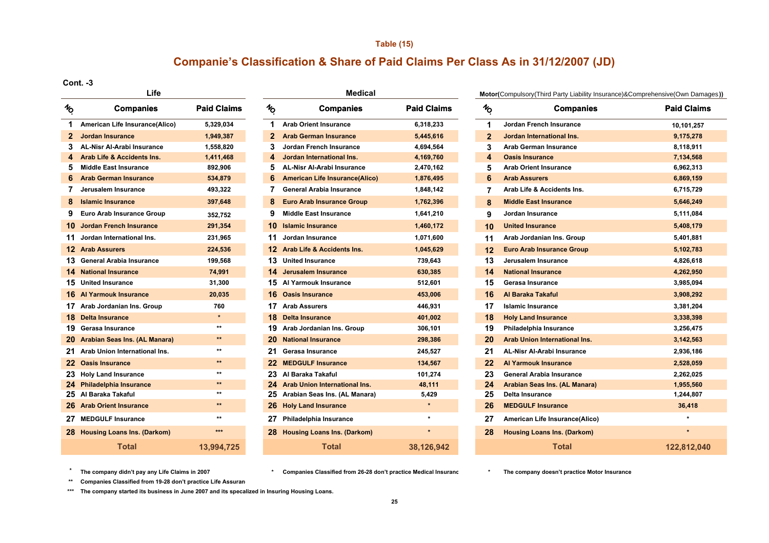Table (15)

## Companie's Classification & Share of Paid Claims Per Class As in 31/12/2007 (JD)

Cont. -3

### Life

| NO | Companies | Paid Claims |
|---|---|---|
| 1 | American Life Insurance(Alico) | 5,329,034 |
| 2 | Jordan Insurance | 1,949,387 |
| 3 | AL-Nisr Al-Arabi Insurance | 1,558,820 |
| 4 | Arab Life & Accidents Ins. | 1,411,468 |
| 5 | Middle East Insurance | 892,906 |
| 6 | Arab German Insurance | 534,879 |
| 7 | Jerusalem Insurance | 493,322 |
| 8 | Islamic Insurance | 397,648 |
| 9 | Euro Arab Insurance Group | 352,752 |
| 10 | Jordan French Insurance | 291,354 |
| 11 | Jordan International Ins. | 231,965 |
| 12 | Arab Assurers | 224,536 |
| 13 | General Arabia Insurance | 199,568 |
| 14 | National Insurance | 74,991 |
| 15 | United Insurance | 31,300 |
| 16 | Al Yarmouk Insurance | 20,035 |
| 17 | Arab Jordanian Ins. Group | 760 |
| 18 | Delta Insurance | * |
| 19 | Gerasa Insurance | ** |
| 20 | Arabian Seas Ins. (AL Manara) | ** |
| 21 | Arab Union International Ins. | ** |
| 22 | Oasis Insurance | ** |
| 23 | Holy Land Insurance | ** |
| 24 | Philadelphia Insurance | ** |
| 25 | Al Baraka Takaful | ** |
| 26 | Arab Orient Insurance | ** |
| 27 | MEDGULF Insurance | ** |
| 28 | Housing Loans Ins. (Darkom) | *** |
| | **Total** | **13,994,725** |

### Medical

| NO | Companies | Paid Claims |
|---|---|---|
| 1 | Arab Orient Insurance | 6,318,233 |
| 2 | Arab German Insurance | 5,445,616 |
| 3 | Jordan French Insurance | 4,694,564 |
| 4 | Jordan International Ins. | 4,169,760 |
| 5 | AL-Nisr Al-Arabi Insurance | 2,470,162 |
| 6 | American Life Insurance(Alico) | 1,876,495 |
| 7 | General Arabia Insurance | 1,848,142 |
| 8 | Euro Arab Insurance Group | 1,762,396 |
| 9 | Middle East Insurance | 1,641,210 |
| 10 | Islamic Insurance | 1,460,172 |
| 11 | Jordan Insurance | 1,071,600 |
| 12 | Arab Life & Accidents Ins. | 1,045,629 |
| 13 | United Insurance | 739,643 |
| 14 | Jerusalem Insurance | 630,385 |
| 15 | Al Yarmouk Insurance | 512,601 |
| 16 | Oasis Insurance | 453,006 |
| 17 | Arab Assurers | 446,931 |
| 18 | Delta Insurance | 401,002 |
| 19 | Arab Jordanian Ins. Group | 306,101 |
| 20 | National Insurance | 298,386 |
| 21 | Gerasa Insurance | 245,527 |
| 22 | MEDGULF Insurance | 134,567 |
| 23 | Al Baraka Takaful | 101,274 |
| 24 | Arab Union International Ins. | 48,111 |
| 25 | Arabian Seas Ins. (AL Manara) | 5,429 |
| 26 | Holy Land Insurance | * |
| 27 | Philadelphia Insurance | * |
| 28 | Housing Loans Ins. (Darkom) | * |
| | **Total** | **38,126,942** |

### Motor(Compulsory(Third Party Liability Insurance)&Comprehensive(Own Damages))

| NO | Companies | Paid Claims |
|---|---|---|
| 1 | Jordan French Insurance | 10,101,257 |
| 2 | Jordan International Ins. | 9,175,278 |
| 3 | Arab German Insurance | 8,118,911 |
| 4 | Oasis Insurance | 7,134,568 |
| 5 | Arab Orient Insurance | 6,962,313 |
| 6 | Arab Assurers | 6,869,159 |
| 7 | Arab Life & Accidents Ins. | 6,715,729 |
| 8 | Middle East Insurance | 5,646,249 |
| 9 | Jordan Insurance | 5,111,084 |
| 10 | United Insurance | 5,408,179 |
| 11 | Arab Jordanian Ins. Group | 5,401,881 |
| 12 | Euro Arab Insurance Group | 5,102,783 |
| 13 | Jerusalem Insurance | 4,826,618 |
| 14 | National Insurance | 4,262,950 |
| 15 | Gerasa Insurance | 3,985,094 |
| 16 | Al Baraka Takaful | 3,908,292 |
| 17 | Islamic Insurance | 3,381,204 |
| 18 | Holy Land Insurance | 3,338,398 |
| 19 | Philadelphia Insurance | 3,256,475 |
| 20 | Arab Union International Ins. | 3,142,563 |
| 21 | AL-Nisr Al-Arabi Insurance | 2,936,186 |
| 22 | Al Yarmouk Insurance | 2,528,059 |
| 23 | General Arabia Insurance | 2,262,025 |
| 24 | Arabian Seas Ins. (AL Manara) | 1,955,560 |
| 25 | Delta Insurance | 1,244,807 |
| 26 | MEDGULF Insurance | 36,418 |
| 27 | American Life Insurance(Alico) | * |
| 28 | Housing Loans Ins. (Darkom) | * |
| | **Total** | **122,812,040** |

Life:
- \* The company didn't pay any Life Claims in 2007
- \** Companies Classified from 19-28 don't practice Life Assuran
- \*** The company started its business in June 2007 and its specalized in Insuring Housing Loans.

Medical:
- \* Companies Classified from 26-28 don't practice Medical Insuranc

Motor:
- \* The company doesn't practice Motor Insurance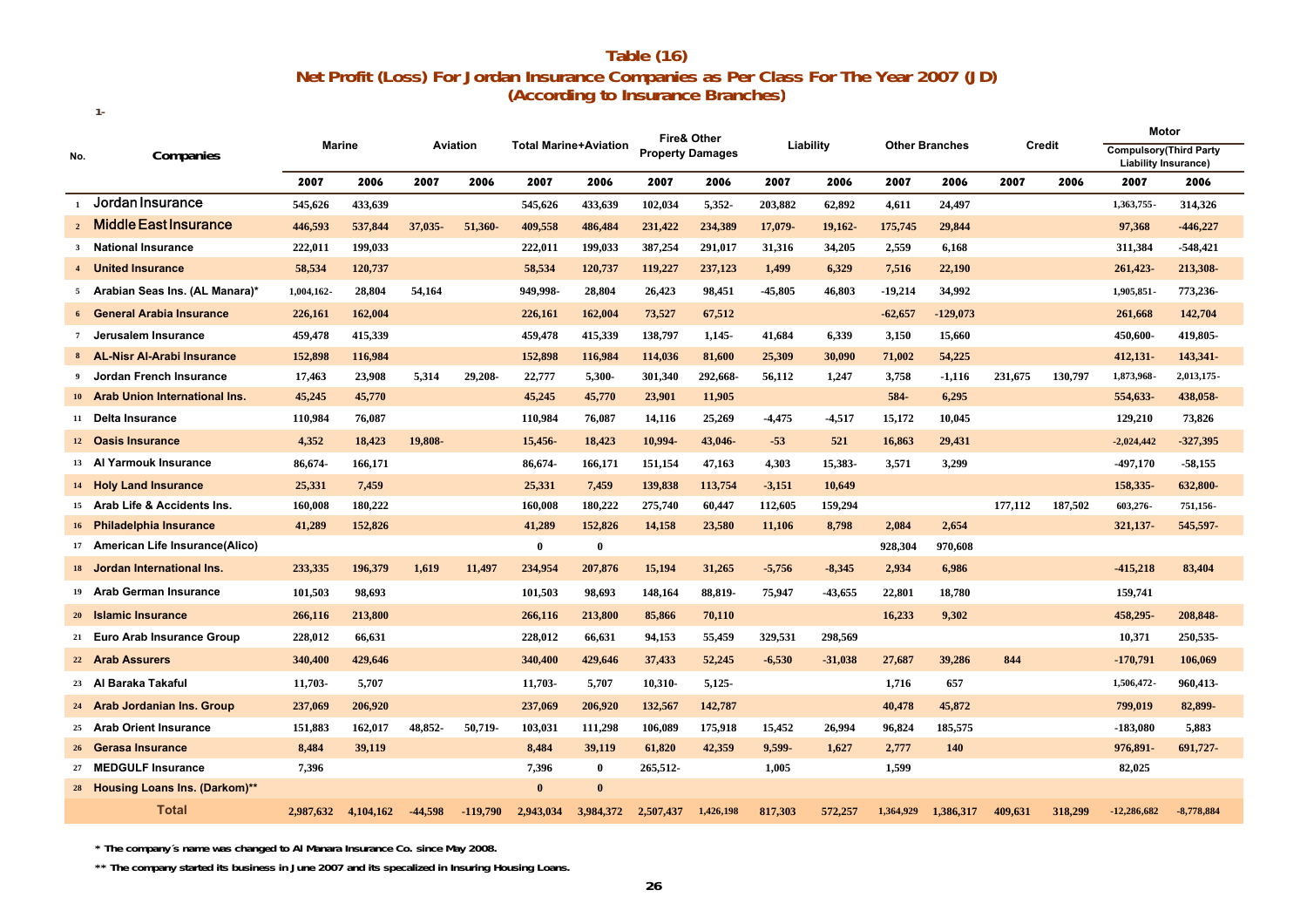# Table (16)

## Net Profit (Loss) For Jordan Insurance Companies as Per Class For The Year 2007 (JD)

### (According to Insurance Branches)

1-

| No. | Companies | Marine | | Aviation | | Total Marine+Aviation | | Fire& Other Property Damages | | Liability | | Other Branches | | Credit | | Motor Compulsory(Third Party Liability Insurance) | |
|---|---|---|---|---|---|---|---|---|---|---|---|---|---|---|---|---|---|
| | | 2007 | 2006 | 2007 | 2006 | 2007 | 2006 | 2007 | 2006 | 2007 | 2006 | 2007 | 2006 | 2007 | 2006 | 2007 | 2006 |
| 1 | Jordan Insurance | 545,626 | 433,639 | | | 545,626 | 433,639 | 102,034 | 5,352- | 203,882 | 62,892 | 4,611 | 24,497 | | | 1,363,755- | 314,326 |
| 2 | Middle East Insurance | 446,593 | 537,844 | 37,035- | 51,360- | 409,558 | 486,484 | 231,422 | 234,389 | 17,079- | 19,162- | 175,745 | 29,844 | | | 97,368 | -446,227 |
| 3 | National Insurance | 222,011 | 199,033 | | | 222,011 | 199,033 | 387,254 | 291,017 | 31,316 | 34,205 | 2,559 | 6,168 | | | 311,384 | -548,421 |
| 4 | United Insurance | 58,534 | 120,737 | | | 58,534 | 120,737 | 119,227 | 237,123 | 1,499 | 6,329 | 7,516 | 22,190 | | | 261,423- | 213,308- |
| 5 | Arabian Seas Ins. (AL Manara)* | 1,004,162- | 28,804 | 54,164 | | 949,998- | 28,804 | 26,423 | 98,451 | -45,805 | 46,803 | -19,214 | 34,992 | | | 1,905,851- | 773,236- |
| 6 | General Arabia Insurance | 226,161 | 162,004 | | | 226,161 | 162,004 | 73,527 | 67,512 | | | -62,657 | -129,073 | | | 261,668 | 142,704 |
| 7 | Jerusalem Insurance | 459,478 | 415,339 | | | 459,478 | 415,339 | 138,797 | 1,145- | 41,684 | 6,339 | 3,150 | 15,660 | | | 450,600- | 419,805- |
| 8 | AL-Nisr Al-Arabi Insurance | 152,898 | 116,984 | | | 152,898 | 116,984 | 114,036 | 81,600 | 25,309 | 30,090 | 71,002 | 54,225 | | | 412,131- | 143,341- |
| 9 | Jordan French Insurance | 17,463 | 23,908 | 5,314 | 29,208- | 22,777 | 5,300- | 301,340 | 292,668- | 56,112 | 1,247 | 3,758 | -1,116 | 231,675 | 130,797 | 1,873,968- | 2,013,175- |
| 10 | Arab Union International Ins. | 45,245 | 45,770 | | | 45,245 | 45,770 | 23,901 | 11,905 | | | 584- | 6,295 | | | 554,633- | 438,058- |
| 11 | Delta Insurance | 110,984 | 76,087 | | | 110,984 | 76,087 | 14,116 | 25,269 | -4,475 | -4,517 | 15,172 | 10,045 | | | 129,210 | 73,826 |
| 12 | Oasis Insurance | 4,352 | 18,423 | 19,808- | | 15,456- | 18,423 | 10,994- | 43,046- | -53 | 521 | 16,863 | 29,431 | | | -2,024,442 | -327,395 |
| 13 | Al Yarmouk Insurance | 86,674- | 166,171 | | | 86,674- | 166,171 | 151,154 | 47,163 | 4,303 | 15,383- | 3,571 | 3,299 | | | -497,170 | -58,155 |
| 14 | Holy Land Insurance | 25,331 | 7,459 | | | 25,331 | 7,459 | 139,838 | 113,754 | -3,151 | 10,649 | | | | | 158,335- | 632,800- |
| 15 | Arab Life & Accidents Ins. | 160,008 | 180,222 | | | 160,008 | 180,222 | 275,740 | 60,447 | 112,605 | 159,294 | | | 177,112 | 187,502 | 603,276- | 751,156- |
| 16 | Philadelphia Insurance | 41,289 | 152,826 | | | 41,289 | 152,826 | 14,158 | 23,580 | 11,106 | 8,798 | 2,084 | 2,654 | | | 321,137- | 545,597- |
| 17 | American Life Insurance(Alico) | | | | | 0 | 0 | | | | | 928,304 | 970,608 | | | | |
| 18 | Jordan International Ins. | 233,335 | 196,379 | 1,619 | 11,497 | 234,954 | 207,876 | 15,194 | 31,265 | -5,756 | -8,345 | 2,934 | 6,986 | | | -415,218 | 83,404 |
| 19 | Arab German Insurance | 101,503 | 98,693 | | | 101,503 | 98,693 | 148,164 | 88,819- | 75,947 | -43,655 | 22,801 | 18,780 | | | 159,741 | |
| 20 | Islamic Insurance | 266,116 | 213,800 | | | 266,116 | 213,800 | 85,866 | 70,110 | | | 16,233 | 9,302 | | | 458,295- | 208,848- |
| 21 | Euro Arab Insurance Group | 228,012 | 66,631 | | | 228,012 | 66,631 | 94,153 | 55,459 | 329,531 | 298,569 | | | | | 10,371 | 250,535- |
| 22 | Arab Assurers | 340,400 | 429,646 | | | 340,400 | 429,646 | 37,433 | 52,245 | -6,530 | -31,038 | 27,687 | 39,286 | 844 | | -170,791 | 106,069 |
| 23 | Al Baraka Takaful | 11,703- | 5,707 | | | 11,703- | 5,707 | 10,310- | 5,125- | | | 1,716 | 657 | | | 1,506,472- | 960,413- |
| 24 | Arab Jordanian Ins. Group | 237,069 | 206,920 | | | 237,069 | 206,920 | 132,567 | 142,787 | | | 40,478 | 45,872 | | | 799,019 | 82,899- |
| 25 | Arab Orient Insurance | 151,883 | 162,017 | 48,852- | 50,719- | 103,031 | 111,298 | 106,089 | 175,918 | 15,452 | 26,994 | 96,824 | 185,575 | | | -183,080 | 5,883 |
| 26 | Gerasa Insurance | 8,484 | 39,119 | | | 8,484 | 39,119 | 61,820 | 42,359 | 9,599- | 1,627 | 2,777 | 140 | | | 976,891- | 691,727- |
| 27 | MEDGULF Insurance | 7,396 | | | | 7,396 | 0 | 265,512- | | 1,005 | | 1,599 | | | | 82,025 | |
| 28 | Housing Loans Ins. (Darkom)** | | | | | 0 | 0 | | | | | | | | | | |
| | **Total** | 2,987,632 | 4,104,162 | -44,598 | -119,790 | 2,943,034 | 3,984,372 | 2,507,437 | 1,426,198 | 817,303 | 572,257 | 1,364,929 | 1,386,317 | 409,631 | 318,299 | -12,286,682 | -8,778,884 |

\* The company´s name was changed to Al Manara Insurance Co. since May 2008.

\*\* The company started its business in June 2007 and its specalized in Insuring Housing Loans.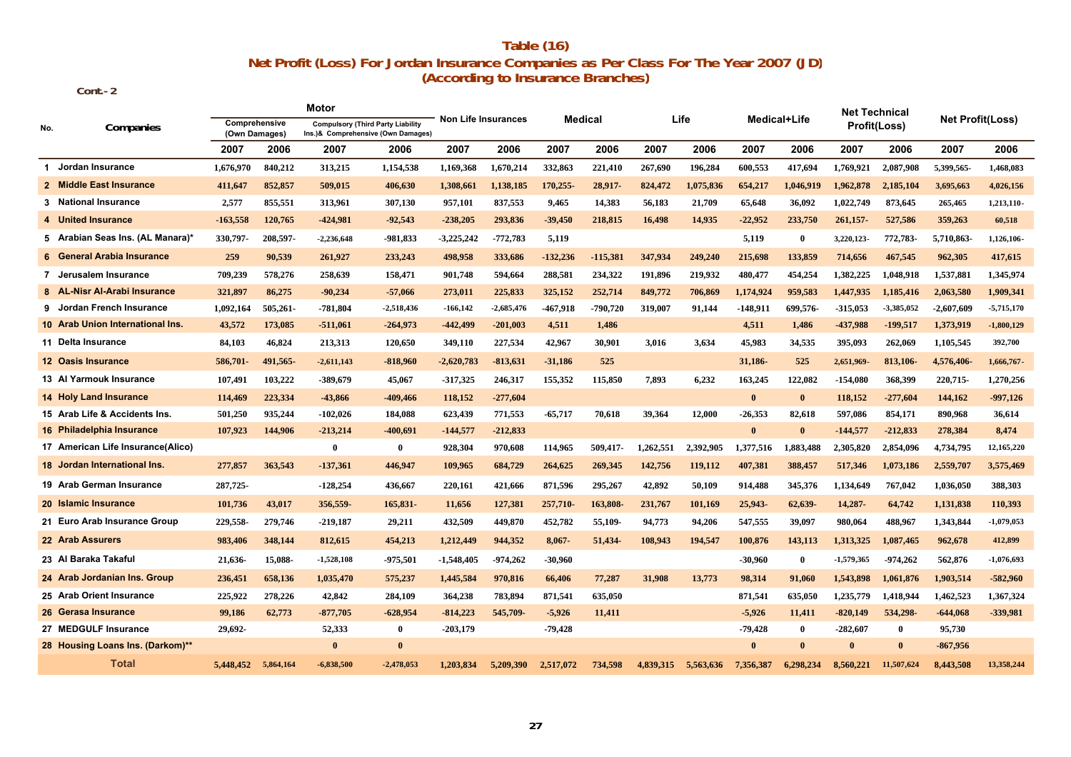# Table (16)

## Net Profit (Loss) For Jordan Insurance Companies as Per Class For The Year 2007 (JD)

### (According to Insurance Branches)

Cont.- 2

| No. | Companies | Motor | | | | Non Life Insurances | | Medical | | Life | | Medical+Life | | Net Technical Profit(Loss) | | Net Profit(Loss) | |
|---|---|---|---|---|---|---|---|---|---|---|---|---|---|---|---|---|---|
| | | Comprehensive (Own Damages) | | Compulsory (Third Party Liability Ins.)& Comprehensive (Own Damages) | | | | | | | | | | | | | |
| | | 2007 | 2006 | 2007 | 2006 | 2007 | 2006 | 2007 | 2006 | 2007 | 2006 | 2007 | 2006 | 2007 | 2006 | 2007 | 2006 |
| 1 | Jordan Insurance | 1,676,970 | 840,212 | 313,215 | 1,154,538 | 1,169,368 | 1,670,214 | 332,863 | 221,410 | 267,690 | 196,284 | 600,553 | 417,694 | 1,769,921 | 2,087,908 | 5,399,565- | 1,468,083 |
| 2 | Middle East Insurance | 411,647 | 852,857 | 509,015 | 406,630 | 1,308,661 | 1,138,185 | 170,255- | 28,917- | 824,472 | 1,075,836 | 654,217 | 1,046,919 | 1,962,878 | 2,185,104 | 3,695,663 | 4,026,156 |
| 3 | National Insurance | 2,577 | 855,551 | 313,961 | 307,130 | 957,101 | 837,553 | 9,465 | 14,383 | 56,183 | 21,709 | 65,648 | 36,092 | 1,022,749 | 873,645 | 265,465 | 1,213,110- |
| 4 | United Insurance | -163,558 | 120,765 | -424,981 | -92,543 | -238,205 | 293,836 | -39,450 | 218,815 | 16,498 | 14,935 | -22,952 | 233,750 | 261,157- | 527,586 | 359,263 | 60,518 |
| 5 | Arabian Seas Ins. (AL Manara)* | 330,797- | 208,597- | -2,236,648 | -981,833 | -3,225,242 | -772,783 | 5,119 | | | | 5,119 | 0 | 3,220,123- | 772,783- | 5,710,863- | 1,126,106- |
| 6 | General Arabia Insurance | 259 | 90,539 | 261,927 | 233,243 | 498,958 | 333,686 | -132,236 | -115,381 | 347,934 | 249,240 | 215,698 | 133,859 | 714,656 | 467,545 | 962,305 | 417,615 |
| 7 | Jerusalem Insurance | 709,239 | 578,276 | 258,639 | 158,471 | 901,748 | 594,664 | 288,581 | 234,322 | 191,896 | 219,932 | 480,477 | 454,254 | 1,382,225 | 1,048,918 | 1,537,881 | 1,345,974 |
| 8 | AL-Nisr Al-Arabi Insurance | 321,897 | 86,275 | -90,234 | -57,066 | 273,011 | 225,833 | 325,152 | 252,714 | 849,772 | 706,869 | 1,174,924 | 959,583 | 1,447,935 | 1,185,416 | 2,063,580 | 1,909,341 |
| 9 | Jordan French Insurance | 1,092,164 | 505,261- | -781,804 | -2,518,436 | -166,142 | -2,685,476 | -467,918 | -790,720 | 319,007 | 91,144 | -148,911 | 699,576- | -315,053 | -3,385,052 | -2,607,609 | -5,715,170 |
| 10 | Arab Union International Ins. | 43,572 | 173,085 | -511,061 | -264,973 | -442,499 | -201,003 | 4,511 | 1,486 | | | 4,511 | 1,486 | -437,988 | -199,517 | 1,373,919 | -1,800,129 |
| 11 | Delta Insurance | 84,103 | 46,824 | 213,313 | 120,650 | 349,110 | 227,534 | 42,967 | 30,901 | 3,016 | 3,634 | 45,983 | 34,535 | 395,093 | 262,069 | 1,105,545 | 392,700 |
| 12 | Oasis Insurance | 586,701- | 491,565- | -2,611,143 | -818,960 | -2,620,783 | -813,631 | -31,186 | 525 | | | 31,186- | 525 | 2,651,969- | 813,106- | 4,576,406- | 1,666,767- |
| 13 | Al Yarmouk Insurance | 107,491 | 103,222 | -389,679 | 45,067 | -317,325 | 246,317 | 155,352 | 115,850 | 7,893 | 6,232 | 163,245 | 122,082 | -154,080 | 368,399 | 220,715- | 1,270,256 |
| 14 | Holy Land Insurance | 114,469 | 223,334 | -43,866 | -409,466 | 118,152 | -277,604 | | | | | 0 | 0 | 118,152 | -277,604 | 144,162 | -997,126 |
| 15 | Arab Life & Accidents Ins. | 501,250 | 935,244 | -102,026 | 184,088 | 623,439 | 771,553 | -65,717 | 70,618 | 39,364 | 12,000 | -26,353 | 82,618 | 597,086 | 854,171 | 890,968 | 36,614 |
| 16 | Philadelphia Insurance | 107,923 | 144,906 | -213,214 | -400,691 | -144,577 | -212,833 | | | | | 0 | 0 | -144,577 | -212,833 | 278,384 | 8,474 |
| 17 | American Life Insurance(Alico) | | | 0 | 0 | 928,304 | 970,608 | 114,965 | 509,417- | 1,262,551 | 2,392,905 | 1,377,516 | 1,883,488 | 2,305,820 | 2,854,096 | 4,734,795 | 12,165,220 |
| 18 | Jordan International Ins. | 277,857 | 363,543 | -137,361 | 446,947 | 109,965 | 684,729 | 264,625 | 269,345 | 142,756 | 119,112 | 407,381 | 388,457 | 517,346 | 1,073,186 | 2,559,707 | 3,575,469 |
| 19 | Arab German Insurance | 287,725- | | -128,254 | 436,667 | 220,161 | 421,666 | 871,596 | 295,267 | 42,892 | 50,109 | 914,488 | 345,376 | 1,134,649 | 767,042 | 1,036,050 | 388,303 |
| 20 | Islamic Insurance | 101,736 | 43,017 | 356,559- | 165,831- | 11,656 | 127,381 | 257,710- | 163,808- | 231,767 | 101,169 | 25,943- | 62,639- | 14,287- | 64,742 | 1,131,838 | 110,393 |
| 21 | Euro Arab Insurance Group | 229,558- | 279,746 | -219,187 | 29,211 | 432,509 | 449,870 | 452,782 | 55,109- | 94,773 | 94,206 | 547,555 | 39,097 | 980,064 | 488,967 | 1,343,844 | -1,079,053 |
| 22 | Arab Assurers | 983,406 | 348,144 | 812,615 | 454,213 | 1,212,449 | 944,352 | 8,067- | 51,434- | 108,943 | 194,547 | 100,876 | 143,113 | 1,313,325 | 1,087,465 | 962,678 | 412,899 |
| 23 | Al Baraka Takaful | 21,636- | 15,088- | -1,528,108 | -975,501 | -1,548,405 | -974,262 | -30,960 | | | | -30,960 | 0 | -1,579,365 | -974,262 | 562,876 | -1,076,693 |
| 24 | Arab Jordanian Ins. Group | 236,451 | 658,136 | 1,035,470 | 575,237 | 1,445,584 | 970,816 | 66,406 | 77,287 | 31,908 | 13,773 | 98,314 | 91,060 | 1,543,898 | 1,061,876 | 1,903,514 | -582,960 |
| 25 | Arab Orient Insurance | 225,922 | 278,226 | 42,842 | 284,109 | 364,238 | 783,894 | 871,541 | 635,050 | | | 871,541 | 635,050 | 1,235,779 | 1,418,944 | 1,462,523 | 1,367,324 |
| 26 | Gerasa Insurance | 99,186 | 62,773 | -877,705 | -628,954 | -814,223 | 545,709- | -5,926 | 11,411 | | | -5,926 | 11,411 | -820,149 | 534,298- | -644,068 | -339,981 |
| 27 | MEDGULF Insurance | 29,692- | | 52,333 | 0 | -203,179 | | -79,428 | | | | -79,428 | 0 | -282,607 | 0 | 95,730 | |
| 28 | Housing Loans Ins. (Darkom)** | | | 0 | 0 | | | | | | | 0 | 0 | 0 | 0 | -867,956 | |
| | Total | 5,448,452 | 5,864,164 | -6,838,500 | -2,478,053 | 1,203,834 | 5,209,390 | 2,517,072 | 734,598 | 4,839,315 | 5,563,636 | 7,356,387 | 6,298,234 | 8,560,221 | 11,507,624 | 8,443,508 | 13,358,244 |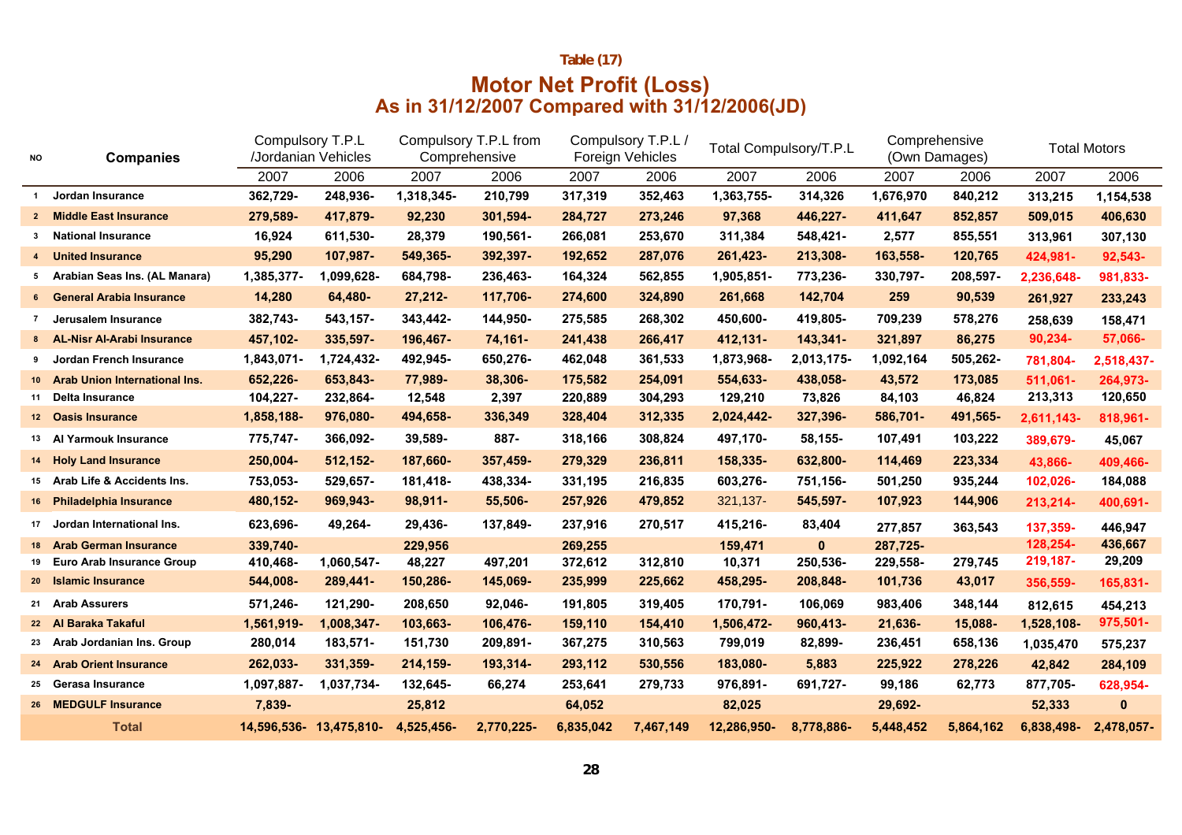Table (17)

## Motor Net Profit (Loss)
## As in 31/12/2007 Compared with 31/12/2006(JD)

| NO | Companies | Compulsory T.P.L /Jordanian Vehicles | | Compulsory T.P.L from Comprehensive | | Compulsory T.P.L / Foreign Vehicles | | Total Compulsory/T.P.L | | Comprehensive (Own Damages) | | Total Motors | |
|---|---|---|---|---|---|---|---|---|---|---|---|---|---|
| | | 2007 | 2006 | 2007 | 2006 | 2007 | 2006 | 2007 | 2006 | 2007 | 2006 | 2007 | 2006 |
| 1 | Jordan Insurance | 362,729- | 248,936- | 1,318,345- | 210,799 | 317,319 | 352,463 | 1,363,755- | 314,326 | 1,676,970 | 840,212 | 313,215 | 1,154,538 |
| 2 | Middle East Insurance | 279,589- | 417,879- | 92,230 | 301,594- | 284,727 | 273,246 | 97,368 | 446,227- | 411,647 | 852,857 | 509,015 | 406,630 |
| 3 | National Insurance | 16,924 | 611,530- | 28,379 | 190,561- | 266,081 | 253,670 | 311,384 | 548,421- | 2,577 | 855,551 | 313,961 | 307,130 |
| 4 | United Insurance | 95,290 | 107,987- | 549,365- | 392,397- | 192,652 | 287,076 | 261,423- | 213,308- | 163,558- | 120,765 | 424,981- | 92,543- |
| 5 | Arabian Seas Ins. (AL Manara) | 1,385,377- | 1,099,628- | 684,798- | 236,463- | 164,324 | 562,855 | 1,905,851- | 773,236- | 330,797- | 208,597- | 2,236,648- | 981,833- |
| 6 | General Arabia Insurance | 14,280 | 64,480- | 27,212- | 117,706- | 274,600 | 324,890 | 261,668 | 142,704 | 259 | 90,539 | 261,927 | 233,243 |
| 7 | Jerusalem Insurance | 382,743- | 543,157- | 343,442- | 144,950- | 275,585 | 268,302 | 450,600- | 419,805- | 709,239 | 578,276 | 258,639 | 158,471 |
| 8 | AL-Nisr Al-Arabi Insurance | 457,102- | 335,597- | 196,467- | 74,161- | 241,438 | 266,417 | 412,131- | 143,341- | 321,897 | 86,275 | 90,234- | 57,066- |
| 9 | Jordan French Insurance | 1,843,071- | 1,724,432- | 492,945- | 650,276- | 462,048 | 361,533 | 1,873,968- | 2,013,175- | 1,092,164 | 505,262- | 781,804- | 2,518,437- |
| 10 | Arab Union International Ins. | 652,226- | 653,843- | 77,989- | 38,306- | 175,582 | 254,091 | 554,633- | 438,058- | 43,572 | 173,085 | 511,061- | 264,973- |
| 11 | Delta Insurance | 104,227- | 232,864- | 12,548 | 2,397 | 220,889 | 304,293 | 129,210 | 73,826 | 84,103 | 46,824 | 213,313 | 120,650 |
| 12 | Oasis Insurance | 1,858,188- | 976,080- | 494,658- | 336,349 | 328,404 | 312,335 | 2,024,442- | 327,396- | 586,701- | 491,565- | 2,611,143- | 818,961- |
| 13 | Al Yarmouk Insurance | 775,747- | 366,092- | 39,589- | 887- | 318,166 | 308,824 | 497,170- | 58,155- | 107,491 | 103,222 | 389,679- | 45,067 |
| 14 | Holy Land Insurance | 250,004- | 512,152- | 187,660- | 357,459- | 279,329 | 236,811 | 158,335- | 632,800- | 114,469 | 223,334 | 43,866- | 409,466- |
| 15 | Arab Life & Accidents Ins. | 753,053- | 529,657- | 181,418- | 438,334- | 331,195 | 216,835 | 603,276- | 751,156- | 501,250 | 935,244 | 102,026- | 184,088 |
| 16 | Philadelphia Insurance | 480,152- | 969,943- | 98,911- | 55,506- | 257,926 | 479,852 | 321,137- | 545,597- | 107,923 | 144,906 | 213,214- | 400,691- |
| 17 | Jordan International Ins. | 623,696- | 49,264- | 29,436- | 137,849- | 237,916 | 270,517 | 415,216- | 83,404 | 277,857 | 363,543 | 137,359- | 446,947 |
| 18 | Arab German Insurance | 339,740- | | 229,956 | | 269,255 | | 159,471 | 0 | 287,725- | | 128,254- | 436,667 |
| 19 | Euro Arab Insurance Group | 410,468- | 1,060,547- | 48,227 | 497,201 | 372,612 | 312,810 | 10,371 | 250,536- | 229,558- | 279,745 | 219,187- | 29,209 |
| 20 | Islamic Insurance | 544,008- | 289,441- | 150,286- | 145,069- | 235,999 | 225,662 | 458,295- | 208,848- | 101,736 | 43,017 | 356,559- | 165,831- |
| 21 | Arab Assurers | 571,246- | 121,290- | 208,650 | 92,046- | 191,805 | 319,405 | 170,791- | 106,069 | 983,406 | 348,144 | 812,615 | 454,213 |
| 22 | Al Baraka Takaful | 1,561,919- | 1,008,347- | 103,663- | 106,476- | 159,110 | 154,410 | 1,506,472- | 960,413- | 21,636- | 15,088- | 1,528,108- | 975,501- |
| 23 | Arab Jordanian Ins. Group | 280,014 | 183,571- | 151,730 | 209,891- | 367,275 | 310,563 | 799,019 | 82,899- | 236,451 | 658,136 | 1,035,470 | 575,237 |
| 24 | Arab Orient Insurance | 262,033- | 331,359- | 214,159- | 193,314- | 293,112 | 530,556 | 183,080- | 5,883 | 225,922 | 278,226 | 42,842 | 284,109 |
| 25 | Gerasa Insurance | 1,097,887- | 1,037,734- | 132,645- | 66,274 | 253,641 | 279,733 | 976,891- | 691,727- | 99,186 | 62,773 | 877,705- | 628,954- |
| 26 | MEDGULF Insurance | 7,839- | | 25,812 | | 64,052 | | 82,025 | | 29,692- | | 52,333 | 0 |
| | **Total** | 14,596,536- | 13,475,810- | 4,525,456- | 2,770,225- | 6,835,042 | 7,467,149 | 12,286,950- | 8,778,886- | 5,448,452 | 5,864,162 | 6,838,498- | 2,478,057- |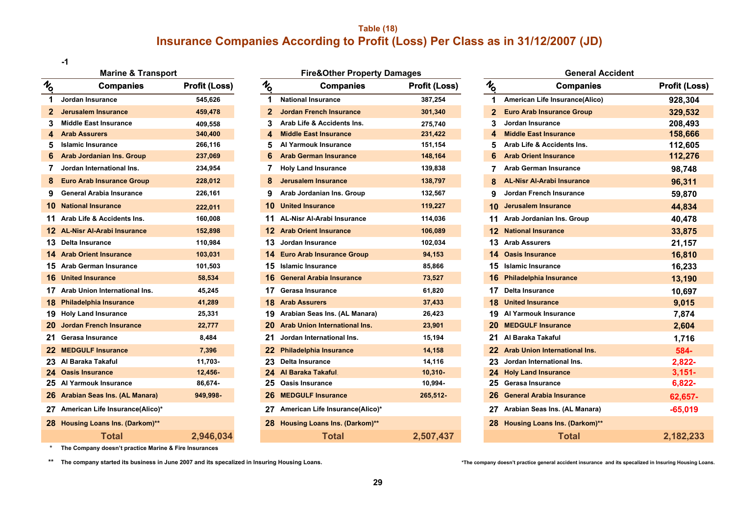### Table (18)

## Insurance Companies According to Profit (Loss) Per Class as in 31/12/2007 (JD)

-1

**Marine & Transport**

| No. | Companies | Profit (Loss) |
|---|---|---|
| 1 | Jordan Insurance | 545,626 |
| 2 | Jerusalem Insurance | 459,478 |
| 3 | Middle East Insurance | 409,558 |
| 4 | Arab Assurers | 340,400 |
| 5 | Islamic Insurance | 266,116 |
| 6 | Arab Jordanian Ins. Group | 237,069 |
| 7 | Jordan International Ins. | 234,954 |
| 8 | Euro Arab Insurance Group | 228,012 |
| 9 | General Arabia Insurance | 226,161 |
| 10 | National Insurance | 222,011 |
| 11 | Arab Life & Accidents Ins. | 160,008 |
| 12 | AL-Nisr Al-Arabi Insurance | 152,898 |
| 13 | Delta Insurance | 110,984 |
| 14 | Arab Orient Insurance | 103,031 |
| 15 | Arab German Insurance | 101,503 |
| 16 | United Insurance | 58,534 |
| 17 | Arab Union International Ins. | 45,245 |
| 18 | Philadelphia Insurance | 41,289 |
| 19 | Holy Land Insurance | 25,331 |
| 20 | Jordan French Insurance | 22,777 |
| 21 | Gerasa Insurance | 8,484 |
| 22 | MEDGULF Insurance | 7,396 |
| 23 | Al Baraka Takaful | 11,703- |
| 24 | Oasis Insurance | 12,456- |
| 25 | Al Yarmouk Insurance | 86,674- |
| 26 | Arabian Seas Ins. (AL Manara) | 949,998- |
| 27 | American Life Insurance(Alico)* | |
| 28 | Housing Loans Ins. (Darkom)** | |
| | **Total** | **2,946,034** |

**Fire&Other Property Damages**

| No. | Companies | Profit (Loss) |
|---|---|---|
| 1 | National Insurance | 387,254 |
| 2 | Jordan French Insurance | 301,340 |
| 3 | Arab Life & Accidents Ins. | 275,740 |
| 4 | Middle East Insurance | 231,422 |
| 5 | Al Yarmouk Insurance | 151,154 |
| 6 | Arab German Insurance | 148,164 |
| 7 | Holy Land Insurance | 139,838 |
| 8 | Jerusalem Insurance | 138,797 |
| 9 | Arab Jordanian Ins. Group | 132,567 |
| 10 | United Insurance | 119,227 |
| 11 | AL-Nisr Al-Arabi Insurance | 114,036 |
| 12 | Arab Orient Insurance | 106,089 |
| 13 | Jordan Insurance | 102,034 |
| 14 | Euro Arab Insurance Group | 94,153 |
| 15 | Islamic Insurance | 85,866 |
| 16 | General Arabia Insurance | 73,527 |
| 17 | Gerasa Insurance | 61,820 |
| 18 | Arab Assurers | 37,433 |
| 19 | Arabian Seas Ins. (AL Manara) | 26,423 |
| 20 | Arab Union International Ins. | 23,901 |
| 21 | Jordan International Ins. | 15,194 |
| 22 | Philadelphia Insurance | 14,158 |
| 23 | Delta Insurance | 14,116 |
| 24 | Al Baraka Takaful | 10,310- |
| 25 | Oasis Insurance | 10,994- |
| 26 | MEDGULF Insurance | 265,512- |
| 27 | American Life Insurance(Alico)* | |
| 28 | Housing Loans Ins. (Darkom)** | |
| | **Total** | **2,507,437** |

**General Accident**

| No. | Companies | Profit (Loss) |
|---|---|---|
| 1 | American Life Insurance(Alico) | 928,304 |
| 2 | Euro Arab Insurance Group | 329,532 |
| 3 | Jordan Insurance | 208,493 |
| 4 | Middle East Insurance | 158,666 |
| 5 | Arab Life & Accidents Ins. | 112,605 |
| 6 | Arab Orient Insurance | 112,276 |
| 7 | Arab German Insurance | 98,748 |
| 8 | AL-Nisr Al-Arabi Insurance | 96,311 |
| 9 | Jordan French Insurance | 59,870 |
| 10 | Jerusalem Insurance | 44,834 |
| 11 | Arab Jordanian Ins. Group | 40,478 |
| 12 | National Insurance | 33,875 |
| 13 | Arab Assurers | 21,157 |
| 14 | Oasis Insurance | 16,810 |
| 15 | Islamic Insurance | 16,233 |
| 16 | Philadelphia Insurance | 13,190 |
| 17 | Delta Insurance | 10,697 |
| 18 | United Insurance | 9,015 |
| 19 | Al Yarmouk Insurance | 7,874 |
| 20 | MEDGULF Insurance | 2,604 |
| 21 | Al Baraka Takaful | 1,716 |
| 22 | Arab Union International Ins. | 584- |
| 23 | Jordan International Ins. | 2,822- |
| 24 | Holy Land Insurance | 3,151- |
| 25 | Gerasa Insurance | 6,822- |
| 26 | General Arabia Insurance | 62,657- |
| 27 | Arabian Seas Ins. (AL Manara) | -65,019 |
| 28 | Housing Loans Ins. (Darkom)** | |
| | **Total** | **2,182,233** |

\* The Company doesn't practice Marine & Fire Insurances

** The company started its business in June 2007 and its specalized in Insuring Housing Loans.

*The company doesn't practice general accident insurance and its specalized in Insuring Housing Loans.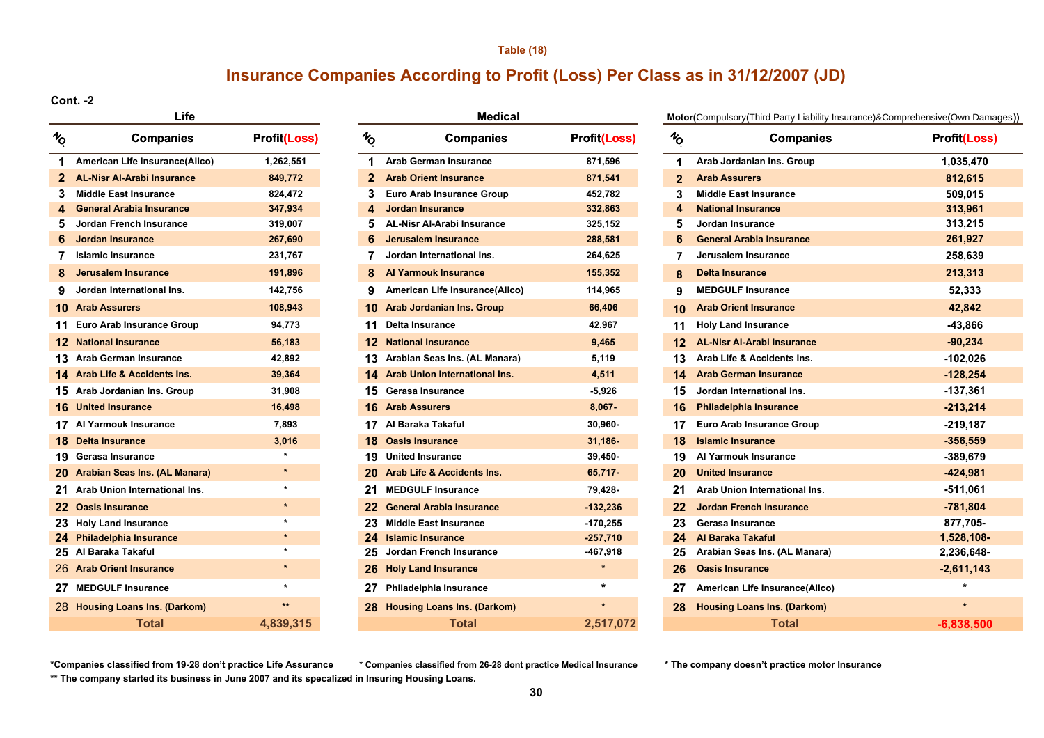Table (18)

# Insurance Companies According to Profit (Loss) Per Class as in 31/12/2007 (JD)

**Cont. -2**

## Life

| NO | Companies | Profit(Loss) |
|---|---|---|
| 1 | American Life Insurance(Alico) | 1,262,551 |
| 2 | AL-Nisr Al-Arabi Insurance | 849,772 |
| 3 | Middle East Insurance | 824,472 |
| 4 | General Arabia Insurance | 347,934 |
| 5 | Jordan French Insurance | 319,007 |
| 6 | Jordan Insurance | 267,690 |
| 7 | Islamic Insurance | 231,767 |
| 8 | Jerusalem Insurance | 191,896 |
| 9 | Jordan International Ins. | 142,756 |
| 10 | Arab Assurers | 108,943 |
| 11 | Euro Arab Insurance Group | 94,773 |
| 12 | National Insurance | 56,183 |
| 13 | Arab German Insurance | 42,892 |
| 14 | Arab Life & Accidents Ins. | 39,364 |
| 15 | Arab Jordanian Ins. Group | 31,908 |
| 16 | United Insurance | 16,498 |
| 17 | Al Yarmouk Insurance | 7,893 |
| 18 | Delta Insurance | 3,016 |
| 19 | Gerasa Insurance | * |
| 20 | Arabian Seas Ins. (AL Manara) | * |
| 21 | Arab Union International Ins. | * |
| 22 | Oasis Insurance | * |
| 23 | Holy Land Insurance | * |
| 24 | Philadelphia Insurance | * |
| 25 | Al Baraka Takaful | * |
| 26 | Arab Orient Insurance | * |
| 27 | MEDGULF Insurance | * |
| 28 | Housing Loans Ins. (Darkom) | ** |
| | **Total** | **4,839,315** |

*Companies classified from 19-28 don't practice Life Assurance

** The company started its business in June 2007 and its specalized in Insuring Housing Loans.

## Medical

| NO | Companies | Profit(Loss) |
|---|---|---|
| 1 | Arab German Insurance | 871,596 |
| 2 | Arab Orient Insurance | 871,541 |
| 3 | Euro Arab Insurance Group | 452,782 |
| 4 | Jordan Insurance | 332,863 |
| 5 | AL-Nisr Al-Arabi Insurance | 325,152 |
| 6 | Jerusalem Insurance | 288,581 |
| 7 | Jordan International Ins. | 264,625 |
| 8 | Al Yarmouk Insurance | 155,352 |
| 9 | American Life Insurance(Alico) | 114,965 |
| 10 | Arab Jordanian Ins. Group | 66,406 |
| 11 | Delta Insurance | 42,967 |
| 12 | National Insurance | 9,465 |
| 13 | Arabian Seas Ins. (AL Manara) | 5,119 |
| 14 | Arab Union International Ins. | 4,511 |
| 15 | Gerasa Insurance | -5,926 |
| 16 | Arab Assurers | 8,067- |
| 17 | Al Baraka Takaful | 30,960- |
| 18 | Oasis Insurance | 31,186- |
| 19 | United Insurance | 39,450- |
| 20 | Arab Life & Accidents Ins. | 65,717- |
| 21 | MEDGULF Insurance | 79,428- |
| 22 | General Arabia Insurance | -132,236 |
| 23 | Middle East Insurance | -170,255 |
| 24 | Islamic Insurance | -257,710 |
| 25 | Jordan French Insurance | -467,918 |
| 26 | Holy Land Insurance | * |
| 27 | Philadelphia Insurance | * |
| 28 | Housing Loans Ins. (Darkom) | * |
| | **Total** | **2,517,072** |

* Companies classified from 26-28 dont practice Medical Insurance

## Motor(Compulsory(Third Party Liability Insurance)&Comprehensive(Own Damages))

| NO | Companies | Profit(Loss) |
|---|---|---|
| 1 | Arab Jordanian Ins. Group | 1,035,470 |
| 2 | Arab Assurers | 812,615 |
| 3 | Middle East Insurance | 509,015 |
| 4 | National Insurance | 313,961 |
| 5 | Jordan Insurance | 313,215 |
| 6 | General Arabia Insurance | 261,927 |
| 7 | Jerusalem Insurance | 258,639 |
| 8 | Delta Insurance | 213,313 |
| 9 | MEDGULF Insurance | 52,333 |
| 10 | Arab Orient Insurance | 42,842 |
| 11 | Holy Land Insurance | -43,866 |
| 12 | AL-Nisr Al-Arabi Insurance | -90,234 |
| 13 | Arab Life & Accidents Ins. | -102,026 |
| 14 | Arab German Insurance | -128,254 |
| 15 | Jordan International Ins. | -137,361 |
| 16 | Philadelphia Insurance | -213,214 |
| 17 | Euro Arab Insurance Group | -219,187 |
| 18 | Islamic Insurance | -356,559 |
| 19 | Al Yarmouk Insurance | -389,679 |
| 20 | United Insurance | -424,981 |
| 21 | Arab Union International Ins. | -511,061 |
| 22 | Jordan French Insurance | -781,804 |
| 23 | Gerasa Insurance | 877,705- |
| 24 | Al Baraka Takaful | 1,528,108- |
| 25 | Arabian Seas Ins. (AL Manara) | 2,236,648- |
| 26 | Oasis Insurance | -2,611,143 |
| 27 | American Life Insurance(Alico) | * |
| 28 | Housing Loans Ins. (Darkom) | * |
| | **Total** | **-6,838,500** |

* The company doesn't practice motor Insurance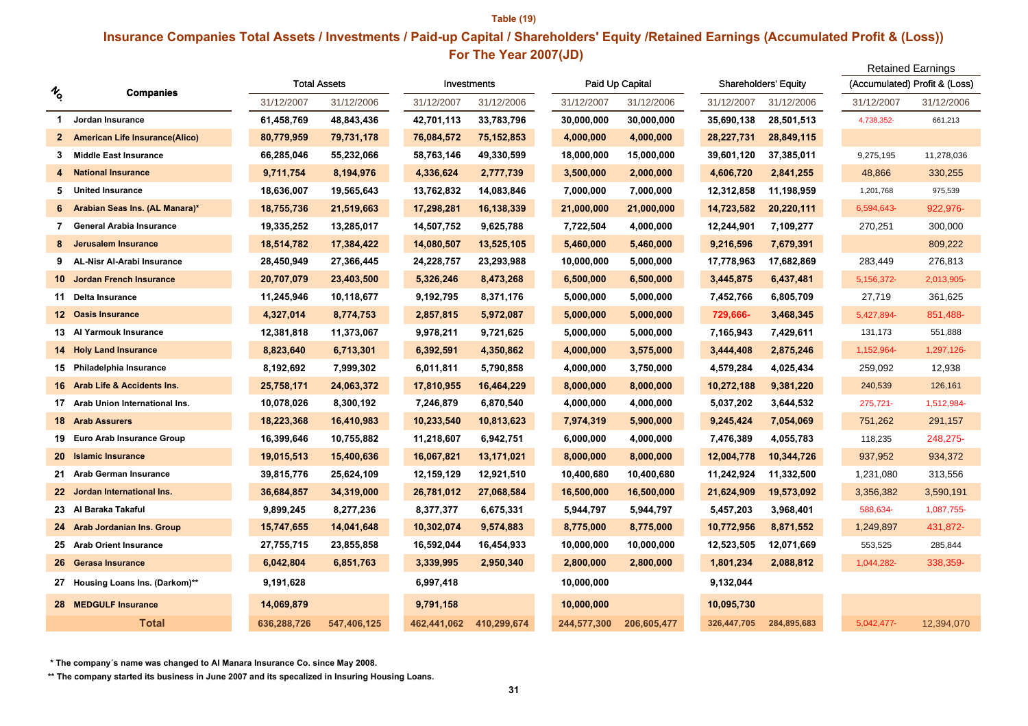Table (19)

## Insurance Companies Total Assets / Investments / Paid-up Capital / Shareholders' Equity /Retained Earnings (Accumulated Profit & (Loss)) For The Year 2007(JD)

| No. | Companies | Total Assets | | Investments | | Paid Up Capital | | Shareholders' Equity | | Retained Earnings (Accumulated) Profit & (Loss) | |
|---|---|---|---|---|---|---|---|---|---|---|---|
| | | 31/12/2007 | 31/12/2006 | 31/12/2007 | 31/12/2006 | 31/12/2007 | 31/12/2006 | 31/12/2007 | 31/12/2006 | 31/12/2007 | 31/12/2006 |
| 1 | Jordan Insurance | 61,458,769 | 48,843,436 | 42,701,113 | 33,783,796 | 30,000,000 | 30,000,000 | 35,690,138 | 28,501,513 | 4,738,352- | 661,213 |
| 2 | American Life Insurance(Alico) | 80,779,959 | 79,731,178 | 76,084,572 | 75,152,853 | 4,000,000 | 4,000,000 | 28,227,731 | 28,849,115 | | |
| 3 | Middle East Insurance | 66,285,046 | 55,232,066 | 58,763,146 | 49,330,599 | 18,000,000 | 15,000,000 | 39,601,120 | 37,385,011 | 9,275,195 | 11,278,036 |
| 4 | National Insurance | 9,711,754 | 8,194,976 | 4,336,624 | 2,777,739 | 3,500,000 | 2,000,000 | 4,606,720 | 2,841,255 | 48,866 | 330,255 |
| 5 | United Insurance | 18,636,007 | 19,565,643 | 13,762,832 | 14,083,846 | 7,000,000 | 7,000,000 | 12,312,858 | 11,198,959 | 1,201,768 | 975,539 |
| 6 | Arabian Seas Ins. (AL Manara)* | 18,755,736 | 21,519,663 | 17,298,281 | 16,138,339 | 21,000,000 | 21,000,000 | 14,723,582 | 20,220,111 | 6,594,643- | 922,976- |
| 7 | General Arabia Insurance | 19,335,252 | 13,285,017 | 14,507,752 | 9,625,788 | 7,722,504 | 4,000,000 | 12,244,901 | 7,109,277 | 270,251 | 300,000 |
| 8 | Jerusalem Insurance | 18,514,782 | 17,384,422 | 14,080,507 | 13,525,105 | 5,460,000 | 5,460,000 | 9,216,596 | 7,679,391 | | 809,222 |
| 9 | AL-Nisr Al-Arabi Insurance | 28,450,949 | 27,366,445 | 24,228,757 | 23,293,988 | 10,000,000 | 5,000,000 | 17,778,963 | 17,682,869 | 283,449 | 276,813 |
| 10 | Jordan French Insurance | 20,707,079 | 23,403,500 | 5,326,246 | 8,473,268 | 6,500,000 | 6,500,000 | 3,445,875 | 6,437,481 | 5,156,372- | 2,013,905- |
| 11 | Delta Insurance | 11,245,946 | 10,118,677 | 9,192,795 | 8,371,176 | 5,000,000 | 5,000,000 | 7,452,766 | 6,805,709 | 27,719 | 361,625 |
| 12 | Oasis Insurance | 4,327,014 | 8,774,753 | 2,857,815 | 5,972,087 | 5,000,000 | 5,000,000 | 729,666- | 3,468,345 | 5,427,894- | 851,488- |
| 13 | Al Yarmouk Insurance | 12,381,818 | 11,373,067 | 9,978,211 | 9,721,625 | 5,000,000 | 5,000,000 | 7,165,943 | 7,429,611 | 131,173 | 551,888 |
| 14 | Holy Land Insurance | 8,823,640 | 6,713,301 | 6,392,591 | 4,350,862 | 4,000,000 | 3,575,000 | 3,444,408 | 2,875,246 | 1,152,964- | 1,297,126- |
| 15 | Philadelphia Insurance | 8,192,692 | 7,999,302 | 6,011,811 | 5,790,858 | 4,000,000 | 3,750,000 | 4,579,284 | 4,025,434 | 259,092 | 12,938 |
| 16 | Arab Life & Accidents Ins. | 25,758,171 | 24,063,372 | 17,810,955 | 16,464,229 | 8,000,000 | 8,000,000 | 10,272,188 | 9,381,220 | 240,539 | 126,161 |
| 17 | Arab Union International Ins. | 10,078,026 | 8,300,192 | 7,246,879 | 6,870,540 | 4,000,000 | 4,000,000 | 5,037,202 | 3,644,532 | 275,721- | 1,512,984- |
| 18 | Arab Assurers | 18,223,368 | 16,410,983 | 10,233,540 | 10,813,623 | 7,974,319 | 5,900,000 | 9,245,424 | 7,054,069 | 751,262 | 291,157 |
| 19 | Euro Arab Insurance Group | 16,399,646 | 10,755,882 | 11,218,607 | 6,942,751 | 6,000,000 | 4,000,000 | 7,476,389 | 4,055,783 | 118,235 | 248,275- |
| 20 | Islamic Insurance | 19,015,513 | 15,400,636 | 16,067,821 | 13,171,021 | 8,000,000 | 8,000,000 | 12,004,778 | 10,344,726 | 937,952 | 934,372 |
| 21 | Arab German Insurance | 39,815,776 | 25,624,109 | 12,159,129 | 12,921,510 | 10,400,680 | 10,400,680 | 11,242,924 | 11,332,500 | 1,231,080 | 313,556 |
| 22 | Jordan International Ins. | 36,684,857 | 34,319,000 | 26,781,012 | 27,068,584 | 16,500,000 | 16,500,000 | 21,624,909 | 19,573,092 | 3,356,382 | 3,590,191 |
| 23 | Al Baraka Takaful | 9,899,245 | 8,277,236 | 8,377,377 | 6,675,331 | 5,944,797 | 5,944,797 | 5,457,203 | 3,968,401 | 588,634- | 1,087,755- |
| 24 | Arab Jordanian Ins. Group | 15,747,655 | 14,041,648 | 10,302,074 | 9,574,883 | 8,775,000 | 8,775,000 | 10,772,956 | 8,871,552 | 1,249,897 | 431,872- |
| 25 | Arab Orient Insurance | 27,755,715 | 23,855,858 | 16,592,044 | 16,454,933 | 10,000,000 | 10,000,000 | 12,523,505 | 12,071,669 | 553,525 | 285,844 |
| 26 | Gerasa Insurance | 6,042,804 | 6,851,763 | 3,339,995 | 2,950,340 | 2,800,000 | 2,800,000 | 1,801,234 | 2,088,812 | 1,044,282- | 338,359- |
| 27 | Housing Loans Ins. (Darkom)** | 9,191,628 | | 6,997,418 | | 10,000,000 | | 9,132,044 | | | |
| 28 | MEDGULF Insurance | 14,069,879 | | 9,791,158 | | 10,000,000 | | 10,095,730 | | | |
| | **Total** | 636,288,726 | 547,406,125 | 462,441,062 | 410,299,674 | 244,577,300 | 206,605,477 | 326,447,705 | 284,895,683 | 5,042,477- | 12,394,070 |

\* The company´s name was changed to Al Manara Insurance Co. since May 2008.

** The company started its business in June 2007 and its specalized in Insuring Housing Loans.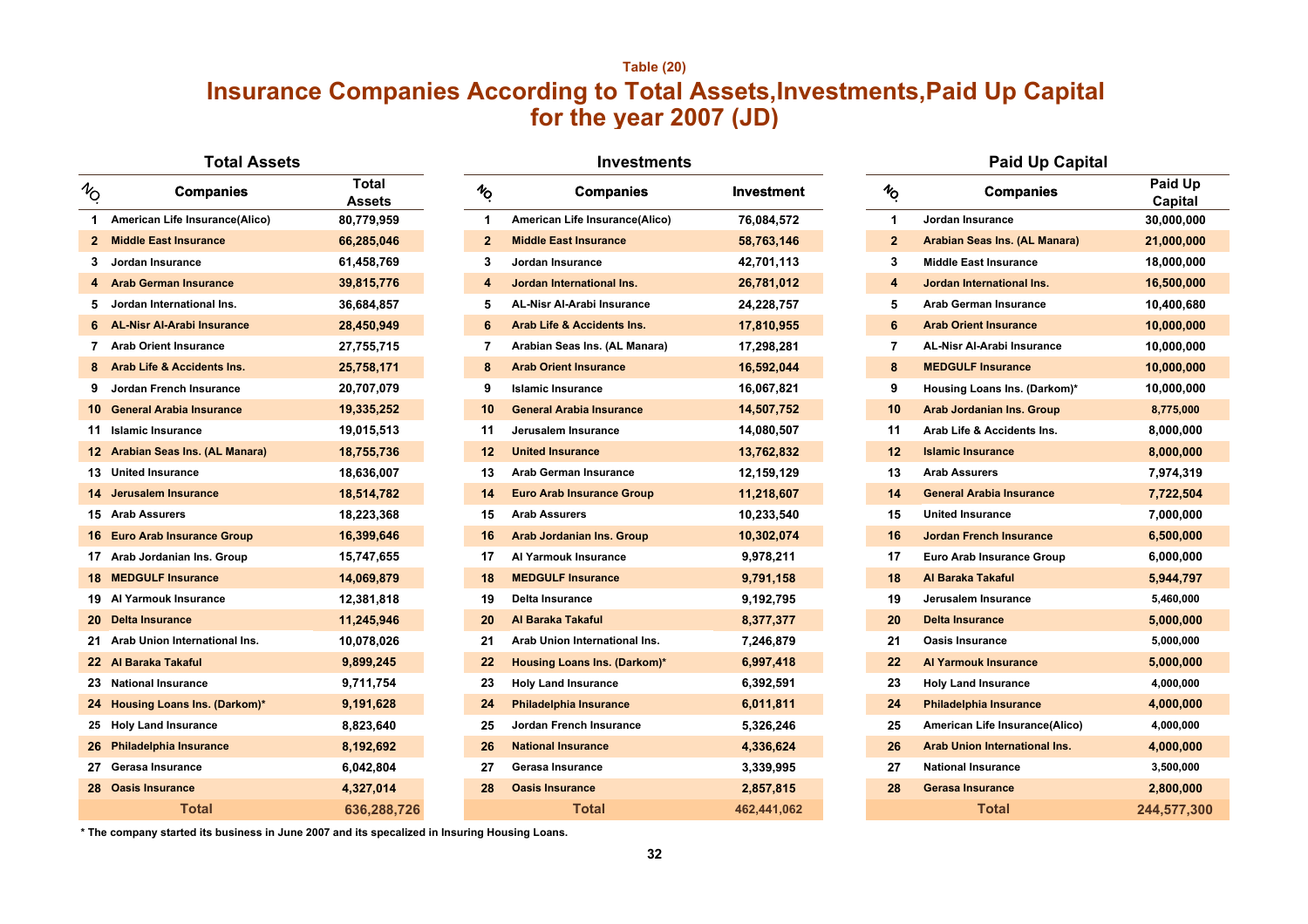Table (20)

# Insurance Companies According to Total Assets,Investments,Paid Up Capital for the year 2007 (JD)

## Total Assets

| NO. | Companies | Total Assets |
|---|---|---|
| 1 | American Life Insurance(Alico) | 80,779,959 |
| 2 | Middle East Insurance | 66,285,046 |
| 3 | Jordan Insurance | 61,458,769 |
| 4 | Arab German Insurance | 39,815,776 |
| 5 | Jordan International Ins. | 36,684,857 |
| 6 | AL-Nisr Al-Arabi Insurance | 28,450,949 |
| 7 | Arab Orient Insurance | 27,755,715 |
| 8 | Arab Life & Accidents Ins. | 25,758,171 |
| 9 | Jordan French Insurance | 20,707,079 |
| 10 | General Arabia Insurance | 19,335,252 |
| 11 | Islamic Insurance | 19,015,513 |
| 12 | Arabian Seas Ins. (AL Manara) | 18,755,736 |
| 13 | United Insurance | 18,636,007 |
| 14 | Jerusalem Insurance | 18,514,782 |
| 15 | Arab Assurers | 18,223,368 |
| 16 | Euro Arab Insurance Group | 16,399,646 |
| 17 | Arab Jordanian Ins. Group | 15,747,655 |
| 18 | MEDGULF Insurance | 14,069,879 |
| 19 | Al Yarmouk Insurance | 12,381,818 |
| 20 | Delta Insurance | 11,245,946 |
| 21 | Arab Union International Ins. | 10,078,026 |
| 22 | Al Baraka Takaful | 9,899,245 |
| 23 | National Insurance | 9,711,754 |
| 24 | Housing Loans Ins. (Darkom)* | 9,191,628 |
| 25 | Holy Land Insurance | 8,823,640 |
| 26 | Philadelphia Insurance | 8,192,692 |
| 27 | Gerasa Insurance | 6,042,804 |
| 28 | Oasis Insurance | 4,327,014 |
| | Total | 636,288,726 |

## Investments

| NO. | Companies | Investment |
|---|---|---|
| 1 | American Life Insurance(Alico) | 76,084,572 |
| 2 | Middle East Insurance | 58,763,146 |
| 3 | Jordan Insurance | 42,701,113 |
| 4 | Jordan International Ins. | 26,781,012 |
| 5 | AL-Nisr Al-Arabi Insurance | 24,228,757 |
| 6 | Arab Life & Accidents Ins. | 17,810,955 |
| 7 | Arabian Seas Ins. (AL Manara) | 17,298,281 |
| 8 | Arab Orient Insurance | 16,592,044 |
| 9 | Islamic Insurance | 16,067,821 |
| 10 | General Arabia Insurance | 14,507,752 |
| 11 | Jerusalem Insurance | 14,080,507 |
| 12 | United Insurance | 13,762,832 |
| 13 | Arab German Insurance | 12,159,129 |
| 14 | Euro Arab Insurance Group | 11,218,607 |
| 15 | Arab Assurers | 10,233,540 |
| 16 | Arab Jordanian Ins. Group | 10,302,074 |
| 17 | Al Yarmouk Insurance | 9,978,211 |
| 18 | MEDGULF Insurance | 9,791,158 |
| 19 | Delta Insurance | 9,192,795 |
| 20 | Al Baraka Takaful | 8,377,377 |
| 21 | Arab Union International Ins. | 7,246,879 |
| 22 | Housing Loans Ins. (Darkom)* | 6,997,418 |
| 23 | Holy Land Insurance | 6,392,591 |
| 24 | Philadelphia Insurance | 6,011,811 |
| 25 | Jordan French Insurance | 5,326,246 |
| 26 | National Insurance | 4,336,624 |
| 27 | Gerasa Insurance | 3,339,995 |
| 28 | Oasis Insurance | 2,857,815 |
| | Total | 462,441,062 |

## Paid Up Capital

| NO. | Companies | Paid Up Capital |
|---|---|---|
| 1 | Jordan Insurance | 30,000,000 |
| 2 | Arabian Seas Ins. (AL Manara) | 21,000,000 |
| 3 | Middle East Insurance | 18,000,000 |
| 4 | Jordan International Ins. | 16,500,000 |
| 5 | Arab German Insurance | 10,400,680 |
| 6 | Arab Orient Insurance | 10,000,000 |
| 7 | AL-Nisr Al-Arabi Insurance | 10,000,000 |
| 8 | MEDGULF Insurance | 10,000,000 |
| 9 | Housing Loans Ins. (Darkom)* | 10,000,000 |
| 10 | Arab Jordanian Ins. Group | 8,775,000 |
| 11 | Arab Life & Accidents Ins. | 8,000,000 |
| 12 | Islamic Insurance | 8,000,000 |
| 13 | Arab Assurers | 7,974,319 |
| 14 | General Arabia Insurance | 7,722,504 |
| 15 | United Insurance | 7,000,000 |
| 16 | Jordan French Insurance | 6,500,000 |
| 17 | Euro Arab Insurance Group | 6,000,000 |
| 18 | Al Baraka Takaful | 5,944,797 |
| 19 | Jerusalem Insurance | 5,460,000 |
| 20 | Delta Insurance | 5,000,000 |
| 21 | Oasis Insurance | 5,000,000 |
| 22 | Al Yarmouk Insurance | 5,000,000 |
| 23 | Holy Land Insurance | 4,000,000 |
| 24 | Philadelphia Insurance | 4,000,000 |
| 25 | American Life Insurance(Alico) | 4,000,000 |
| 26 | Arab Union International Ins. | 4,000,000 |
| 27 | National Insurance | 3,500,000 |
| 28 | Gerasa Insurance | 2,800,000 |
| | Total | 244,577,300 |

* The company started its business in June 2007 and its specalized in Insuring Housing Loans.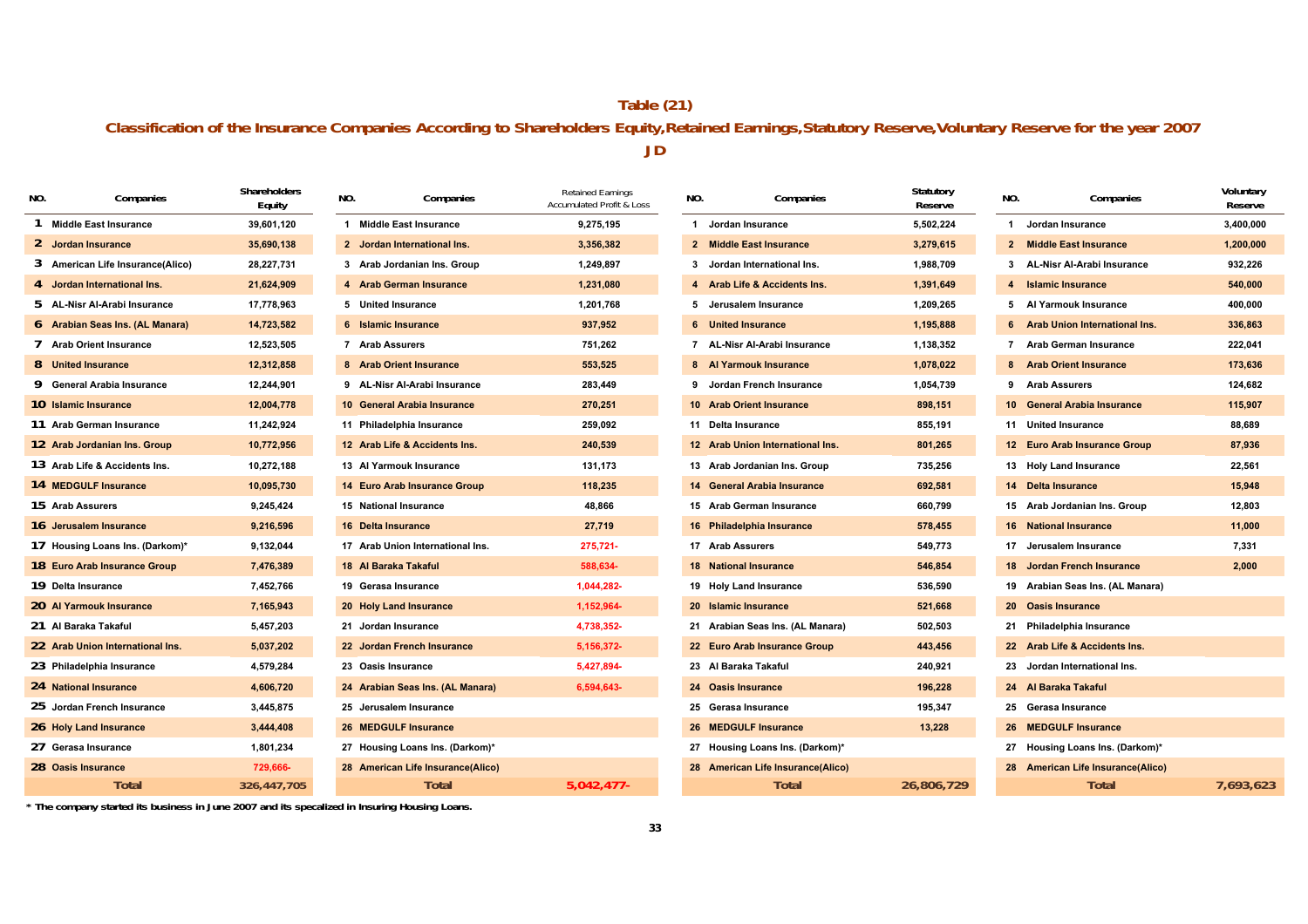# Table (21)

## Classification of the Insurance Companies According to Shareholders Equity, Retained Earnings, Statutory Reserve, Voluntary Reserve for the year 2007

**JD**

| NO. | Companies | Shareholders Equity | NO. | Companies | Retained Earnings Accumulated Profit & Loss | NO. | Companies | Statutory Reserve | NO. | Companies | Voluntary Reserve |
|---|---|---|---|---|---|---|---|---|---|---|---|
| 1 | Middle East Insurance | 39,601,120 | 1 | Middle East Insurance | 9,275,195 | 1 | Jordan Insurance | 5,502,224 | 1 | Jordan Insurance | 3,400,000 |
| 2 | Jordan Insurance | 35,690,138 | 2 | Jordan International Ins. | 3,356,382 | 2 | Middle East Insurance | 3,279,615 | 2 | Middle East Insurance | 1,200,000 |
| 3 | American Life Insurance(Alico) | 28,227,731 | 3 | Arab Jordanian Ins. Group | 1,249,897 | 3 | Jordan International Ins. | 1,988,709 | 3 | AL-Nisr Al-Arabi Insurance | 932,226 |
| 4 | Jordan International Ins. | 21,624,909 | 4 | Arab German Insurance | 1,231,080 | 4 | Arab Life & Accidents Ins. | 1,391,649 | 4 | Islamic Insurance | 540,000 |
| 5 | AL-Nisr Al-Arabi Insurance | 17,778,963 | 5 | United Insurance | 1,201,768 | 5 | Jerusalem Insurance | 1,209,265 | 5 | Al Yarmouk Insurance | 400,000 |
| 6 | Arabian Seas Ins. (AL Manara) | 14,723,582 | 6 | Islamic Insurance | 937,952 | 6 | United Insurance | 1,195,888 | 6 | Arab Union International Ins. | 336,863 |
| 7 | Arab Orient Insurance | 12,523,505 | 7 | Arab Assurers | 751,262 | 7 | AL-Nisr Al-Arabi Insurance | 1,138,352 | 7 | Arab German Insurance | 222,041 |
| 8 | United Insurance | 12,312,858 | 8 | Arab Orient Insurance | 553,525 | 8 | Al Yarmouk Insurance | 1,078,022 | 8 | Arab Orient Insurance | 173,636 |
| 9 | General Arabia Insurance | 12,244,901 | 9 | AL-Nisr Al-Arabi Insurance | 283,449 | 9 | Jordan French Insurance | 1,054,739 | 9 | Arab Assurers | 124,682 |
| 10 | Islamic Insurance | 12,004,778 | 10 | General Arabia Insurance | 270,251 | 10 | Arab Orient Insurance | 898,151 | 10 | General Arabia Insurance | 115,907 |
| 11 | Arab German Insurance | 11,242,924 | 11 | Philadelphia Insurance | 259,092 | 11 | Delta Insurance | 855,191 | 11 | United Insurance | 88,689 |
| 12 | Arab Jordanian Ins. Group | 10,772,956 | 12 | Arab Life & Accidents Ins. | 240,539 | 12 | Arab Union International Ins. | 801,265 | 12 | Euro Arab Insurance Group | 87,936 |
| 13 | Arab Life & Accidents Ins. | 10,272,188 | 13 | Al Yarmouk Insurance | 131,173 | 13 | Arab Jordanian Ins. Group | 735,256 | 13 | Holy Land Insurance | 22,561 |
| 14 | MEDGULF Insurance | 10,095,730 | 14 | Euro Arab Insurance Group | 118,235 | 14 | General Arabia Insurance | 692,581 | 14 | Delta Insurance | 15,948 |
| 15 | Arab Assurers | 9,245,424 | 15 | National Insurance | 48,866 | 15 | Arab German Insurance | 660,799 | 15 | Arab Jordanian Ins. Group | 12,803 |
| 16 | Jerusalem Insurance | 9,216,596 | 16 | Delta Insurance | 27,719 | 16 | Philadelphia Insurance | 578,455 | 16 | National Insurance | 11,000 |
| 17 | Housing Loans Ins. (Darkom)* | 9,132,044 | 17 | Arab Union International Ins. | 275,721- | 17 | Arab Assurers | 549,773 | 17 | Jerusalem Insurance | 7,331 |
| 18 | Euro Arab Insurance Group | 7,476,389 | 18 | Al Baraka Takaful | 588,634- | 18 | National Insurance | 546,854 | 18 | Jordan French Insurance | 2,000 |
| 19 | Delta Insurance | 7,452,766 | 19 | Gerasa Insurance | 1,044,282- | 19 | Holy Land Insurance | 536,590 | 19 | Arabian Seas Ins. (AL Manara) | |
| 20 | Al Yarmouk Insurance | 7,165,943 | 20 | Holy Land Insurance | 1,152,964- | 20 | Islamic Insurance | 521,668 | 20 | Oasis Insurance | |
| 21 | Al Baraka Takaful | 5,457,203 | 21 | Jordan Insurance | 4,738,352- | 21 | Arabian Seas Ins. (AL Manara) | 502,503 | 21 | Philadelphia Insurance | |
| 22 | Arab Union International Ins. | 5,037,202 | 22 | Jordan French Insurance | 5,156,372- | 22 | Euro Arab Insurance Group | 443,456 | 22 | Arab Life & Accidents Ins. | |
| 23 | Philadelphia Insurance | 4,579,284 | 23 | Oasis Insurance | 5,427,894- | 23 | Al Baraka Takaful | 240,921 | 23 | Jordan International Ins. | |
| 24 | National Insurance | 4,606,720 | 24 | Arabian Seas Ins. (AL Manara) | 6,594,643- | 24 | Oasis Insurance | 196,228 | 24 | Al Baraka Takaful | |
| 25 | Jordan French Insurance | 3,445,875 | 25 | Jerusalem Insurance | | 25 | Gerasa Insurance | 195,347 | 25 | Gerasa Insurance | |
| 26 | Holy Land Insurance | 3,444,408 | 26 | MEDGULF Insurance | | 26 | MEDGULF Insurance | 13,228 | 26 | MEDGULF Insurance | |
| 27 | Gerasa Insurance | 1,801,234 | 27 | Housing Loans Ins. (Darkom)* | | 27 | Housing Loans Ins. (Darkom)* | | 27 | Housing Loans Ins. (Darkom)* | |
| 28 | Oasis Insurance | 729,666- | 28 | American Life Insurance(Alico) | | 28 | American Life Insurance(Alico) | | 28 | American Life Insurance(Alico) | |
| | **Total** | **326,447,705** | | **Total** | **5,042,477-** | | **Total** | **26,806,729** | | **Total** | **7,693,623** |

\* The company started its business in June 2007 and its specalized in Insuring Housing Loans.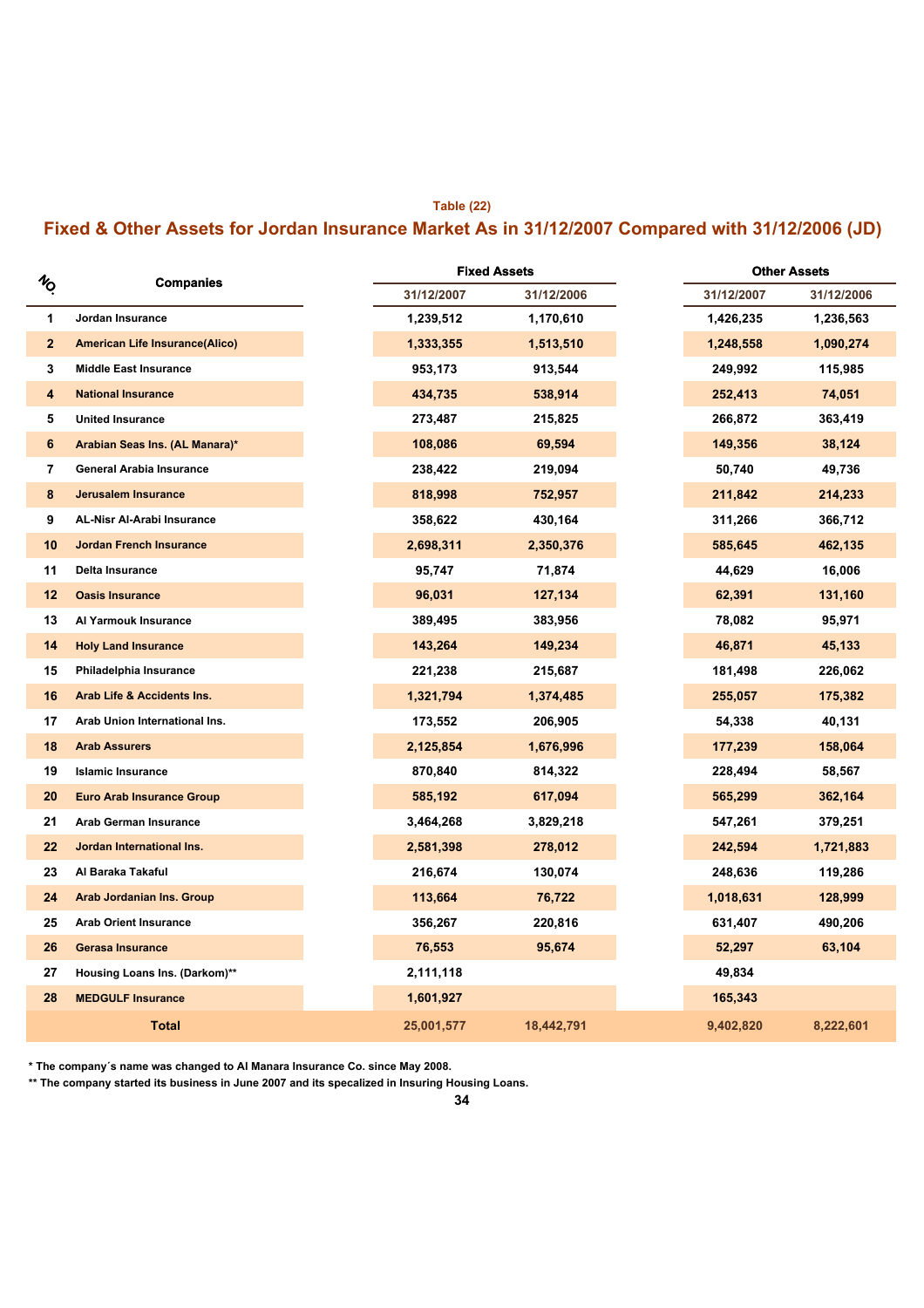Table (22)

## Fixed & Other Assets for Jordan Insurance Market As in 31/12/2007 Compared with 31/12/2006 (JD)

| NO. | Companies | Fixed Assets | | Other Assets | |
|---|---|---|---|---|---|
| | | 31/12/2007 | 31/12/2006 | 31/12/2007 | 31/12/2006 |
| 1 | Jordan Insurance | 1,239,512 | 1,170,610 | 1,426,235 | 1,236,563 |
| 2 | American Life Insurance(Alico) | 1,333,355 | 1,513,510 | 1,248,558 | 1,090,274 |
| 3 | Middle East Insurance | 953,173 | 913,544 | 249,992 | 115,985 |
| 4 | National Insurance | 434,735 | 538,914 | 252,413 | 74,051 |
| 5 | United Insurance | 273,487 | 215,825 | 266,872 | 363,419 |
| 6 | Arabian Seas Ins. (AL Manara)* | 108,086 | 69,594 | 149,356 | 38,124 |
| 7 | General Arabia Insurance | 238,422 | 219,094 | 50,740 | 49,736 |
| 8 | Jerusalem Insurance | 818,998 | 752,957 | 211,842 | 214,233 |
| 9 | AL-Nisr Al-Arabi Insurance | 358,622 | 430,164 | 311,266 | 366,712 |
| 10 | Jordan French Insurance | 2,698,311 | 2,350,376 | 585,645 | 462,135 |
| 11 | Delta Insurance | 95,747 | 71,874 | 44,629 | 16,006 |
| 12 | Oasis Insurance | 96,031 | 127,134 | 62,391 | 131,160 |
| 13 | Al Yarmouk Insurance | 389,495 | 383,956 | 78,082 | 95,971 |
| 14 | Holy Land Insurance | 143,264 | 149,234 | 46,871 | 45,133 |
| 15 | Philadelphia Insurance | 221,238 | 215,687 | 181,498 | 226,062 |
| 16 | Arab Life & Accidents Ins. | 1,321,794 | 1,374,485 | 255,057 | 175,382 |
| 17 | Arab Union International Ins. | 173,552 | 206,905 | 54,338 | 40,131 |
| 18 | Arab Assurers | 2,125,854 | 1,676,996 | 177,239 | 158,064 |
| 19 | Islamic Insurance | 870,840 | 814,322 | 228,494 | 58,567 |
| 20 | Euro Arab Insurance Group | 585,192 | 617,094 | 565,299 | 362,164 |
| 21 | Arab German Insurance | 3,464,268 | 3,829,218 | 547,261 | 379,251 |
| 22 | Jordan International Ins. | 2,581,398 | 278,012 | 242,594 | 1,721,883 |
| 23 | Al Baraka Takaful | 216,674 | 130,074 | 248,636 | 119,286 |
| 24 | Arab Jordanian Ins. Group | 113,664 | 76,722 | 1,018,631 | 128,999 |
| 25 | Arab Orient Insurance | 356,267 | 220,816 | 631,407 | 490,206 |
| 26 | Gerasa Insurance | 76,553 | 95,674 | 52,297 | 63,104 |
| 27 | Housing Loans Ins. (Darkom)** | 2,111,118 | | 49,834 | |
| 28 | MEDGULF Insurance | 1,601,927 | | 165,343 | |
| | **Total** | 25,001,577 | 18,442,791 | 9,402,820 | 8,222,601 |

* The company´s name was changed to Al Manara Insurance Co. since May 2008.

** The company started its business in June 2007 and its specalized in Insuring Housing Loans.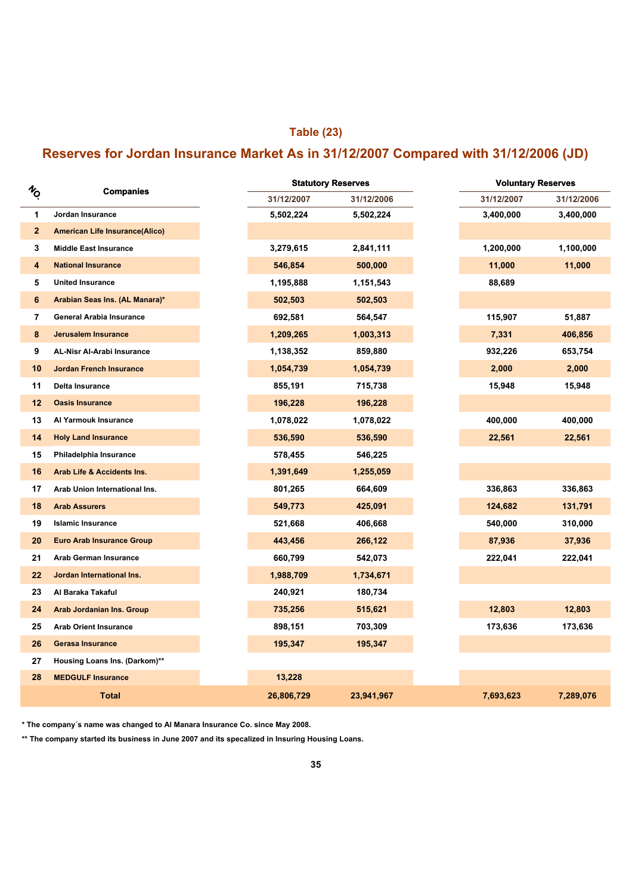## Table (23)

## Reserves for Jordan Insurance Market As in 31/12/2007 Compared with 31/12/2006 (JD)

| NO. | Companies | Statutory Reserves | | Voluntary Reserves | |
|---|---|---|---|---|---|
| | | 31/12/2007 | 31/12/2006 | 31/12/2007 | 31/12/2006 |
| 1 | Jordan Insurance | 5,502,224 | 5,502,224 | 3,400,000 | 3,400,000 |
| 2 | American Life Insurance(Alico) | | | | |
| 3 | Middle East Insurance | 3,279,615 | 2,841,111 | 1,200,000 | 1,100,000 |
| 4 | National Insurance | 546,854 | 500,000 | 11,000 | 11,000 |
| 5 | United Insurance | 1,195,888 | 1,151,543 | 88,689 | |
| 6 | Arabian Seas Ins. (AL Manara)* | 502,503 | 502,503 | | |
| 7 | General Arabia Insurance | 692,581 | 564,547 | 115,907 | 51,887 |
| 8 | Jerusalem Insurance | 1,209,265 | 1,003,313 | 7,331 | 406,856 |
| 9 | AL-Nisr Al-Arabi Insurance | 1,138,352 | 859,880 | 932,226 | 653,754 |
| 10 | Jordan French Insurance | 1,054,739 | 1,054,739 | 2,000 | 2,000 |
| 11 | Delta Insurance | 855,191 | 715,738 | 15,948 | 15,948 |
| 12 | Oasis Insurance | 196,228 | 196,228 | | |
| 13 | Al Yarmouk Insurance | 1,078,022 | 1,078,022 | 400,000 | 400,000 |
| 14 | Holy Land Insurance | 536,590 | 536,590 | 22,561 | 22,561 |
| 15 | Philadelphia Insurance | 578,455 | 546,225 | | |
| 16 | Arab Life & Accidents Ins. | 1,391,649 | 1,255,059 | | |
| 17 | Arab Union International Ins. | 801,265 | 664,609 | 336,863 | 336,863 |
| 18 | Arab Assurers | 549,773 | 425,091 | 124,682 | 131,791 |
| 19 | Islamic Insurance | 521,668 | 406,668 | 540,000 | 310,000 |
| 20 | Euro Arab Insurance Group | 443,456 | 266,122 | 87,936 | 37,936 |
| 21 | Arab German Insurance | 660,799 | 542,073 | 222,041 | 222,041 |
| 22 | Jordan International Ins. | 1,988,709 | 1,734,671 | | |
| 23 | Al Baraka Takaful | 240,921 | 180,734 | | |
| 24 | Arab Jordanian Ins. Group | 735,256 | 515,621 | 12,803 | 12,803 |
| 25 | Arab Orient Insurance | 898,151 | 703,309 | 173,636 | 173,636 |
| 26 | Gerasa Insurance | 195,347 | 195,347 | | |
| 27 | Housing Loans Ins. (Darkom)** | | | | |
| 28 | MEDGULF Insurance | 13,228 | | | |
| | **Total** | **26,806,729** | **23,941,967** | **7,693,623** | **7,289,076** |

\* The company´s name was changed to Al Manara Insurance Co. since May 2008.

\*\* The company started its business in June 2007 and its specalized in Insuring Housing Loans.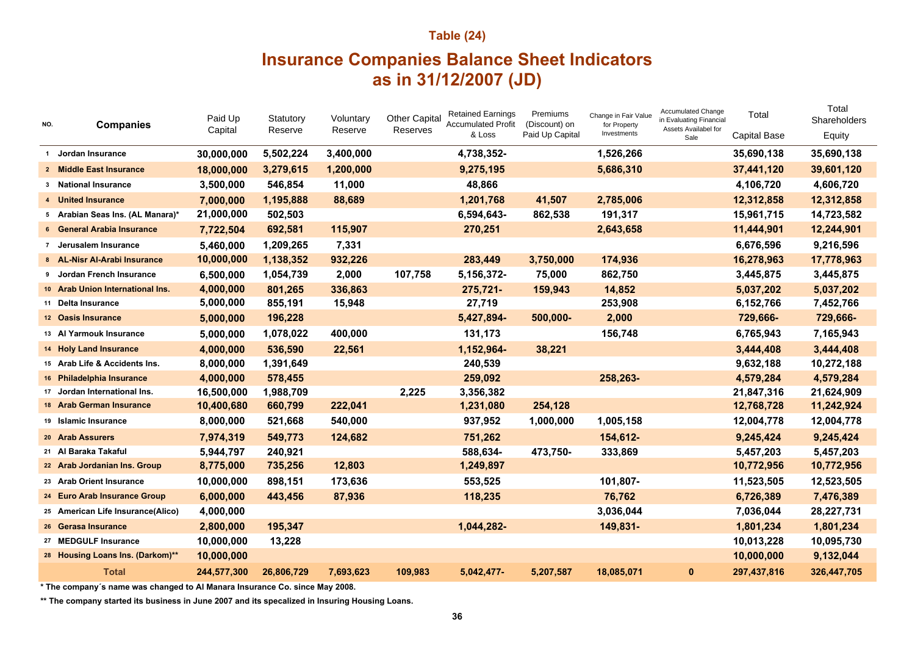Table (24)

# Insurance Companies Balance Sheet Indicators as in 31/12/2007 (JD)

| NO. | Companies | Paid Up Capital | Statutory Reserve | Voluntary Reserve | Other Capital Reserves | Retained Earnings Accumulated Profit & Loss | Premiums (Discount) on Paid Up Capital | Change in Fair Value for Property Investments | Accumulated Change in Evaluating Financial Assets Availabel for Sale | Total Capital Base | Total Shareholders Equity |
|---|---|---|---|---|---|---|---|---|---|---|---|
| 1 | Jordan Insurance | 30,000,000 | 5,502,224 | 3,400,000 | | 4,738,352- | | 1,526,266 | | 35,690,138 | 35,690,138 |
| 2 | Middle East Insurance | 18,000,000 | 3,279,615 | 1,200,000 | | 9,275,195 | | 5,686,310 | | 37,441,120 | 39,601,120 |
| 3 | National Insurance | 3,500,000 | 546,854 | 11,000 | | 48,866 | | | | 4,106,720 | 4,606,720 |
| 4 | United Insurance | 7,000,000 | 1,195,888 | 88,689 | | 1,201,768 | 41,507 | 2,785,006 | | 12,312,858 | 12,312,858 |
| 5 | Arabian Seas Ins. (AL Manara)* | 21,000,000 | 502,503 | | | 6,594,643- | 862,538 | 191,317 | | 15,961,715 | 14,723,582 |
| 6 | General Arabia Insurance | 7,722,504 | 692,581 | 115,907 | | 270,251 | | 2,643,658 | | 11,444,901 | 12,244,901 |
| 7 | Jerusalem Insurance | 5,460,000 | 1,209,265 | 7,331 | | | | | | 6,676,596 | 9,216,596 |
| 8 | AL-Nisr Al-Arabi Insurance | 10,000,000 | 1,138,352 | 932,226 | | 283,449 | 3,750,000 | 174,936 | | 16,278,963 | 17,778,963 |
| 9 | Jordan French Insurance | 6,500,000 | 1,054,739 | 2,000 | 107,758 | 5,156,372- | 75,000 | 862,750 | | 3,445,875 | 3,445,875 |
| 10 | Arab Union International Ins. | 4,000,000 | 801,265 | 336,863 | | 275,721- | 159,943 | 14,852 | | 5,037,202 | 5,037,202 |
| 11 | Delta Insurance | 5,000,000 | 855,191 | 15,948 | | 27,719 | | 253,908 | | 6,152,766 | 7,452,766 |
| 12 | Oasis Insurance | 5,000,000 | 196,228 | | | 5,427,894- | 500,000- | 2,000 | | 729,666- | 729,666- |
| 13 | Al Yarmouk Insurance | 5,000,000 | 1,078,022 | 400,000 | | 131,173 | | 156,748 | | 6,765,943 | 7,165,943 |
| 14 | Holy Land Insurance | 4,000,000 | 536,590 | 22,561 | | 1,152,964- | 38,221 | | | 3,444,408 | 3,444,408 |
| 15 | Arab Life & Accidents Ins. | 8,000,000 | 1,391,649 | | | 240,539 | | | | 9,632,188 | 10,272,188 |
| 16 | Philadelphia Insurance | 4,000,000 | 578,455 | | | 259,092 | | 258,263- | | 4,579,284 | 4,579,284 |
| 17 | Jordan International Ins. | 16,500,000 | 1,988,709 | | 2,225 | 3,356,382 | | | | 21,847,316 | 21,624,909 |
| 18 | Arab German Insurance | 10,400,680 | 660,799 | 222,041 | | 1,231,080 | 254,128 | | | 12,768,728 | 11,242,924 |
| 19 | Islamic Insurance | 8,000,000 | 521,668 | 540,000 | | 937,952 | 1,000,000 | 1,005,158 | | 12,004,778 | 12,004,778 |
| 20 | Arab Assurers | 7,974,319 | 549,773 | 124,682 | | 751,262 | | 154,612- | | 9,245,424 | 9,245,424 |
| 21 | Al Baraka Takaful | 5,944,797 | 240,921 | | | 588,634- | 473,750- | 333,869 | | 5,457,203 | 5,457,203 |
| 22 | Arab Jordanian Ins. Group | 8,775,000 | 735,256 | 12,803 | | 1,249,897 | | | | 10,772,956 | 10,772,956 |
| 23 | Arab Orient Insurance | 10,000,000 | 898,151 | 173,636 | | 553,525 | | 101,807- | | 11,523,505 | 12,523,505 |
| 24 | Euro Arab Insurance Group | 6,000,000 | 443,456 | 87,936 | | 118,235 | | 76,762 | | 6,726,389 | 7,476,389 |
| 25 | American Life Insurance(Alico) | 4,000,000 | | | | | | 3,036,044 | | 7,036,044 | 28,227,731 |
| 26 | Gerasa Insurance | 2,800,000 | 195,347 | | | 1,044,282- | | 149,831- | | 1,801,234 | 1,801,234 |
| 27 | MEDGULF Insurance | 10,000,000 | 13,228 | | | | | | | 10,013,228 | 10,095,730 |
| 28 | Housing Loans Ins. (Darkom)** | 10,000,000 | | | | | | | | 10,000,000 | 9,132,044 |
| | **Total** | **244,577,300** | **26,806,729** | **7,693,623** | **109,983** | **5,042,477-** | **5,207,587** | **18,085,071** | **0** | **297,437,816** | **326,447,705** |

**\* The company´s name was changed to Al Manara Insurance Co. since May 2008.**

**\*\* The company started its business in June 2007 and its specalized in Insuring Housing Loans.**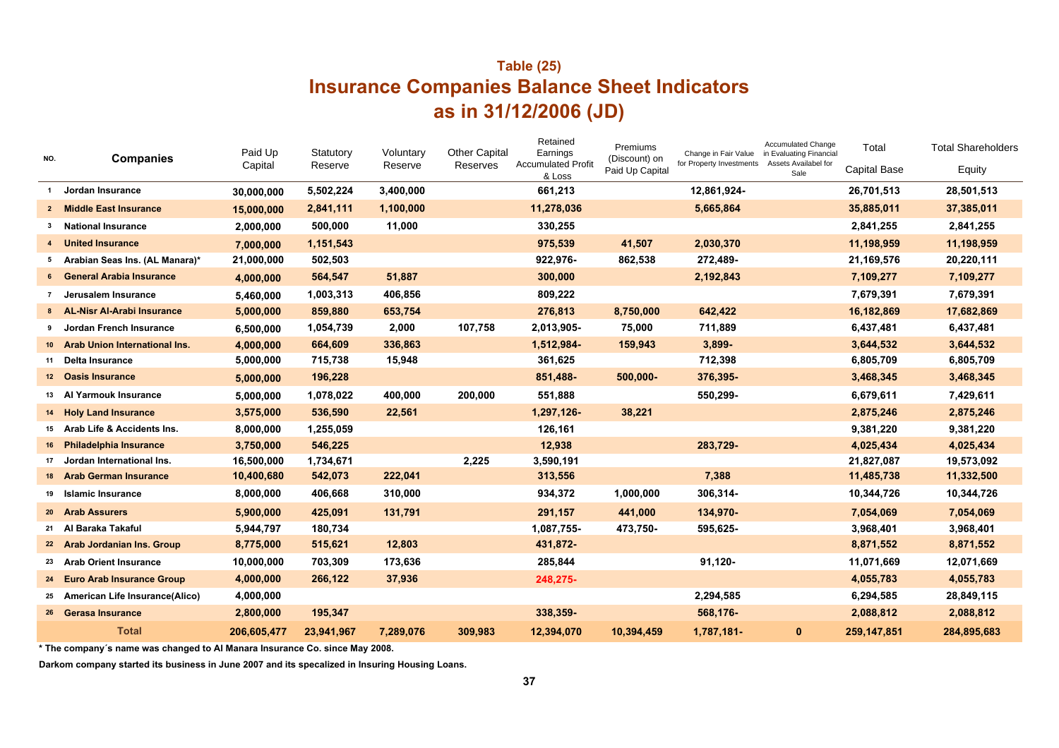## Table (25)

# Insurance Companies Balance Sheet Indicators as in 31/12/2006 (JD)

| NO. | Companies | Paid Up Capital | Statutory Reserve | Voluntary Reserve | Other Capital Reserves | Retained Earnings Accumulated Profit & Loss | Premiums (Discount) on Paid Up Capital | Change in Fair Value for Property Investments | Accumulated Change in Evaluating Financial Assets Availabel for Sale | Total Capital Base | Total Shareholders Equity |
|---|---|---|---|---|---|---|---|---|---|---|---|
| 1 | Jordan Insurance | 30,000,000 | 5,502,224 | 3,400,000 | | 661,213 | | 12,861,924- | | 26,701,513 | 28,501,513 |
| 2 | Middle East Insurance | 15,000,000 | 2,841,111 | 1,100,000 | | 11,278,036 | | 5,665,864 | | 35,885,011 | 37,385,011 |
| 3 | National Insurance | 2,000,000 | 500,000 | 11,000 | | 330,255 | | | | 2,841,255 | 2,841,255 |
| 4 | United Insurance | 7,000,000 | 1,151,543 | | | 975,539 | 41,507 | 2,030,370 | | 11,198,959 | 11,198,959 |
| 5 | Arabian Seas Ins. (AL Manara)* | 21,000,000 | 502,503 | | | 922,976- | 862,538 | 272,489- | | 21,169,576 | 20,220,111 |
| 6 | General Arabia Insurance | 4,000,000 | 564,547 | 51,887 | | 300,000 | | 2,192,843 | | 7,109,277 | 7,109,277 |
| 7 | Jerusalem Insurance | 5,460,000 | 1,003,313 | 406,856 | | 809,222 | | | | 7,679,391 | 7,679,391 |
| 8 | AL-Nisr Al-Arabi Insurance | 5,000,000 | 859,880 | 653,754 | | 276,813 | 8,750,000 | 642,422 | | 16,182,869 | 17,682,869 |
| 9 | Jordan French Insurance | 6,500,000 | 1,054,739 | 2,000 | 107,758 | 2,013,905- | 75,000 | 711,889 | | 6,437,481 | 6,437,481 |
| 10 | Arab Union International Ins. | 4,000,000 | 664,609 | 336,863 | | 1,512,984- | 159,943 | 3,899- | | 3,644,532 | 3,644,532 |
| 11 | Delta Insurance | 5,000,000 | 715,738 | 15,948 | | 361,625 | | 712,398 | | 6,805,709 | 6,805,709 |
| 12 | Oasis Insurance | 5,000,000 | 196,228 | | | 851,488- | 500,000- | 376,395- | | 3,468,345 | 3,468,345 |
| 13 | Al Yarmouk Insurance | 5,000,000 | 1,078,022 | 400,000 | 200,000 | 551,888 | | 550,299- | | 6,679,611 | 7,429,611 |
| 14 | Holy Land Insurance | 3,575,000 | 536,590 | 22,561 | | 1,297,126- | 38,221 | | | 2,875,246 | 2,875,246 |
| 15 | Arab Life & Accidents Ins. | 8,000,000 | 1,255,059 | | | 126,161 | | | | 9,381,220 | 9,381,220 |
| 16 | Philadelphia Insurance | 3,750,000 | 546,225 | | | 12,938 | | 283,729- | | 4,025,434 | 4,025,434 |
| 17 | Jordan International Ins. | 16,500,000 | 1,734,671 | | 2,225 | 3,590,191 | | | | 21,827,087 | 19,573,092 |
| 18 | Arab German Insurance | 10,400,680 | 542,073 | 222,041 | | 313,556 | | 7,388 | | 11,485,738 | 11,332,500 |
| 19 | Islamic Insurance | 8,000,000 | 406,668 | 310,000 | | 934,372 | 1,000,000 | 306,314- | | 10,344,726 | 10,344,726 |
| 20 | Arab Assurers | 5,900,000 | 425,091 | 131,791 | | 291,157 | 441,000 | 134,970- | | 7,054,069 | 7,054,069 |
| 21 | Al Baraka Takaful | 5,944,797 | 180,734 | | | 1,087,755- | 473,750- | 595,625- | | 3,968,401 | 3,968,401 |
| 22 | Arab Jordanian Ins. Group | 8,775,000 | 515,621 | 12,803 | | 431,872- | | | | 8,871,552 | 8,871,552 |
| 23 | Arab Orient Insurance | 10,000,000 | 703,309 | 173,636 | | 285,844 | | 91,120- | | 11,071,669 | 12,071,669 |
| 24 | Euro Arab Insurance Group | 4,000,000 | 266,122 | 37,936 | | 248,275- | | | | 4,055,783 | 4,055,783 |
| 25 | American Life Insurance(Alico) | 4,000,000 | | | | | | 2,294,585 | | 6,294,585 | 28,849,115 |
| 26 | Gerasa Insurance | 2,800,000 | 195,347 | | | 338,359- | | 568,176- | | 2,088,812 | 2,088,812 |
| | **Total** | 206,605,477 | 23,941,967 | 7,289,076 | 309,983 | 12,394,070 | 10,394,459 | 1,787,181- | 0 | 259,147,851 | 284,895,683 |

**\* The company´s name was changed to Al Manara Insurance Co. since May 2008.**

**Darkom company started its business in June 2007 and its specalized in Insuring Housing Loans.**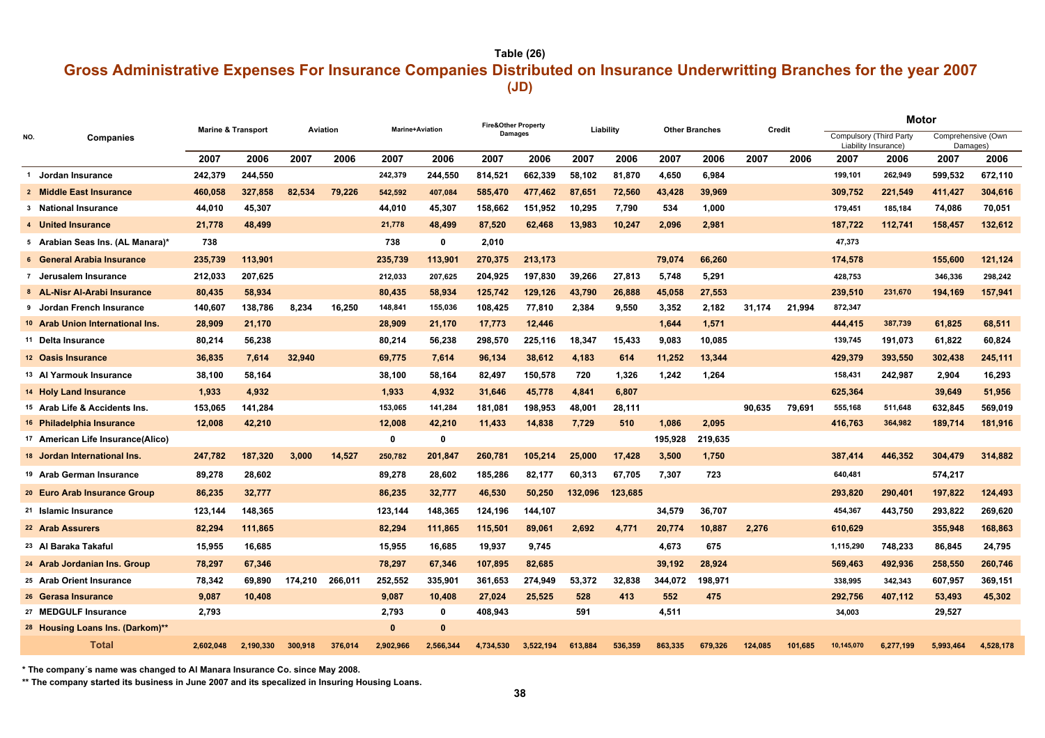Table (26)

## Gross Administrative Expenses For Insurance Companies Distributed on Insurance Underwritting Branches for the year 2007

**(JD)**

| NO. | Companies | Marine & Transport | | Aviation | | Marine+Aviation | | Fire&Other Property Damages | | Liability | | Other Branches | | Credit | | Motor | | | |
|---|---|---|---|---|---|---|---|---|---|---|---|---|---|---|---|---|---|---|---|
| | | | | | | | | | | | | | | | | Compulsory (Third Party Liability Insurance) | | Comprehensive (Own Damages) | |
| | | 2007 | 2006 | 2007 | 2006 | 2007 | 2006 | 2007 | 2006 | 2007 | 2006 | 2007 | 2006 | 2007 | 2006 | 2007 | 2006 | 2007 | 2006 |
| 1 | Jordan Insurance | 242,379 | 244,550 | | | 242,379 | 244,550 | 814,521 | 662,339 | 58,102 | 81,870 | 4,650 | 6,984 | | | 199,101 | 262,949 | 599,532 | 672,110 |
| 2 | Middle East Insurance | 460,058 | 327,858 | 82,534 | 79,226 | 542,592 | 407,084 | 585,470 | 477,462 | 87,651 | 72,560 | 43,428 | 39,969 | | | 309,752 | 221,549 | 411,427 | 304,616 |
| 3 | National Insurance | 44,010 | 45,307 | | | 44,010 | 45,307 | 158,662 | 151,952 | 10,295 | 7,790 | 534 | 1,000 | | | 179,451 | 185,184 | 74,086 | 70,051 |
| 4 | United Insurance | 21,778 | 48,499 | | | 21,778 | 48,499 | 87,520 | 62,468 | 13,983 | 10,247 | 2,096 | 2,981 | | | 187,722 | 112,741 | 158,457 | 132,612 |
| 5 | Arabian Seas Ins. (AL Manara)* | 738 | | | | 738 | 0 | 2,010 | | | | | | | | 47,373 | | | |
| 6 | General Arabia Insurance | 235,739 | 113,901 | | | 235,739 | 113,901 | 270,375 | 213,173 | | | 79,074 | 66,260 | | | 174,578 | | 155,600 | 121,124 |
| 7 | Jerusalem Insurance | 212,033 | 207,625 | | | 212,033 | 207,625 | 204,925 | 197,830 | 39,266 | 27,813 | 5,748 | 5,291 | | | 428,753 | | 346,336 | 298,242 |
| 8 | AL-Nisr Al-Arabi Insurance | 80,435 | 58,934 | | | 80,435 | 58,934 | 125,742 | 129,126 | 43,790 | 26,888 | 45,058 | 27,553 | | | 239,510 | 231,670 | 194,169 | 157,941 |
| 9 | Jordan French Insurance | 140,607 | 138,786 | 8,234 | 16,250 | 148,841 | 155,036 | 108,425 | 77,810 | 2,384 | 9,550 | 3,352 | 2,182 | 31,174 | 21,994 | 872,347 | | | |
| 10 | Arab Union International Ins. | 28,909 | 21,170 | | | 28,909 | 21,170 | 17,773 | 12,446 | | | 1,644 | 1,571 | | | 444,415 | 387,739 | 61,825 | 68,511 |
| 11 | Delta Insurance | 80,214 | 56,238 | | | 80,214 | 56,238 | 298,570 | 225,116 | 18,347 | 15,433 | 9,083 | 10,085 | | | 139,745 | 191,073 | 61,822 | 60,824 |
| 12 | Oasis Insurance | 36,835 | 7,614 | 32,940 | | 69,775 | 7,614 | 96,134 | 38,612 | 4,183 | 614 | 11,252 | 13,344 | | | 429,379 | 393,550 | 302,438 | 245,111 |
| 13 | Al Yarmouk Insurance | 38,100 | 58,164 | | | 38,100 | 58,164 | 82,497 | 150,578 | 720 | 1,326 | 1,242 | 1,264 | | | 158,431 | 242,987 | 2,904 | 16,293 |
| 14 | Holy Land Insurance | 1,933 | 4,932 | | | 1,933 | 4,932 | 31,646 | 45,778 | 4,841 | 6,807 | | | | | 625,364 | | 39,649 | 51,956 |
| 15 | Arab Life & Accidents Ins. | 153,065 | 141,284 | | | 153,065 | 141,284 | 181,081 | 198,953 | 48,001 | 28,111 | | | 90,635 | 79,691 | 555,168 | 511,648 | 632,845 | 569,019 |
| 16 | Philadelphia Insurance | 12,008 | 42,210 | | | 12,008 | 42,210 | 11,433 | 14,838 | 7,729 | 510 | 1,086 | 2,095 | | | 416,763 | 364,982 | 189,714 | 181,916 |
| 17 | American Life Insurance(Alico) | | | | | 0 | 0 | | | | | 195,928 | 219,635 | | | | | | |
| 18 | Jordan International Ins. | 247,782 | 187,320 | 3,000 | 14,527 | 250,782 | 201,847 | 260,781 | 105,214 | 25,000 | 17,428 | 3,500 | 1,750 | | | 387,414 | 446,352 | 304,479 | 314,882 |
| 19 | Arab German Insurance | 89,278 | 28,602 | | | 89,278 | 28,602 | 185,286 | 82,177 | 60,313 | 67,705 | 7,307 | 723 | | | 640,481 | | 574,217 | |
| 20 | Euro Arab Insurance Group | 86,235 | 32,777 | | | 86,235 | 32,777 | 46,530 | 50,250 | 132,096 | 123,685 | | | | | 293,820 | 290,401 | 197,822 | 124,493 |
| 21 | Islamic Insurance | 123,144 | 148,365 | | | 123,144 | 148,365 | 124,196 | 144,107 | | | 34,579 | 36,707 | | | 454,367 | 443,750 | 293,822 | 269,620 |
| 22 | Arab Assurers | 82,294 | 111,865 | | | 82,294 | 111,865 | 115,501 | 89,061 | 2,692 | 4,771 | 20,774 | 10,887 | 2,276 | | 610,629 | | 355,948 | 168,863 |
| 23 | Al Baraka Takaful | 15,955 | 16,685 | | | 15,955 | 16,685 | 19,937 | 9,745 | | | 4,673 | 675 | | | 1,115,290 | 748,233 | 86,845 | 24,795 |
| 24 | Arab Jordanian Ins. Group | 78,297 | 67,346 | | | 78,297 | 67,346 | 107,895 | 82,685 | | | 39,192 | 28,924 | | | 569,463 | 492,936 | 258,550 | 260,746 |
| 25 | Arab Orient Insurance | 78,342 | 69,890 | 174,210 | 266,011 | 252,552 | 335,901 | 361,653 | 274,949 | 53,372 | 32,838 | 344,072 | 198,971 | | | 338,995 | 342,343 | 607,957 | 369,151 |
| 26 | Gerasa Insurance | 9,087 | 10,408 | | | 9,087 | 10,408 | 27,024 | 25,525 | 528 | 413 | 552 | 475 | | | 292,756 | 407,112 | 53,493 | 45,302 |
| 27 | MEDGULF Insurance | 2,793 | | | | 2,793 | 0 | 408,943 | | 591 | | 4,511 | | | | 34,003 | | 29,527 | |
| 28 | Housing Loans Ins. (Darkom)** | | | | | 0 | 0 | | | | | | | | | | | | |
| | **Total** | 2,602,048 | 2,190,330 | 300,918 | 376,014 | 2,902,966 | 2,566,344 | 4,734,530 | 3,522,194 | 613,884 | 536,359 | 863,335 | 679,326 | 124,085 | 101,685 | 10,145,070 | 6,277,199 | 5,993,464 | 4,528,178 |

* The company´s name was changed to Al Manara Insurance Co. since May 2008.

** The company started its business in June 2007 and its specalized in Insuring Housing Loans.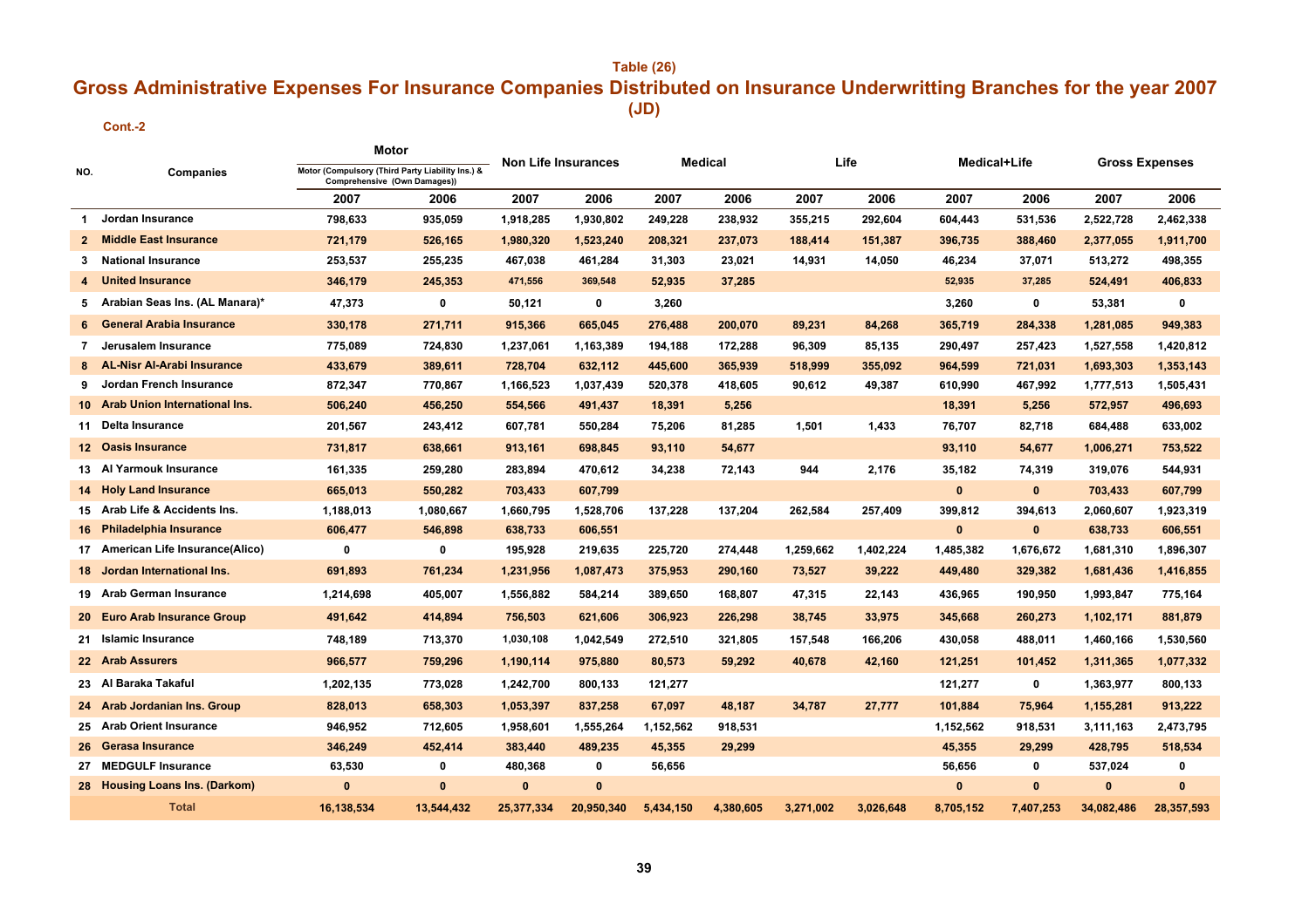**Table (26)**

# Gross Administrative Expenses For Insurance Companies Distributed on Insurance Underwritting Branches for the year 2007

**(JD)**

**Cont.-2**

| NO. | Companies | Motor (Compulsory (Third Party Liability Ins.) & Comprehensive (Own Damages)) | | Non Life Insurances | | Medical | | Life | | Medical+Life | | Gross Expenses | |
|---|---|---|---|---|---|---|---|---|---|---|---|---|---|
| | | 2007 | 2006 | 2007 | 2006 | 2007 | 2006 | 2007 | 2006 | 2007 | 2006 | 2007 | 2006 |
| 1 | Jordan Insurance | 798,633 | 935,059 | 1,918,285 | 1,930,802 | 249,228 | 238,932 | 355,215 | 292,604 | 604,443 | 531,536 | 2,522,728 | 2,462,338 |
| 2 | Middle East Insurance | 721,179 | 526,165 | 1,980,320 | 1,523,240 | 208,321 | 237,073 | 188,414 | 151,387 | 396,735 | 388,460 | 2,377,055 | 1,911,700 |
| 3 | National Insurance | 253,537 | 255,235 | 467,038 | 461,284 | 31,303 | 23,021 | 14,931 | 14,050 | 46,234 | 37,071 | 513,272 | 498,355 |
| 4 | United Insurance | 346,179 | 245,353 | 471,556 | 369,548 | 52,935 | 37,285 | | | 52,935 | 37,285 | 524,491 | 406,833 |
| 5 | Arabian Seas Ins. (AL Manara)* | 47,373 | 0 | 50,121 | 0 | 3,260 | | | | 3,260 | 0 | 53,381 | 0 |
| 6 | General Arabia Insurance | 330,178 | 271,711 | 915,366 | 665,045 | 276,488 | 200,070 | 89,231 | 84,268 | 365,719 | 284,338 | 1,281,085 | 949,383 |
| 7 | Jerusalem Insurance | 775,089 | 724,830 | 1,237,061 | 1,163,389 | 194,188 | 172,288 | 96,309 | 85,135 | 290,497 | 257,423 | 1,527,558 | 1,420,812 |
| 8 | AL-Nisr Al-Arabi Insurance | 433,679 | 389,611 | 728,704 | 632,112 | 445,600 | 365,939 | 518,999 | 355,092 | 964,599 | 721,031 | 1,693,303 | 1,353,143 |
| 9 | Jordan French Insurance | 872,347 | 770,867 | 1,166,523 | 1,037,439 | 520,378 | 418,605 | 90,612 | 49,387 | 610,990 | 467,992 | 1,777,513 | 1,505,431 |
| 10 | Arab Union International Ins. | 506,240 | 456,250 | 554,566 | 491,437 | 18,391 | 5,256 | | | 18,391 | 5,256 | 572,957 | 496,693 |
| 11 | Delta Insurance | 201,567 | 243,412 | 607,781 | 550,284 | 75,206 | 81,285 | 1,501 | 1,433 | 76,707 | 82,718 | 684,488 | 633,002 |
| 12 | Oasis Insurance | 731,817 | 638,661 | 913,161 | 698,845 | 93,110 | 54,677 | | | 93,110 | 54,677 | 1,006,271 | 753,522 |
| 13 | Al Yarmouk Insurance | 161,335 | 259,280 | 283,894 | 470,612 | 34,238 | 72,143 | 944 | 2,176 | 35,182 | 74,319 | 319,076 | 544,931 |
| 14 | Holy Land Insurance | 665,013 | 550,282 | 703,433 | 607,799 | | | | | 0 | 0 | 703,433 | 607,799 |
| 15 | Arab Life & Accidents Ins. | 1,188,013 | 1,080,667 | 1,660,795 | 1,528,706 | 137,228 | 137,204 | 262,584 | 257,409 | 399,812 | 394,613 | 2,060,607 | 1,923,319 |
| 16 | Philadelphia Insurance | 606,477 | 546,898 | 638,733 | 606,551 | | | | | 0 | 0 | 638,733 | 606,551 |
| 17 | American Life Insurance(Alico) | 0 | 0 | 195,928 | 219,635 | 225,720 | 274,448 | 1,259,662 | 1,402,224 | 1,485,382 | 1,676,672 | 1,681,310 | 1,896,307 |
| 18 | Jordan International Ins. | 691,893 | 761,234 | 1,231,956 | 1,087,473 | 375,953 | 290,160 | 73,527 | 39,222 | 449,480 | 329,382 | 1,681,436 | 1,416,855 |
| 19 | Arab German Insurance | 1,214,698 | 405,007 | 1,556,882 | 584,214 | 389,650 | 168,807 | 47,315 | 22,143 | 436,965 | 190,950 | 1,993,847 | 775,164 |
| 20 | Euro Arab Insurance Group | 491,642 | 414,894 | 756,503 | 621,606 | 306,923 | 226,298 | 38,745 | 33,975 | 345,668 | 260,273 | 1,102,171 | 881,879 |
| 21 | Islamic Insurance | 748,189 | 713,370 | 1,030,108 | 1,042,549 | 272,510 | 321,805 | 157,548 | 166,206 | 430,058 | 488,011 | 1,460,166 | 1,530,560 |
| 22 | Arab Assurers | 966,577 | 759,296 | 1,190,114 | 975,880 | 80,573 | 59,292 | 40,678 | 42,160 | 121,251 | 101,452 | 1,311,365 | 1,077,332 |
| 23 | Al Baraka Takaful | 1,202,135 | 773,028 | 1,242,700 | 800,133 | 121,277 | | | | 121,277 | 0 | 1,363,977 | 800,133 |
| 24 | Arab Jordanian Ins. Group | 828,013 | 658,303 | 1,053,397 | 837,258 | 67,097 | 48,187 | 34,787 | 27,777 | 101,884 | 75,964 | 1,155,281 | 913,222 |
| 25 | Arab Orient Insurance | 946,952 | 712,605 | 1,958,601 | 1,555,264 | 1,152,562 | 918,531 | | | 1,152,562 | 918,531 | 3,111,163 | 2,473,795 |
| 26 | Gerasa Insurance | 346,249 | 452,414 | 383,440 | 489,235 | 45,355 | 29,299 | | | 45,355 | 29,299 | 428,795 | 518,534 |
| 27 | MEDGULF Insurance | 63,530 | 0 | 480,368 | 0 | 56,656 | | | | 56,656 | 0 | 537,024 | 0 |
| 28 | Housing Loans Ins. (Darkom) | 0 | 0 | 0 | 0 | | | | | 0 | 0 | 0 | 0 |
| | **Total** | 16,138,534 | 13,544,432 | 25,377,334 | 20,950,340 | 5,434,150 | 4,380,605 | 3,271,002 | 3,026,648 | 8,705,152 | 7,407,253 | 34,082,486 | 28,357,593 |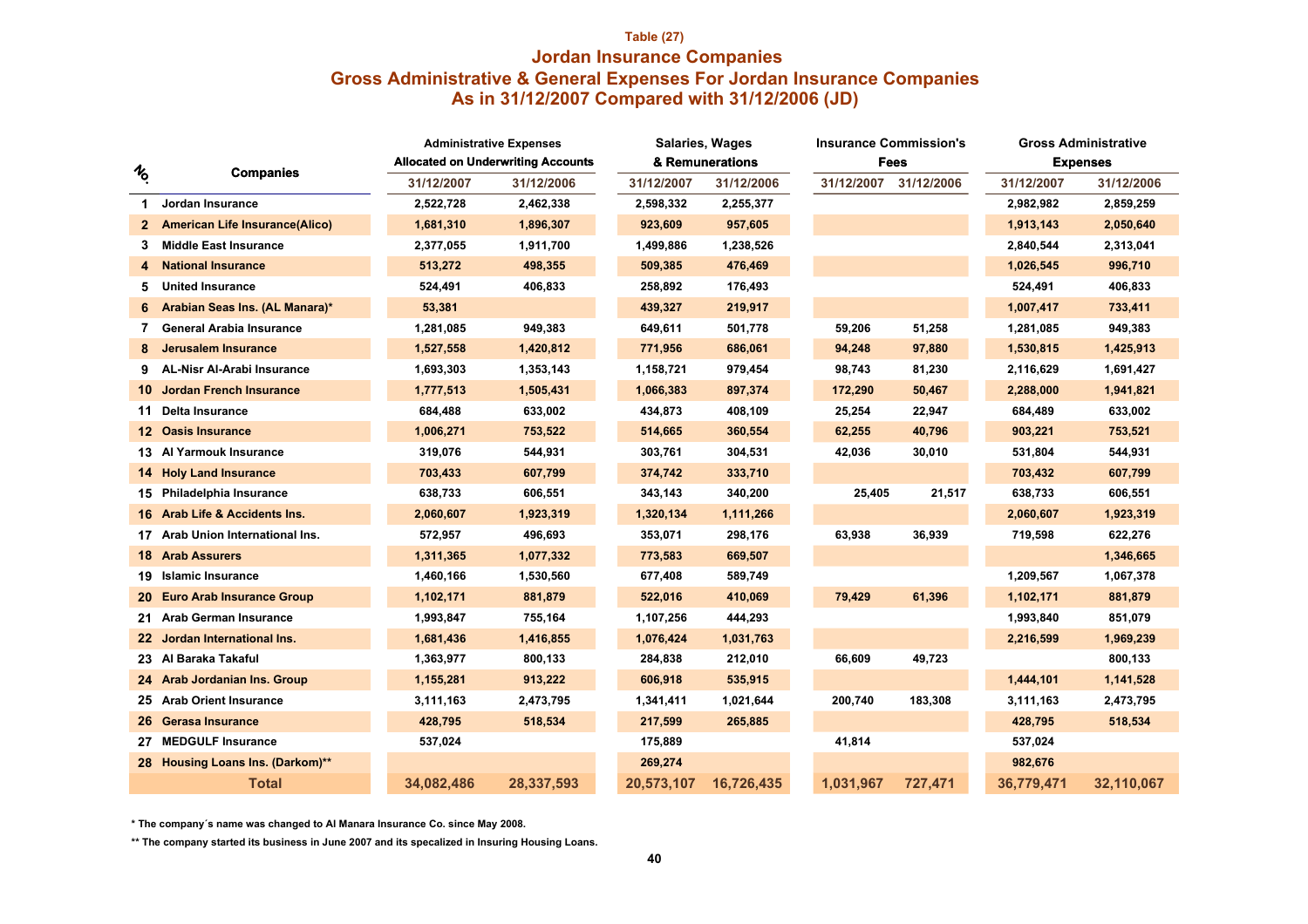Table (27)

# Jordan Insurance Companies

## Gross Administrative & General Expenses For Jordan Insurance Companies As in 31/12/2007 Compared with 31/12/2006 (JD)

| No. | Companies | Administrative Expenses Allocated on Underwriting Accounts | | Salaries, Wages & Remunerations | | Insurance Commission's Fees | | Gross Administrative Expenses | |
|---|---|---|---|---|---|---|---|---|---|
| | | 31/12/2007 | 31/12/2006 | 31/12/2007 | 31/12/2006 | 31/12/2007 | 31/12/2006 | 31/12/2007 | 31/12/2006 |
| 1 | Jordan Insurance | 2,522,728 | 2,462,338 | 2,598,332 | 2,255,377 | | | 2,982,982 | 2,859,259 |
| 2 | American Life Insurance(Alico) | 1,681,310 | 1,896,307 | 923,609 | 957,605 | | | 1,913,143 | 2,050,640 |
| 3 | Middle East Insurance | 2,377,055 | 1,911,700 | 1,499,886 | 1,238,526 | | | 2,840,544 | 2,313,041 |
| 4 | National Insurance | 513,272 | 498,355 | 509,385 | 476,469 | | | 1,026,545 | 996,710 |
| 5 | United Insurance | 524,491 | 406,833 | 258,892 | 176,493 | | | 524,491 | 406,833 |
| 6 | Arabian Seas Ins. (AL Manara)* | 53,381 | | 439,327 | 219,917 | | | 1,007,417 | 733,411 |
| 7 | General Arabia Insurance | 1,281,085 | 949,383 | 649,611 | 501,778 | 59,206 | 51,258 | 1,281,085 | 949,383 |
| 8 | Jerusalem Insurance | 1,527,558 | 1,420,812 | 771,956 | 686,061 | 94,248 | 97,880 | 1,530,815 | 1,425,913 |
| 9 | AL-Nisr Al-Arabi Insurance | 1,693,303 | 1,353,143 | 1,158,721 | 979,454 | 98,743 | 81,230 | 2,116,629 | 1,691,427 |
| 10 | Jordan French Insurance | 1,777,513 | 1,505,431 | 1,066,383 | 897,374 | 172,290 | 50,467 | 2,288,000 | 1,941,821 |
| 11 | Delta Insurance | 684,488 | 633,002 | 434,873 | 408,109 | 25,254 | 22,947 | 684,489 | 633,002 |
| 12 | Oasis Insurance | 1,006,271 | 753,522 | 514,665 | 360,554 | 62,255 | 40,796 | 903,221 | 753,521 |
| 13 | Al Yarmouk Insurance | 319,076 | 544,931 | 303,761 | 304,531 | 42,036 | 30,010 | 531,804 | 544,931 |
| 14 | Holy Land Insurance | 703,433 | 607,799 | 374,742 | 333,710 | | | 703,432 | 607,799 |
| 15 | Philadelphia Insurance | 638,733 | 606,551 | 343,143 | 340,200 | 25,405 | 21,517 | 638,733 | 606,551 |
| 16 | Arab Life & Accidents Ins. | 2,060,607 | 1,923,319 | 1,320,134 | 1,111,266 | | | 2,060,607 | 1,923,319 |
| 17 | Arab Union International Ins. | 572,957 | 496,693 | 353,071 | 298,176 | 63,938 | 36,939 | 719,598 | 622,276 |
| 18 | Arab Assurers | 1,311,365 | 1,077,332 | 773,583 | 669,507 | | | | 1,346,665 |
| 19 | Islamic Insurance | 1,460,166 | 1,530,560 | 677,408 | 589,749 | | | 1,209,567 | 1,067,378 |
| 20 | Euro Arab Insurance Group | 1,102,171 | 881,879 | 522,016 | 410,069 | 79,429 | 61,396 | 1,102,171 | 881,879 |
| 21 | Arab German Insurance | 1,993,847 | 755,164 | 1,107,256 | 444,293 | | | 1,993,840 | 851,079 |
| 22 | Jordan International Ins. | 1,681,436 | 1,416,855 | 1,076,424 | 1,031,763 | | | 2,216,599 | 1,969,239 |
| 23 | Al Baraka Takaful | 1,363,977 | 800,133 | 284,838 | 212,010 | 66,609 | 49,723 | | 800,133 |
| 24 | Arab Jordanian Ins. Group | 1,155,281 | 913,222 | 606,918 | 535,915 | | | 1,444,101 | 1,141,528 |
| 25 | Arab Orient Insurance | 3,111,163 | 2,473,795 | 1,341,411 | 1,021,644 | 200,740 | 183,308 | 3,111,163 | 2,473,795 |
| 26 | Gerasa Insurance | 428,795 | 518,534 | 217,599 | 265,885 | | | 428,795 | 518,534 |
| 27 | MEDGULF Insurance | 537,024 | | 175,889 | | 41,814 | | 537,024 | |
| 28 | Housing Loans Ins. (Darkom)** | | | 269,274 | | | | 982,676 | |
| | **Total** | **34,082,486** | **28,337,593** | **20,573,107** | **16,726,435** | **1,031,967** | **727,471** | **36,779,471** | **32,110,067** |

* The company´s name was changed to Al Manara Insurance Co. since May 2008.

** The company started its business in June 2007 and its specalized in Insuring Housing Loans.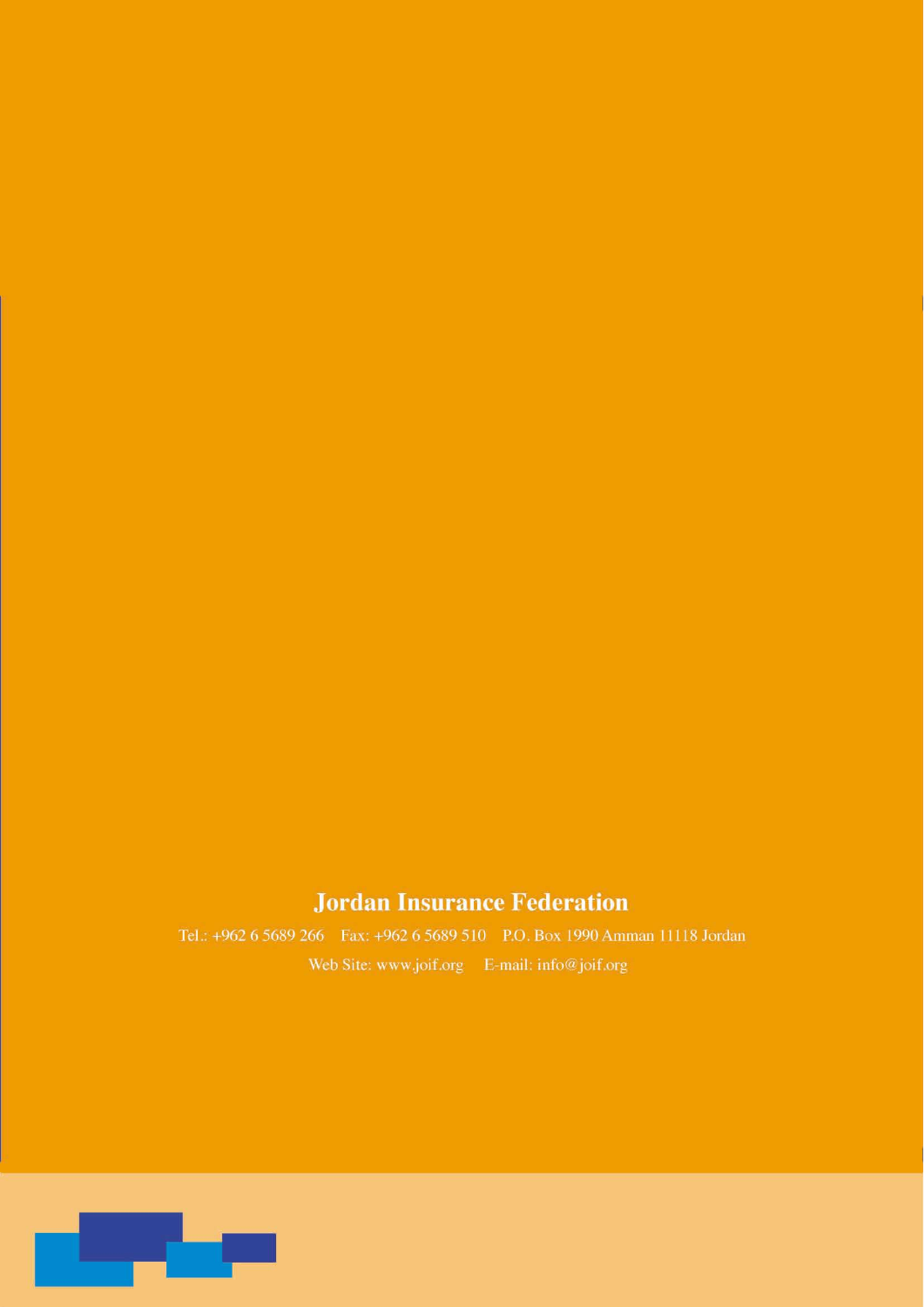**Jordan Insurance Federation**

Tel.: +962 6 5689 266   Fax: +962 6 5689 510   P.O. Box 1990 Amman 11118 Jordan

Web Site: www.joif.org   E-mail: info@joif.org